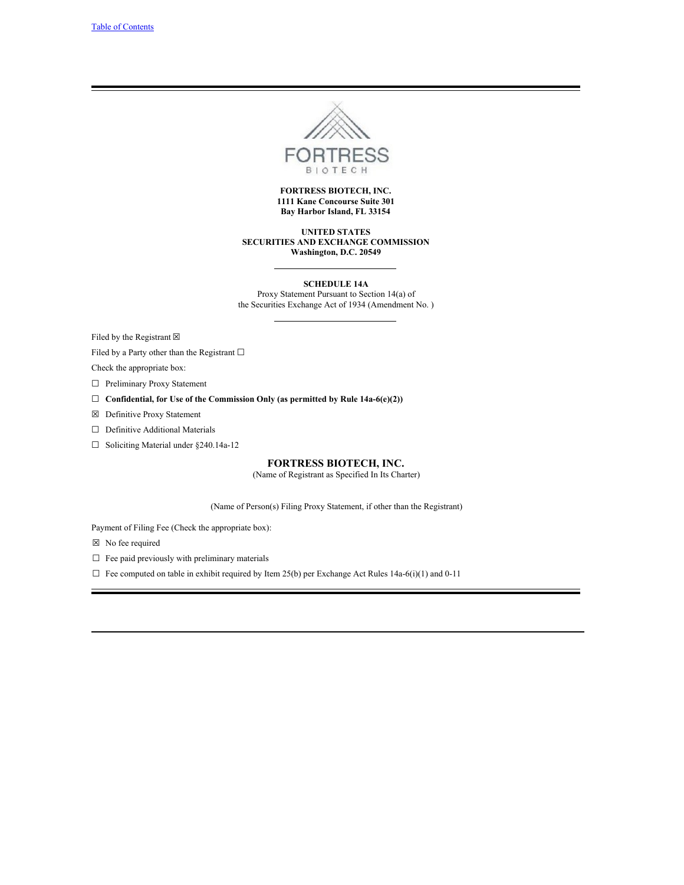Table of Contents

FORTRESS BIOTECH

**FORTRESS BIOTECH, INC.**
**1111 Kane Concourse Suite 301**
**Bay Harbor Island, FL 33154**

**UNITED STATES**
**SECURITIES AND EXCHANGE COMMISSION**
**Washington, D.C. 20549**

---

**SCHEDULE 14A**
Proxy Statement Pursuant to Section 14(a) of
the Securities Exchange Act of 1934 (Amendment No. )

---

Filed by the Registrant ☒

Filed by a Party other than the Registrant ☐

Check the appropriate box:

☐ Preliminary Proxy Statement

☐ **Confidential, for Use of the Commission Only (as permitted by Rule 14a-6(e)(2))**

☒ Definitive Proxy Statement

☐ Definitive Additional Materials

☐ Soliciting Material under §240.14a-12

## FORTRESS BIOTECH, INC.

(Name of Registrant as Specified In Its Charter)

(Name of Person(s) Filing Proxy Statement, if other than the Registrant)

Payment of Filing Fee (Check the appropriate box):

☒ No fee required

☐ Fee paid previously with preliminary materials

☐ Fee computed on table in exhibit required by Item 25(b) per Exchange Act Rules 14a-6(i)(1) and 0-11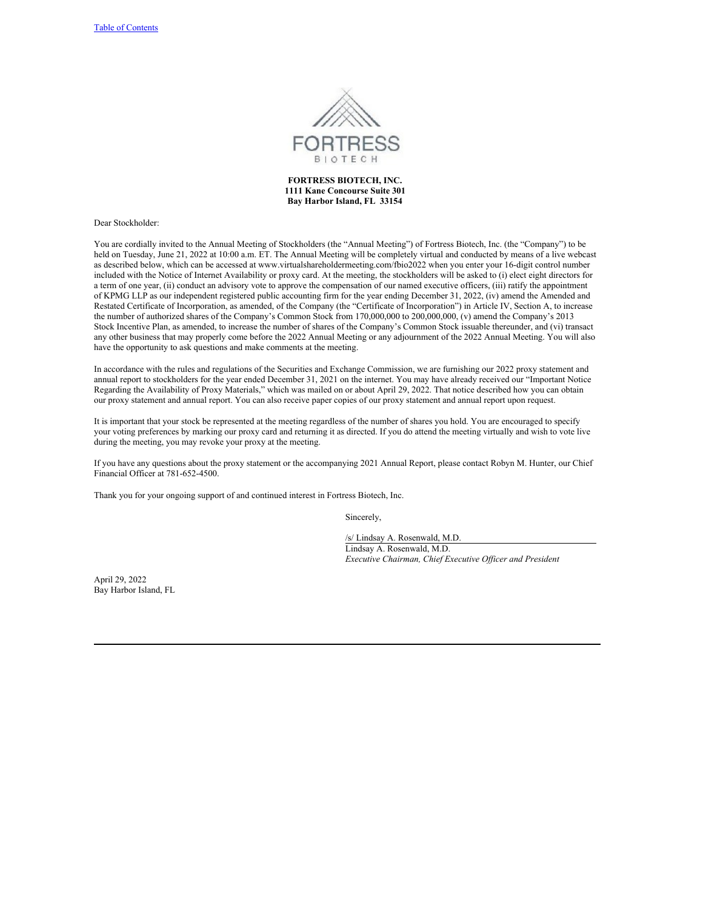**FORTRESS BIOTECH, INC.**
**1111 Kane Concourse Suite 301**
**Bay Harbor Island, FL 33154**

Dear Stockholder:

You are cordially invited to the Annual Meeting of Stockholders (the "Annual Meeting") of Fortress Biotech, Inc. (the "Company") to be held on Tuesday, June 21, 2022 at 10:00 a.m. ET. The Annual Meeting will be completely virtual and conducted by means of a live webcast as described below, which can be accessed at www.virtualshareholdermeeting.com/fbio2022 when you enter your 16-digit control number included with the Notice of Internet Availability or proxy card. At the meeting, the stockholders will be asked to (i) elect eight directors for a term of one year, (ii) conduct an advisory vote to approve the compensation of our named executive officers, (iii) ratify the appointment of KPMG LLP as our independent registered public accounting firm for the year ending December 31, 2022, (iv) amend the Amended and Restated Certificate of Incorporation, as amended, of the Company (the "Certificate of Incorporation") in Article IV, Section A, to increase the number of authorized shares of the Company's Common Stock from 170,000,000 to 200,000,000, (v) amend the Company's 2013 Stock Incentive Plan, as amended, to increase the number of shares of the Company's Common Stock issuable thereunder, and (vi) transact any other business that may properly come before the 2022 Annual Meeting or any adjournment of the 2022 Annual Meeting. You will also have the opportunity to ask questions and make comments at the meeting.

In accordance with the rules and regulations of the Securities and Exchange Commission, we are furnishing our 2022 proxy statement and annual report to stockholders for the year ended December 31, 2021 on the internet. You may have already received our "Important Notice Regarding the Availability of Proxy Materials," which was mailed on or about April 29, 2022. That notice described how you can obtain our proxy statement and annual report. You can also receive paper copies of our proxy statement and annual report upon request.

It is important that your stock be represented at the meeting regardless of the number of shares you hold. You are encouraged to specify your voting preferences by marking our proxy card and returning it as directed. If you do attend the meeting virtually and wish to vote live during the meeting, you may revoke your proxy at the meeting.

If you have any questions about the proxy statement or the accompanying 2021 Annual Report, please contact Robyn M. Hunter, our Chief Financial Officer at 781-652-4500.

Thank you for your ongoing support of and continued interest in Fortress Biotech, Inc.

Sincerely,

/s/ Lindsay A. Rosenwald, M.D.
Lindsay A. Rosenwald, M.D.
*Executive Chairman, Chief Executive Officer and President*

April 29, 2022
Bay Harbor Island, FL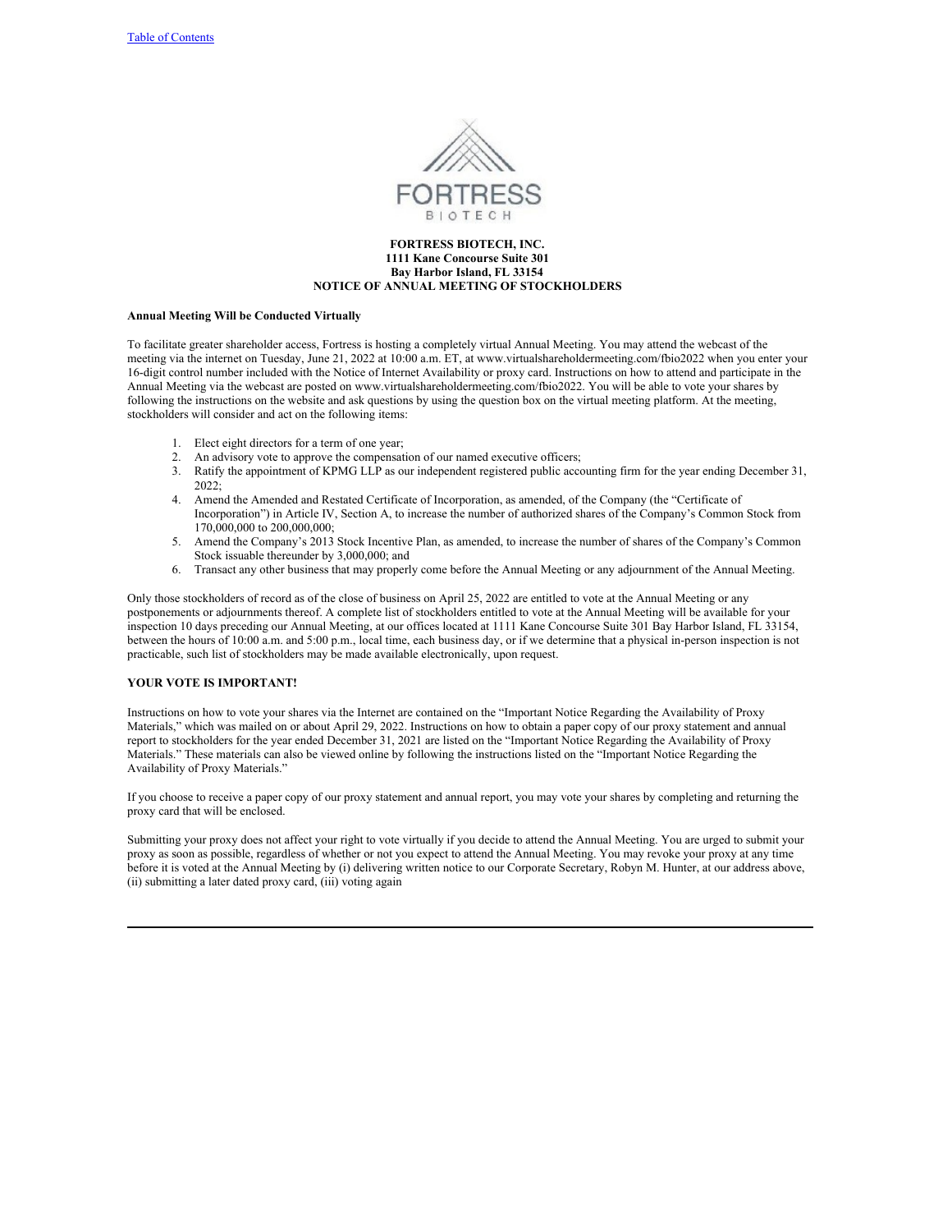**FORTRESS BIOTECH, INC.**
**1111 Kane Concourse Suite 301**
**Bay Harbor Island, FL 33154**
**NOTICE OF ANNUAL MEETING OF STOCKHOLDERS**

**Annual Meeting Will be Conducted Virtually**

To facilitate greater shareholder access, Fortress is hosting a completely virtual Annual Meeting. You may attend the webcast of the meeting via the internet on Tuesday, June 21, 2022 at 10:00 a.m. ET, at www.virtualshareholdermeeting.com/fbio2022 when you enter your 16-digit control number included with the Notice of Internet Availability or proxy card. Instructions on how to attend and participate in the Annual Meeting via the webcast are posted on www.virtualshareholdermeeting.com/fbio2022. You will be able to vote your shares by following the instructions on the website and ask questions by using the question box on the virtual meeting platform. At the meeting, stockholders will consider and act on the following items:

1. Elect eight directors for a term of one year;
2. An advisory vote to approve the compensation of our named executive officers;
3. Ratify the appointment of KPMG LLP as our independent registered public accounting firm for the year ending December 31, 2022;
4. Amend the Amended and Restated Certificate of Incorporation, as amended, of the Company (the "Certificate of Incorporation") in Article IV, Section A, to increase the number of authorized shares of the Company's Common Stock from 170,000,000 to 200,000,000;
5. Amend the Company's 2013 Stock Incentive Plan, as amended, to increase the number of shares of the Company's Common Stock issuable thereunder by 3,000,000; and
6. Transact any other business that may properly come before the Annual Meeting or any adjournment of the Annual Meeting.

Only those stockholders of record as of the close of business on April 25, 2022 are entitled to vote at the Annual Meeting or any postponements or adjournments thereof. A complete list of stockholders entitled to vote at the Annual Meeting will be available for your inspection 10 days preceding our Annual Meeting, at our offices located at 1111 Kane Concourse Suite 301 Bay Harbor Island, FL 33154, between the hours of 10:00 a.m. and 5:00 p.m., local time, each business day, or if we determine that a physical in-person inspection is not practicable, such list of stockholders may be made available electronically, upon request.

**YOUR VOTE IS IMPORTANT!**

Instructions on how to vote your shares via the Internet are contained on the "Important Notice Regarding the Availability of Proxy Materials," which was mailed on or about April 29, 2022. Instructions on how to obtain a paper copy of our proxy statement and annual report to stockholders for the year ended December 31, 2021 are listed on the "Important Notice Regarding the Availability of Proxy Materials." These materials can also be viewed online by following the instructions listed on the "Important Notice Regarding the Availability of Proxy Materials."

If you choose to receive a paper copy of our proxy statement and annual report, you may vote your shares by completing and returning the proxy card that will be enclosed.

Submitting your proxy does not affect your right to vote virtually if you decide to attend the Annual Meeting. You are urged to submit your proxy as soon as possible, regardless of whether or not you expect to attend the Annual Meeting. You may revoke your proxy at any time before it is voted at the Annual Meeting by (i) delivering written notice to our Corporate Secretary, Robyn M. Hunter, at our address above, (ii) submitting a later dated proxy card, (iii) voting again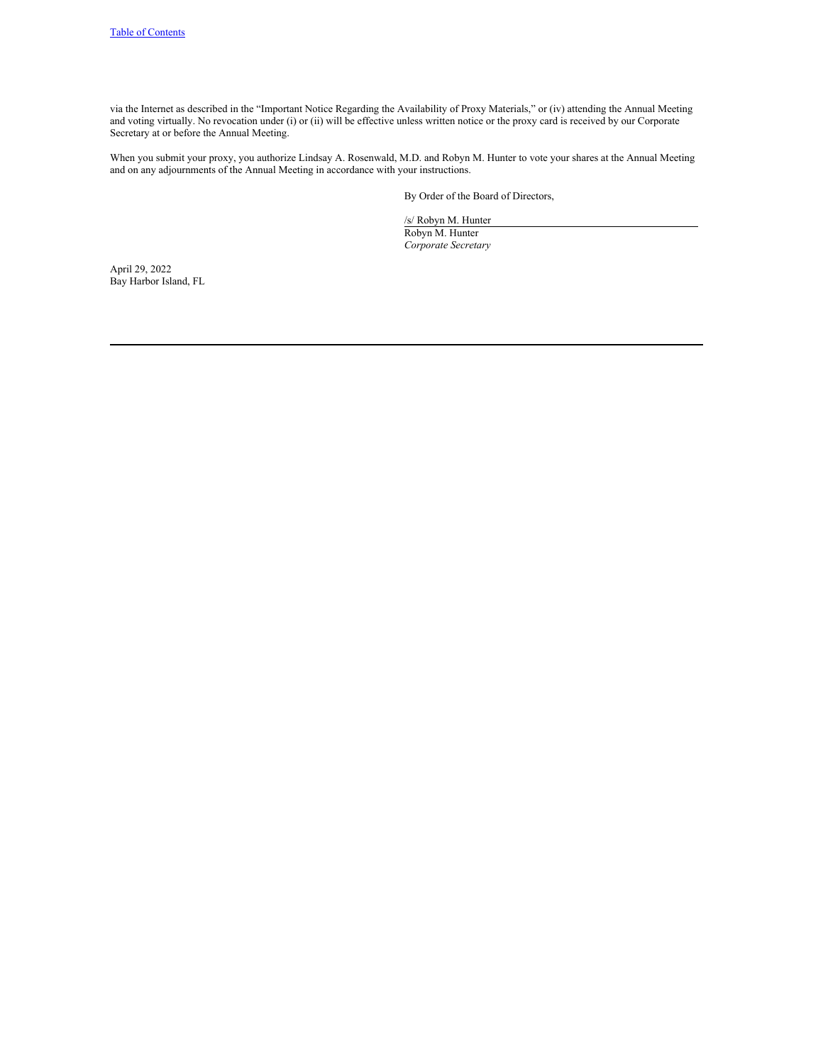via the Internet as described in the "Important Notice Regarding the Availability of Proxy Materials," or (iv) attending the Annual Meeting and voting virtually. No revocation under (i) or (ii) will be effective unless written notice or the proxy card is received by our Corporate Secretary at or before the Annual Meeting.

When you submit your proxy, you authorize Lindsay A. Rosenwald, M.D. and Robyn M. Hunter to vote your shares at the Annual Meeting and on any adjournments of the Annual Meeting in accordance with your instructions.

By Order of the Board of Directors,

/s/ Robyn M. Hunter

Robyn M. Hunter
*Corporate Secretary*

April 29, 2022
Bay Harbor Island, FL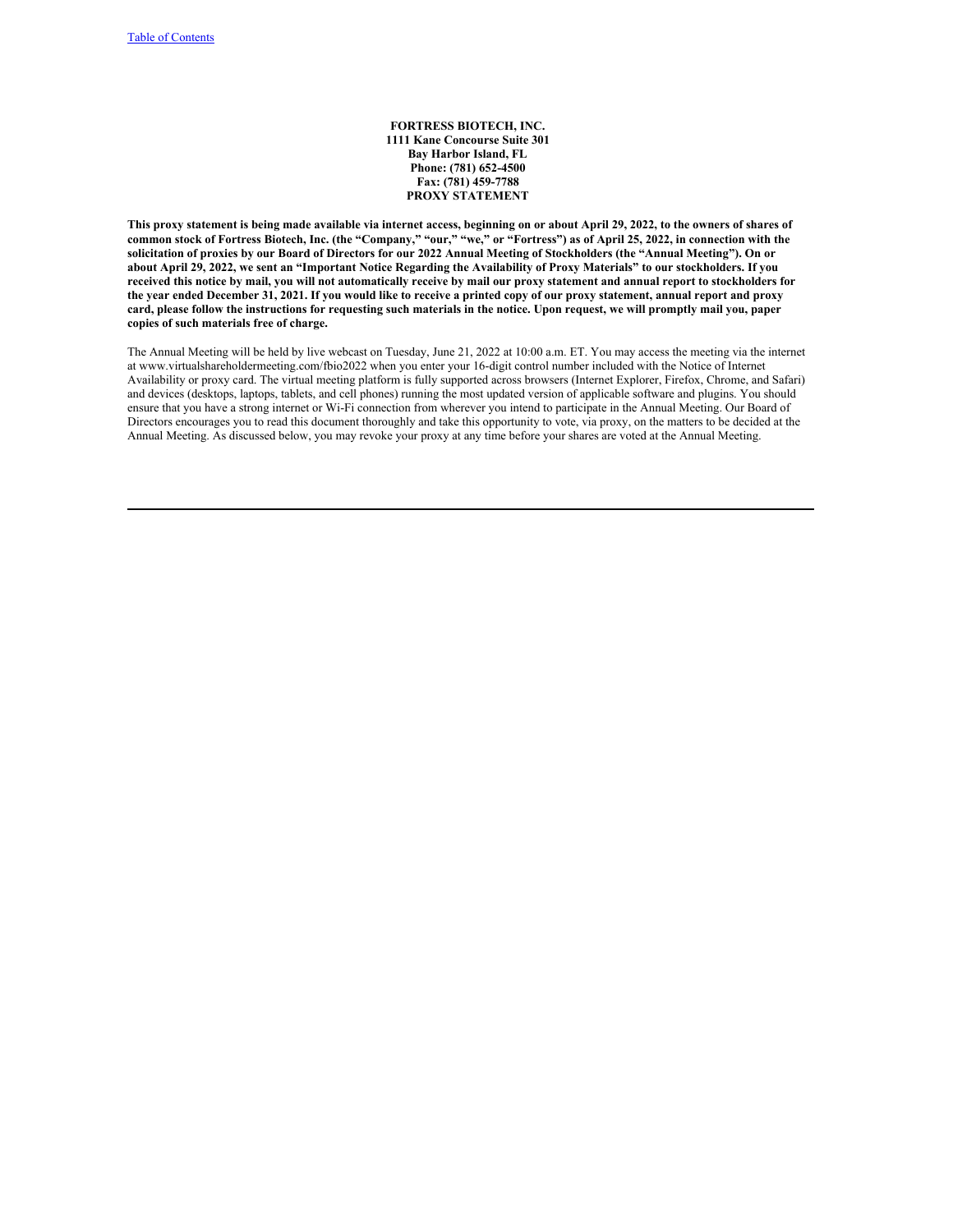**FORTRESS BIOTECH, INC.**
**1111 Kane Concourse Suite 301**
**Bay Harbor Island, FL**
**Phone: (781) 652-4500**
**Fax: (781) 459-7788**

# PROXY STATEMENT

**This proxy statement is being made available via internet access, beginning on or about April 29, 2022, to the owners of shares of common stock of Fortress Biotech, Inc. (the "Company," "our," "we," or "Fortress") as of April 25, 2022, in connection with the solicitation of proxies by our Board of Directors for our 2022 Annual Meeting of Stockholders (the "Annual Meeting"). On or about April 29, 2022, we sent an "Important Notice Regarding the Availability of Proxy Materials" to our stockholders. If you received this notice by mail, you will not automatically receive by mail our proxy statement and annual report to stockholders for the year ended December 31, 2021. If you would like to receive a printed copy of our proxy statement, annual report and proxy card, please follow the instructions for requesting such materials in the notice. Upon request, we will promptly mail you, paper copies of such materials free of charge.**

The Annual Meeting will be held by live webcast on Tuesday, June 21, 2022 at 10:00 a.m. ET. You may access the meeting via the internet at www.virtualshareholdermeeting.com/fbio2022 when you enter your 16-digit control number included with the Notice of Internet Availability or proxy card. The virtual meeting platform is fully supported across browsers (Internet Explorer, Firefox, Chrome, and Safari) and devices (desktops, laptops, tablets, and cell phones) running the most updated version of applicable software and plugins. You should ensure that you have a strong internet or Wi-Fi connection from wherever you intend to participate in the Annual Meeting. Our Board of Directors encourages you to read this document thoroughly and take this opportunity to vote, via proxy, on the matters to be decided at the Annual Meeting. As discussed below, you may revoke your proxy at any time before your shares are voted at the Annual Meeting.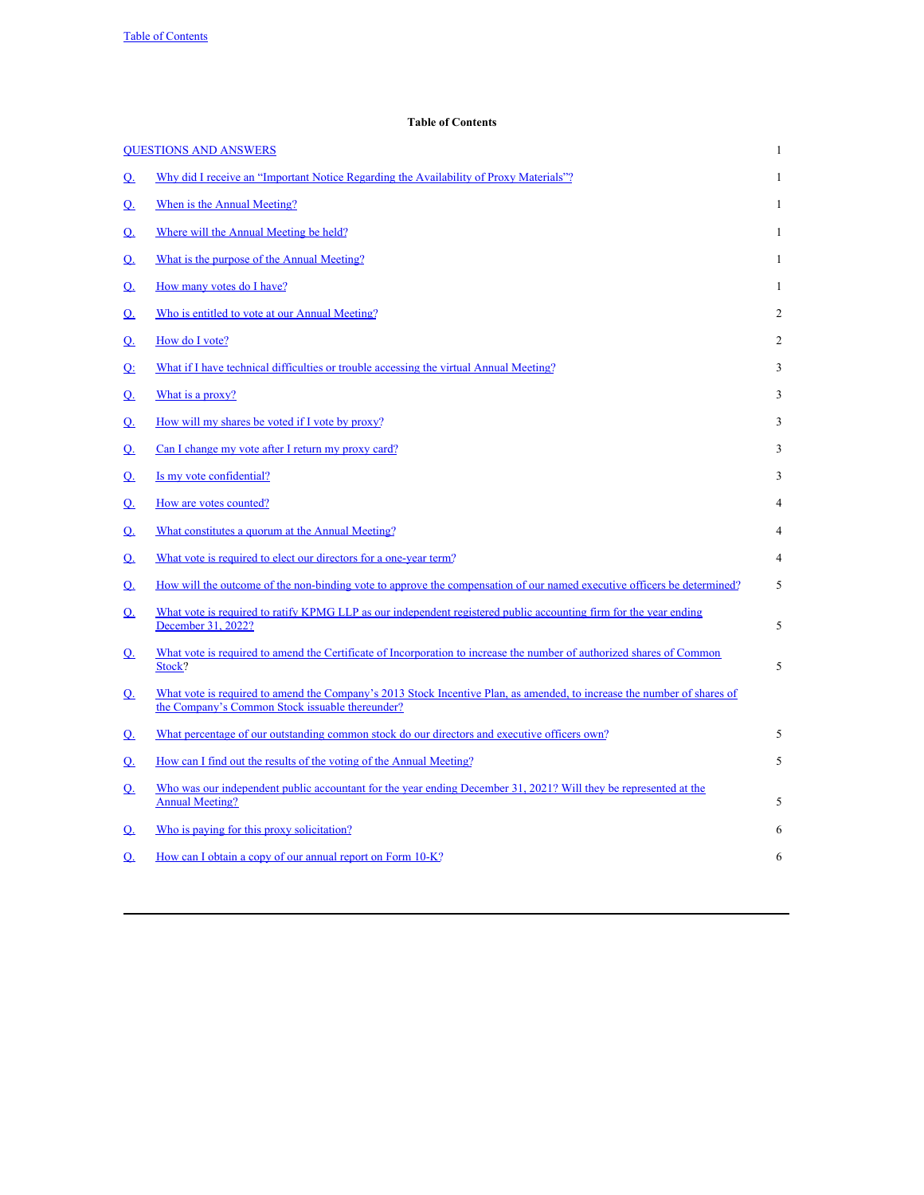# Table of Contents

| | | |
|---|---|---|
| QUESTIONS AND ANSWERS | | 1 |
| Q. | Why did I receive an "Important Notice Regarding the Availability of Proxy Materials"? | 1 |
| Q. | When is the Annual Meeting? | 1 |
| Q. | Where will the Annual Meeting be held? | 1 |
| Q. | What is the purpose of the Annual Meeting? | 1 |
| Q. | How many votes do I have? | 1 |
| Q. | Who is entitled to vote at our Annual Meeting? | 2 |
| Q. | How do I vote? | 2 |
| Q: | What if I have technical difficulties or trouble accessing the virtual Annual Meeting? | 3 |
| Q. | What is a proxy? | 3 |
| Q. | How will my shares be voted if I vote by proxy? | 3 |
| Q. | Can I change my vote after I return my proxy card? | 3 |
| Q. | Is my vote confidential? | 3 |
| Q. | How are votes counted? | 4 |
| Q. | What constitutes a quorum at the Annual Meeting? | 4 |
| Q. | What vote is required to elect our directors for a one-year term? | 4 |
| Q. | How will the outcome of the non-binding vote to approve the compensation of our named executive officers be determined? | 5 |
| Q. | What vote is required to ratify KPMG LLP as our independent registered public accounting firm for the year ending December 31, 2022? | 5 |
| Q. | What vote is required to amend the Certificate of Incorporation to increase the number of authorized shares of Common Stock? | 5 |
| Q. | What vote is required to amend the Company's 2013 Stock Incentive Plan, as amended, to increase the number of shares of the Company's Common Stock issuable thereunder? | |
| Q. | What percentage of our outstanding common stock do our directors and executive officers own? | 5 |
| Q. | How can I find out the results of the voting of the Annual Meeting? | 5 |
| Q. | Who was our independent public accountant for the year ending December 31, 2021? Will they be represented at the Annual Meeting? | 5 |
| Q. | Who is paying for this proxy solicitation? | 6 |
| Q. | How can I obtain a copy of our annual report on Form 10-K? | 6 |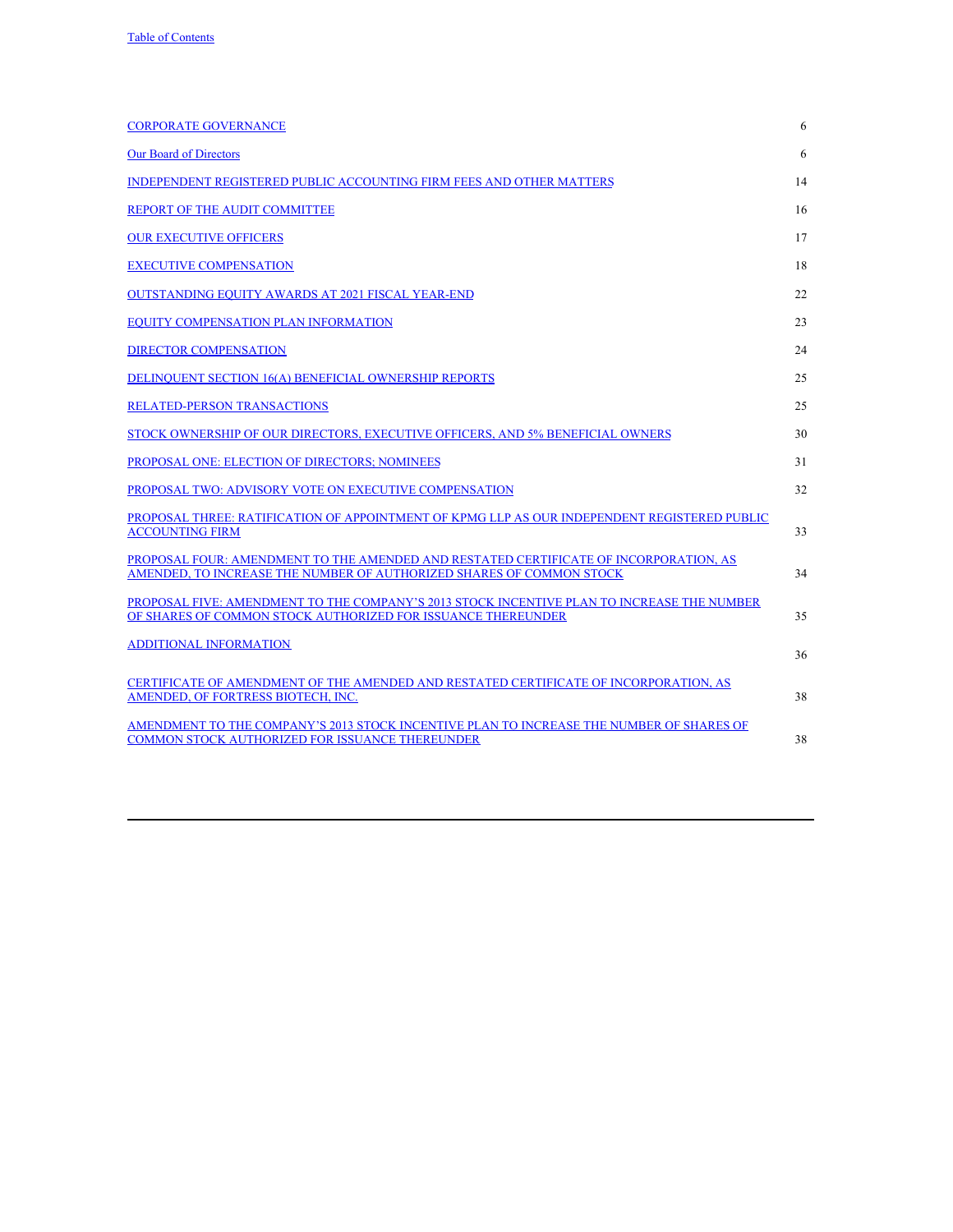| | |
|---|---|
| CORPORATE GOVERNANCE | 6 |
| Our Board of Directors | 6 |
| INDEPENDENT REGISTERED PUBLIC ACCOUNTING FIRM FEES AND OTHER MATTERS | 14 |
| REPORT OF THE AUDIT COMMITTEE | 16 |
| OUR EXECUTIVE OFFICERS | 17 |
| EXECUTIVE COMPENSATION | 18 |
| OUTSTANDING EQUITY AWARDS AT 2021 FISCAL YEAR-END | 22 |
| EQUITY COMPENSATION PLAN INFORMATION | 23 |
| DIRECTOR COMPENSATION | 24 |
| DELINQUENT SECTION 16(A) BENEFICIAL OWNERSHIP REPORTS | 25 |
| RELATED-PERSON TRANSACTIONS | 25 |
| STOCK OWNERSHIP OF OUR DIRECTORS, EXECUTIVE OFFICERS, AND 5% BENEFICIAL OWNERS | 30 |
| PROPOSAL ONE: ELECTION OF DIRECTORS; NOMINEES | 31 |
| PROPOSAL TWO: ADVISORY VOTE ON EXECUTIVE COMPENSATION | 32 |
| PROPOSAL THREE: RATIFICATION OF APPOINTMENT OF KPMG LLP AS OUR INDEPENDENT REGISTERED PUBLIC ACCOUNTING FIRM | 33 |
| PROPOSAL FOUR: AMENDMENT TO THE AMENDED AND RESTATED CERTIFICATE OF INCORPORATION, AS AMENDED, TO INCREASE THE NUMBER OF AUTHORIZED SHARES OF COMMON STOCK | 34 |
| PROPOSAL FIVE: AMENDMENT TO THE COMPANY'S 2013 STOCK INCENTIVE PLAN TO INCREASE THE NUMBER OF SHARES OF COMMON STOCK AUTHORIZED FOR ISSUANCE THEREUNDER | 35 |
| ADDITIONAL INFORMATION | 36 |
| CERTIFICATE OF AMENDMENT OF THE AMENDED AND RESTATED CERTIFICATE OF INCORPORATION, AS AMENDED, OF FORTRESS BIOTECH, INC. | 38 |
| AMENDMENT TO THE COMPANY'S 2013 STOCK INCENTIVE PLAN TO INCREASE THE NUMBER OF SHARES OF COMMON STOCK AUTHORIZED FOR ISSUANCE THEREUNDER | 38 |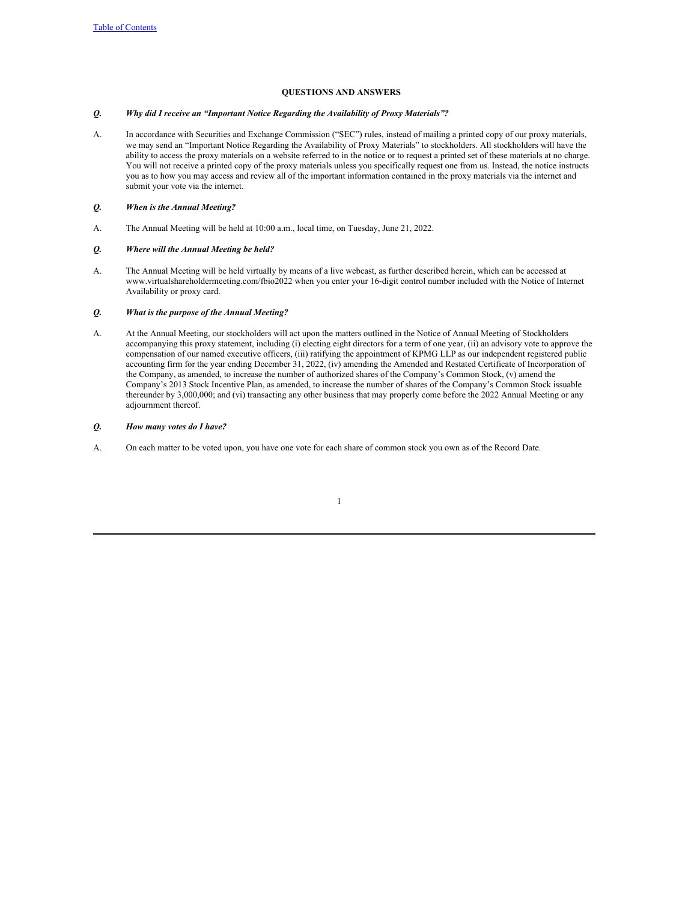## QUESTIONS AND ANSWERS

***Q. Why did I receive an "Important Notice Regarding the Availability of Proxy Materials"?***

A. In accordance with Securities and Exchange Commission ("SEC") rules, instead of mailing a printed copy of our proxy materials, we may send an "Important Notice Regarding the Availability of Proxy Materials" to stockholders. All stockholders will have the ability to access the proxy materials on a website referred to in the notice or to request a printed set of these materials at no charge. You will not receive a printed copy of the proxy materials unless you specifically request one from us. Instead, the notice instructs you as to how you may access and review all of the important information contained in the proxy materials via the internet and submit your vote via the internet.

***Q. When is the Annual Meeting?***

A. The Annual Meeting will be held at 10:00 a.m., local time, on Tuesday, June 21, 2022.

***Q. Where will the Annual Meeting be held?***

A. The Annual Meeting will be held virtually by means of a live webcast, as further described herein, which can be accessed at www.virtualshareholdermeeting.com/fbio2022 when you enter your 16-digit control number included with the Notice of Internet Availability or proxy card.

***Q. What is the purpose of the Annual Meeting?***

A. At the Annual Meeting, our stockholders will act upon the matters outlined in the Notice of Annual Meeting of Stockholders accompanying this proxy statement, including (i) electing eight directors for a term of one year, (ii) an advisory vote to approve the compensation of our named executive officers, (iii) ratifying the appointment of KPMG LLP as our independent registered public accounting firm for the year ending December 31, 2022, (iv) amending the Amended and Restated Certificate of Incorporation of the Company, as amended, to increase the number of authorized shares of the Company's Common Stock, (v) amend the Company's 2013 Stock Incentive Plan, as amended, to increase the number of shares of the Company's Common Stock issuable thereunder by 3,000,000; and (vi) transacting any other business that may properly come before the 2022 Annual Meeting or any adjournment thereof.

***Q. How many votes do I have?***

A. On each matter to be voted upon, you have one vote for each share of common stock you own as of the Record Date.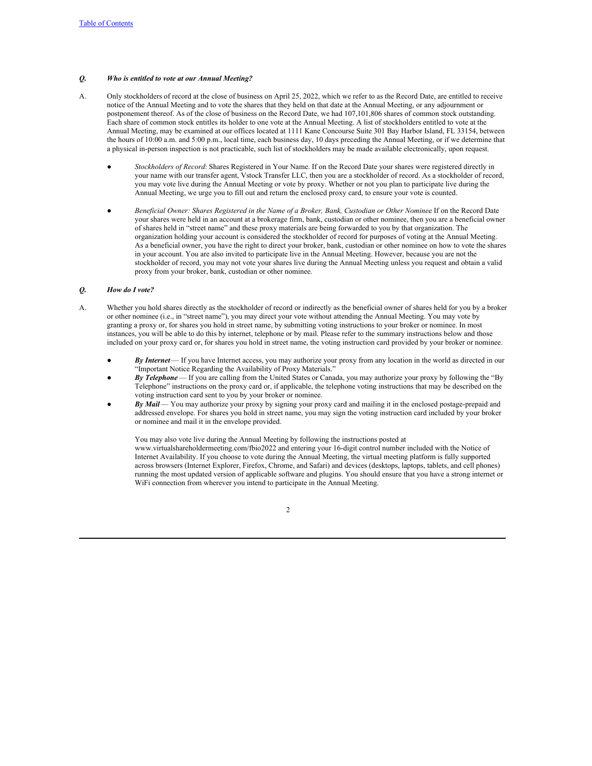***Q.*** ***Who is entitled to vote at our Annual Meeting?***

A. Only stockholders of record at the close of business on April 25, 2022, which we refer to as the Record Date, are entitled to receive notice of the Annual Meeting and to vote the shares that they held on that date at the Annual Meeting, or any adjournment or postponement thereof. As of the close of business on the Record Date, we had 107,101,806 shares of common stock outstanding. Each share of common stock entitles its holder to one vote at the Annual Meeting. A list of stockholders entitled to vote at the Annual Meeting, may be examined at our offices located at 1111 Kane Concourse Suite 301 Bay Harbor Island, FL 33154, between the hours of 10:00 a.m. and 5:00 p.m., local time, each business day, 10 days preceding the Annual Meeting, or if we determine that a physical in-person inspection is not practicable, such list of stockholders may be made available electronically, upon request.

- *Stockholders of Record*: Shares Registered in Your Name. If on the Record Date your shares were registered directly in your name with our transfer agent, Vstock Transfer LLC, then you are a stockholder of record. As a stockholder of record, you may vote live during the Annual Meeting or vote by proxy. Whether or not you plan to participate live during the Annual Meeting, we urge you to fill out and return the enclosed proxy card, to ensure your vote is counted.

- *Beneficial Owner: Shares Registered in the Name of a Broker, Bank, Custodian or Other Nominee* If on the Record Date your shares were held in an account at a brokerage firm, bank, custodian or other nominee, then you are a beneficial owner of shares held in "street name" and these proxy materials are being forwarded to you by that organization. The organization holding your account is considered the stockholder of record for purposes of voting at the Annual Meeting. As a beneficial owner, you have the right to direct your broker, bank, custodian or other nominee on how to vote the shares in your account. You are also invited to participate live in the Annual Meeting. However, because you are not the stockholder of record, you may not vote your shares live during the Annual Meeting unless you request and obtain a valid proxy from your broker, bank, custodian or other nominee.

***Q.*** ***How do I vote?***

A. Whether you hold shares directly as the stockholder of record or indirectly as the beneficial owner of shares held for you by a broker or other nominee (i.e., in "street name"), you may direct your vote without attending the Annual Meeting. You may vote by granting a proxy or, for shares you hold in street name, by submitting voting instructions to your broker or nominee. In most instances, you will be able to do this by internet, telephone or by mail. Please refer to the summary instructions below and those included on your proxy card or, for shares you hold in street name, the voting instruction card provided by your broker or nominee.

- ***By Internet*** — If you have Internet access, you may authorize your proxy from any location in the world as directed in our "Important Notice Regarding the Availability of Proxy Materials."
- ***By Telephone*** — If you are calling from the United States or Canada, you may authorize your proxy by following the "By Telephone" instructions on the proxy card or, if applicable, the telephone voting instructions that may be described on the voting instruction card sent to you by your broker or nominee.
- ***By Mail*** — You may authorize your proxy by signing your proxy card and mailing it in the enclosed postage-prepaid and addressed envelope. For shares you hold in street name, you may sign the voting instruction card included by your broker or nominee and mail it in the envelope provided.

  You may also vote live during the Annual Meeting by following the instructions posted at www.virtualshareholdermeeting.com/fbio2022 and entering your 16-digit control number included with the Notice of Internet Availability. If you choose to vote during the Annual Meeting, the virtual meeting platform is fully supported across browsers (Internet Explorer, Firefox, Chrome, and Safari) and devices (desktops, laptops, tablets, and cell phones) running the most updated version of applicable software and plugins. You should ensure that you have a strong internet or WiFi connection from wherever you intend to participate in the Annual Meeting.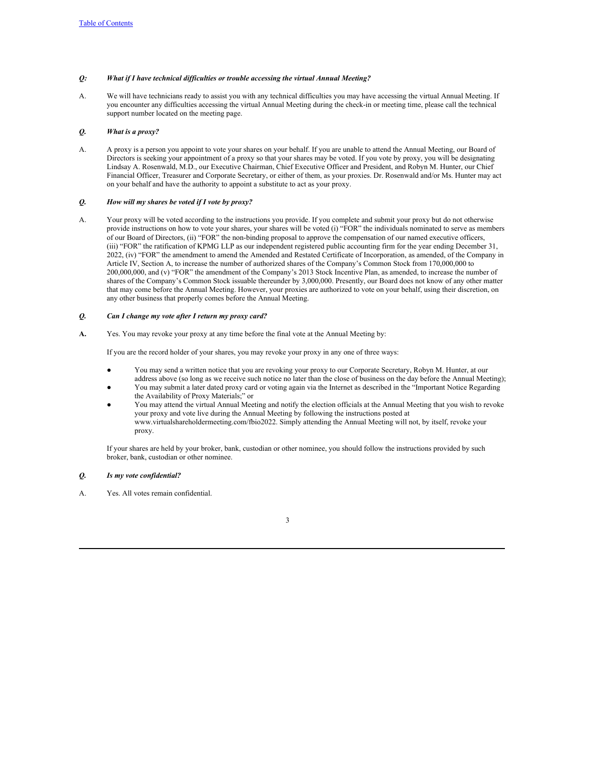***Q: What if I have technical difficulties or trouble accessing the virtual Annual Meeting?***

A. We will have technicians ready to assist you with any technical difficulties you may have accessing the virtual Annual Meeting. If you encounter any difficulties accessing the virtual Annual Meeting during the check-in or meeting time, please call the technical support number located on the meeting page.

***Q. What is a proxy?***

A. A proxy is a person you appoint to vote your shares on your behalf. If you are unable to attend the Annual Meeting, our Board of Directors is seeking your appointment of a proxy so that your shares may be voted. If you vote by proxy, you will be designating Lindsay A. Rosenwald, M.D., our Executive Chairman, Chief Executive Officer and President, and Robyn M. Hunter, our Chief Financial Officer, Treasurer and Corporate Secretary, or either of them, as your proxies. Dr. Rosenwald and/or Ms. Hunter may act on your behalf and have the authority to appoint a substitute to act as your proxy.

***Q. How will my shares be voted if I vote by proxy?***

A. Your proxy will be voted according to the instructions you provide. If you complete and submit your proxy but do not otherwise provide instructions on how to vote your shares, your shares will be voted (i) "FOR" the individuals nominated to serve as members of our Board of Directors, (ii) "FOR" the non-binding proposal to approve the compensation of our named executive officers, (iii) "FOR" the ratification of KPMG LLP as our independent registered public accounting firm for the year ending December 31, 2022, (iv) "FOR" the amendment to amend the Amended and Restated Certificate of Incorporation, as amended, of the Company in Article IV, Section A, to increase the number of authorized shares of the Company's Common Stock from 170,000,000 to 200,000,000, and (v) "FOR" the amendment of the Company's 2013 Stock Incentive Plan, as amended, to increase the number of shares of the Company's Common Stock issuable thereunder by 3,000,000. Presently, our Board does not know of any other matter that may come before the Annual Meeting. However, your proxies are authorized to vote on your behalf, using their discretion, on any other business that properly comes before the Annual Meeting.

***Q. Can I change my vote after I return my proxy card?***

**A.** Yes. You may revoke your proxy at any time before the final vote at the Annual Meeting by:

If you are the record holder of your shares, you may revoke your proxy in any one of three ways:

- You may send a written notice that you are revoking your proxy to our Corporate Secretary, Robyn M. Hunter, at our address above (so long as we receive such notice no later than the close of business on the day before the Annual Meeting);
- You may submit a later dated proxy card or voting again via the Internet as described in the "Important Notice Regarding the Availability of Proxy Materials;" or
- You may attend the virtual Annual Meeting and notify the election officials at the Annual Meeting that you wish to revoke your proxy and vote live during the Annual Meeting by following the instructions posted at www.virtualshareholdermeeting.com/fbio2022. Simply attending the Annual Meeting will not, by itself, revoke your proxy.

If your shares are held by your broker, bank, custodian or other nominee, you should follow the instructions provided by such broker, bank, custodian or other nominee.

***Q. Is my vote confidential?***

A. Yes. All votes remain confidential.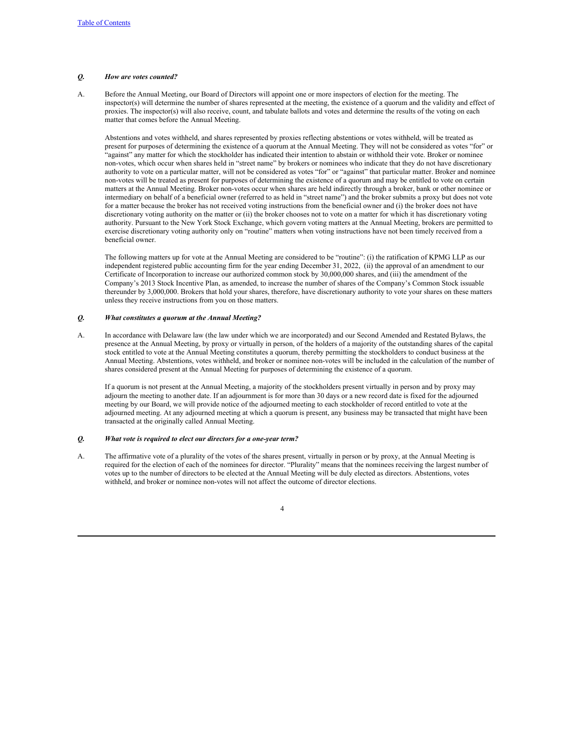***Q. How are votes counted?***

A. Before the Annual Meeting, our Board of Directors will appoint one or more inspectors of election for the meeting. The inspector(s) will determine the number of shares represented at the meeting, the existence of a quorum and the validity and effect of proxies. The inspector(s) will also receive, count, and tabulate ballots and votes and determine the results of the voting on each matter that comes before the Annual Meeting.

Abstentions and votes withheld, and shares represented by proxies reflecting abstentions or votes withheld, will be treated as present for purposes of determining the existence of a quorum at the Annual Meeting. They will not be considered as votes "for" or "against" any matter for which the stockholder has indicated their intention to abstain or withhold their vote. Broker or nominee non-votes, which occur when shares held in "street name" by brokers or nominees who indicate that they do not have discretionary authority to vote on a particular matter, will not be considered as votes "for" or "against" that particular matter. Broker and nominee non-votes will be treated as present for purposes of determining the existence of a quorum and may be entitled to vote on certain matters at the Annual Meeting. Broker non-votes occur when shares are held indirectly through a broker, bank or other nominee or intermediary on behalf of a beneficial owner (referred to as held in "street name") and the broker submits a proxy but does not vote for a matter because the broker has not received voting instructions from the beneficial owner and (i) the broker does not have discretionary voting authority on the matter or (ii) the broker chooses not to vote on a matter for which it has discretionary voting authority. Pursuant to the New York Stock Exchange, which govern voting matters at the Annual Meeting, brokers are permitted to exercise discretionary voting authority only on "routine" matters when voting instructions have not been timely received from a beneficial owner.

The following matters up for vote at the Annual Meeting are considered to be "routine": (i) the ratification of KPMG LLP as our independent registered public accounting firm for the year ending December 31, 2022, (ii) the approval of an amendment to our Certificate of Incorporation to increase our authorized common stock by 30,000,000 shares, and (iii) the amendment of the Company's 2013 Stock Incentive Plan, as amended, to increase the number of shares of the Company's Common Stock issuable thereunder by 3,000,000. Brokers that hold your shares, therefore, have discretionary authority to vote your shares on these matters unless they receive instructions from you on those matters.

***Q. What constitutes a quorum at the Annual Meeting?***

A. In accordance with Delaware law (the law under which we are incorporated) and our Second Amended and Restated Bylaws, the presence at the Annual Meeting, by proxy or virtually in person, of the holders of a majority of the outstanding shares of the capital stock entitled to vote at the Annual Meeting constitutes a quorum, thereby permitting the stockholders to conduct business at the Annual Meeting. Abstentions, votes withheld, and broker or nominee non-votes will be included in the calculation of the number of shares considered present at the Annual Meeting for purposes of determining the existence of a quorum.

If a quorum is not present at the Annual Meeting, a majority of the stockholders present virtually in person and by proxy may adjourn the meeting to another date. If an adjournment is for more than 30 days or a new record date is fixed for the adjourned meeting by our Board, we will provide notice of the adjourned meeting to each stockholder of record entitled to vote at the adjourned meeting. At any adjourned meeting at which a quorum is present, any business may be transacted that might have been transacted at the originally called Annual Meeting.

***Q. What vote is required to elect our directors for a one-year term?***

A. The affirmative vote of a plurality of the votes of the shares present, virtually in person or by proxy, at the Annual Meeting is required for the election of each of the nominees for director. "Plurality" means that the nominees receiving the largest number of votes up to the number of directors to be elected at the Annual Meeting will be duly elected as directors. Abstentions, votes withheld, and broker or nominee non-votes will not affect the outcome of director elections.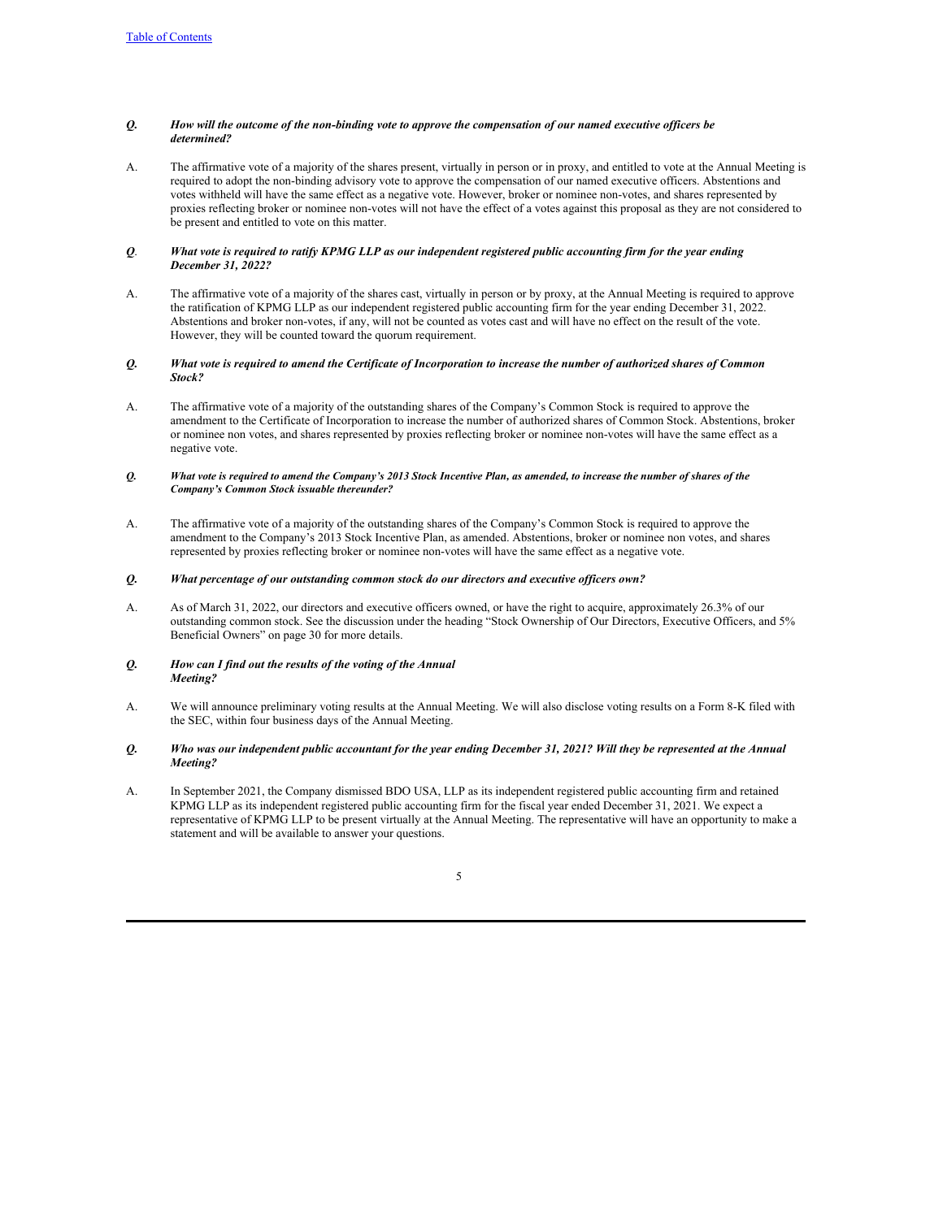***Q. How will the outcome of the non-binding vote to approve the compensation of our named executive officers be determined?***

A. The affirmative vote of a majority of the shares present, virtually in person or in proxy, and entitled to vote at the Annual Meeting is required to adopt the non-binding advisory vote to approve the compensation of our named executive officers. Abstentions and votes withheld will have the same effect as a negative vote. However, broker or nominee non-votes, and shares represented by proxies reflecting broker or nominee non-votes will not have the effect of a votes against this proposal as they are not considered to be present and entitled to vote on this matter.

***Q. What vote is required to ratify KPMG LLP as our independent registered public accounting firm for the year ending December 31, 2022?***

A. The affirmative vote of a majority of the shares cast, virtually in person or by proxy, at the Annual Meeting is required to approve the ratification of KPMG LLP as our independent registered public accounting firm for the year ending December 31, 2022. Abstentions and broker non-votes, if any, will not be counted as votes cast and will have no effect on the result of the vote. However, they will be counted toward the quorum requirement.

***Q. What vote is required to amend the Certificate of Incorporation to increase the number of authorized shares of Common Stock?***

A. The affirmative vote of a majority of the outstanding shares of the Company's Common Stock is required to approve the amendment to the Certificate of Incorporation to increase the number of authorized shares of Common Stock. Abstentions, broker or nominee non votes, and shares represented by proxies reflecting broker or nominee non-votes will have the same effect as a negative vote.

***Q. What vote is required to amend the Company's 2013 Stock Incentive Plan, as amended, to increase the number of shares of the Company's Common Stock issuable thereunder?***

A. The affirmative vote of a majority of the outstanding shares of the Company's Common Stock is required to approve the amendment to the Company's 2013 Stock Incentive Plan, as amended. Abstentions, broker or nominee non votes, and shares represented by proxies reflecting broker or nominee non-votes will have the same effect as a negative vote.

***Q. What percentage of our outstanding common stock do our directors and executive officers own?***

A. As of March 31, 2022, our directors and executive officers owned, or have the right to acquire, approximately 26.3% of our outstanding common stock. See the discussion under the heading "Stock Ownership of Our Directors, Executive Officers, and 5% Beneficial Owners" on page 30 for more details.

***Q. How can I find out the results of the voting of the Annual Meeting?***

A. We will announce preliminary voting results at the Annual Meeting. We will also disclose voting results on a Form 8-K filed with the SEC, within four business days of the Annual Meeting.

***Q. Who was our independent public accountant for the year ending December 31, 2021? Will they be represented at the Annual Meeting?***

A. In September 2021, the Company dismissed BDO USA, LLP as its independent registered public accounting firm and retained KPMG LLP as its independent registered public accounting firm for the fiscal year ended December 31, 2021. We expect a representative of KPMG LLP to be present virtually at the Annual Meeting. The representative will have an opportunity to make a statement and will be available to answer your questions.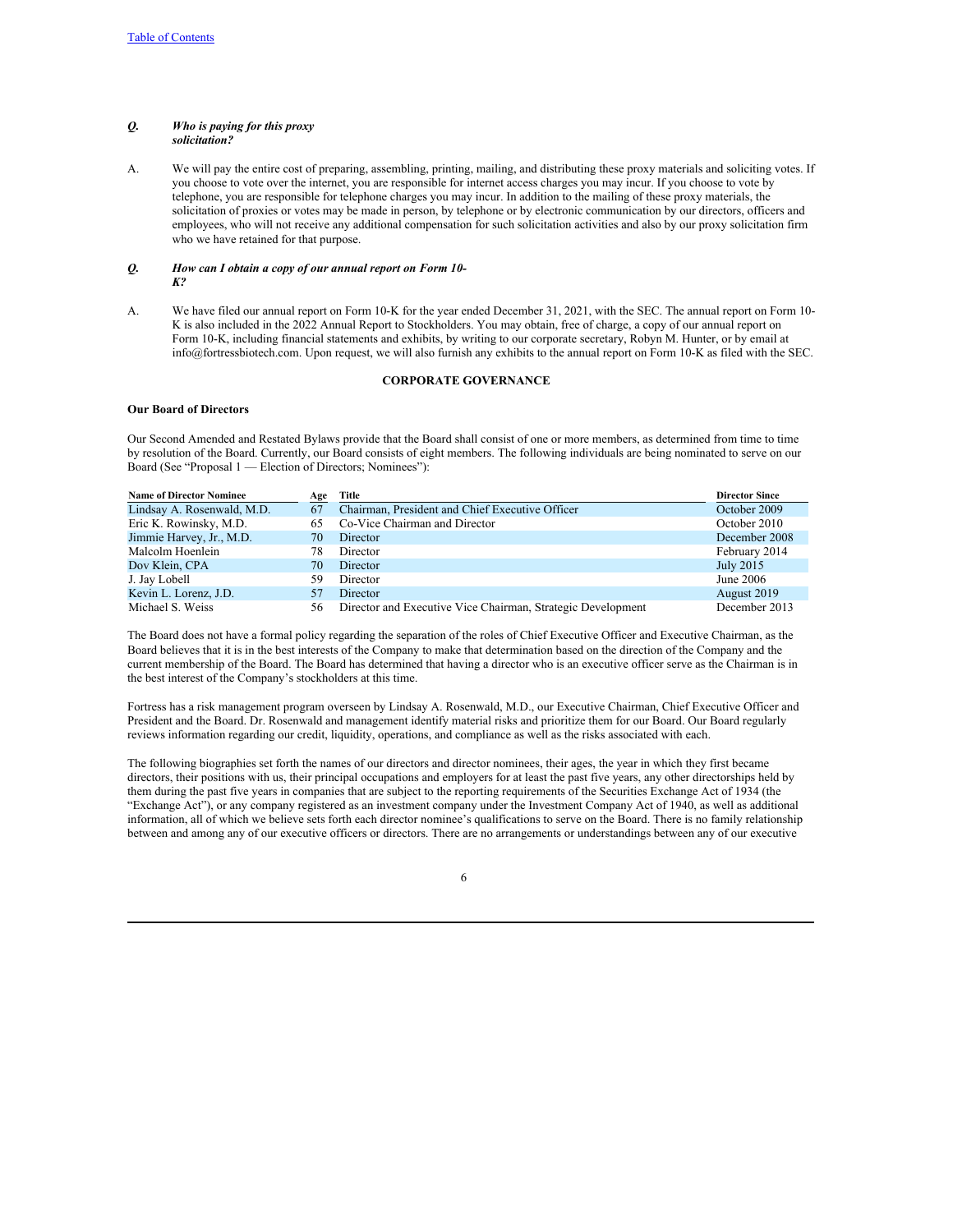***Q. Who is paying for this proxy solicitation?***

A. We will pay the entire cost of preparing, assembling, printing, mailing, and distributing these proxy materials and soliciting votes. If you choose to vote over the internet, you are responsible for internet access charges you may incur. If you choose to vote by telephone, you are responsible for telephone charges you may incur. In addition to the mailing of these proxy materials, the solicitation of proxies or votes may be made in person, by telephone or by electronic communication by our directors, officers and employees, who will not receive any additional compensation for such solicitation activities and also by our proxy solicitation firm who we have retained for that purpose.

***Q. How can I obtain a copy of our annual report on Form 10-K?***

A. We have filed our annual report on Form 10-K for the year ended December 31, 2021, with the SEC. The annual report on Form 10-K is also included in the 2022 Annual Report to Stockholders. You may obtain, free of charge, a copy of our annual report on Form 10-K, including financial statements and exhibits, by writing to our corporate secretary, Robyn M. Hunter, or by email at info@fortressbiotech.com. Upon request, we will also furnish any exhibits to the annual report on Form 10-K as filed with the SEC.

## CORPORATE GOVERNANCE

### Our Board of Directors

Our Second Amended and Restated Bylaws provide that the Board shall consist of one or more members, as determined from time to time by resolution of the Board. Currently, our Board consists of eight members. The following individuals are being nominated to serve on our Board (See "Proposal 1 — Election of Directors; Nominees"):

| Name of Director Nominee | Age | Title | Director Since |
|---|---|---|---|
| Lindsay A. Rosenwald, M.D. | 67 | Chairman, President and Chief Executive Officer | October 2009 |
| Eric K. Rowinsky, M.D. | 65 | Co-Vice Chairman and Director | October 2010 |
| Jimmie Harvey, Jr., M.D. | 70 | Director | December 2008 |
| Malcolm Hoenlein | 78 | Director | February 2014 |
| Dov Klein, CPA | 70 | Director | July 2015 |
| J. Jay Lobell | 59 | Director | June 2006 |
| Kevin L. Lorenz, J.D. | 57 | Director | August 2019 |
| Michael S. Weiss | 56 | Director and Executive Vice Chairman, Strategic Development | December 2013 |

The Board does not have a formal policy regarding the separation of the roles of Chief Executive Officer and Executive Chairman, as the Board believes that it is in the best interests of the Company to make that determination based on the direction of the Company and the current membership of the Board. The Board has determined that having a director who is an executive officer serve as the Chairman is in the best interest of the Company's stockholders at this time.

Fortress has a risk management program overseen by Lindsay A. Rosenwald, M.D., our Executive Chairman, Chief Executive Officer and President and the Board. Dr. Rosenwald and management identify material risks and prioritize them for our Board. Our Board regularly reviews information regarding our credit, liquidity, operations, and compliance as well as the risks associated with each.

The following biographies set forth the names of our directors and director nominees, their ages, the year in which they first became directors, their positions with us, their principal occupations and employers for at least the past five years, any other directorships held by them during the past five years in companies that are subject to the reporting requirements of the Securities Exchange Act of 1934 (the "Exchange Act"), or any company registered as an investment company under the Investment Company Act of 1940, as well as additional information, all of which we believe sets forth each director nominee's qualifications to serve on the Board. There is no family relationship between and among any of our executive officers or directors. There are no arrangements or understandings between any of our executive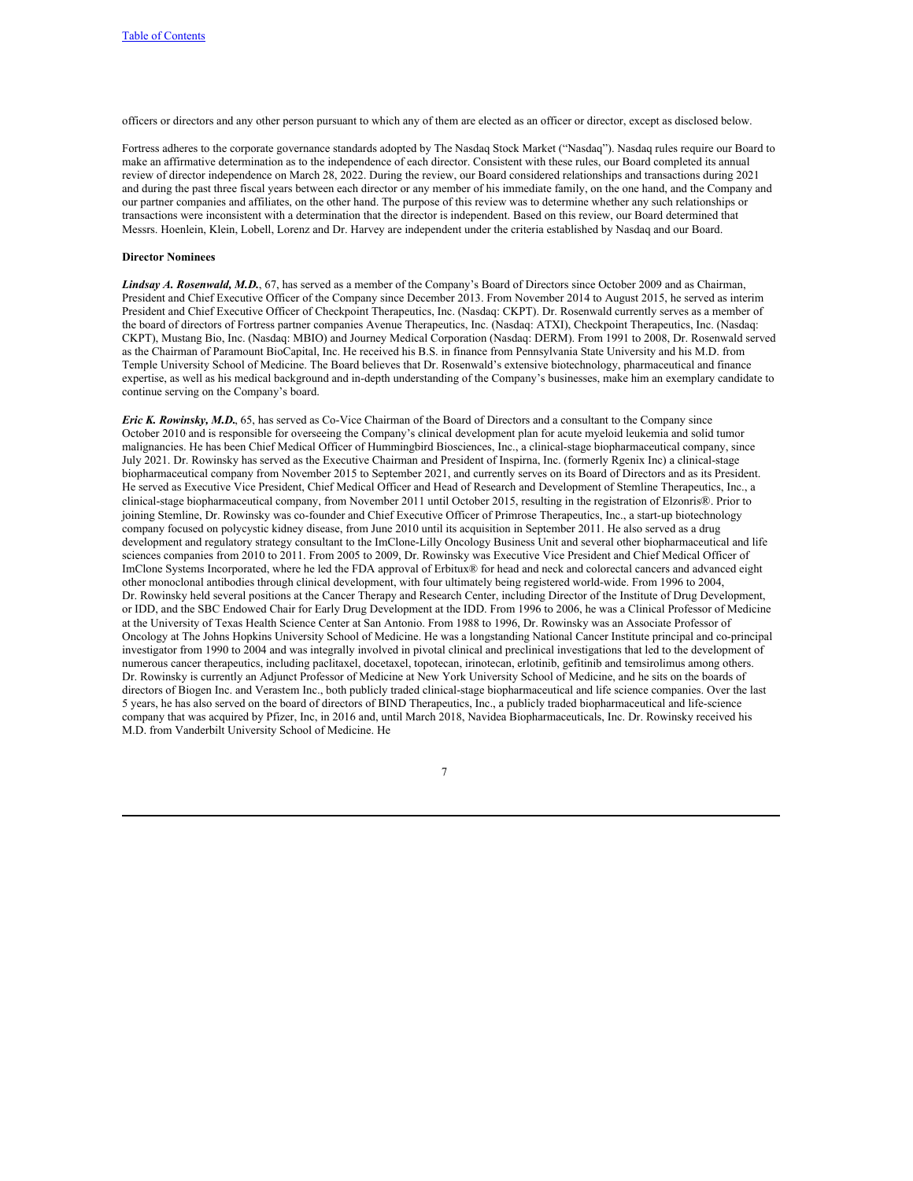officers or directors and any other person pursuant to which any of them are elected as an officer or director, except as disclosed below.

Fortress adheres to the corporate governance standards adopted by The Nasdaq Stock Market ("Nasdaq"). Nasdaq rules require our Board to make an affirmative determination as to the independence of each director. Consistent with these rules, our Board completed its annual review of director independence on March 28, 2022. During the review, our Board considered relationships and transactions during 2021 and during the past three fiscal years between each director or any member of his immediate family, on the one hand, and the Company and our partner companies and affiliates, on the other hand. The purpose of this review was to determine whether any such relationships or transactions were inconsistent with a determination that the director is independent. Based on this review, our Board determined that Messrs. Hoenlein, Klein, Lobell, Lorenz and Dr. Harvey are independent under the criteria established by Nasdaq and our Board.

**Director Nominees**

***Lindsay A. Rosenwald, M.D.***, 67, has served as a member of the Company's Board of Directors since October 2009 and as Chairman, President and Chief Executive Officer of the Company since December 2013. From November 2014 to August 2015, he served as interim President and Chief Executive Officer of Checkpoint Therapeutics, Inc. (Nasdaq: CKPT). Dr. Rosenwald currently serves as a member of the board of directors of Fortress partner companies Avenue Therapeutics, Inc. (Nasdaq: ATXI), Checkpoint Therapeutics, Inc. (Nasdaq: CKPT), Mustang Bio, Inc. (Nasdaq: MBIO) and Journey Medical Corporation (Nasdaq: DERM). From 1991 to 2008, Dr. Rosenwald served as the Chairman of Paramount BioCapital, Inc. He received his B.S. in finance from Pennsylvania State University and his M.D. from Temple University School of Medicine. The Board believes that Dr. Rosenwald's extensive biotechnology, pharmaceutical and finance expertise, as well as his medical background and in-depth understanding of the Company's businesses, make him an exemplary candidate to continue serving on the Company's board.

***Eric K. Rowinsky, M.D.***, 65, has served as Co-Vice Chairman of the Board of Directors and a consultant to the Company since October 2010 and is responsible for overseeing the Company's clinical development plan for acute myeloid leukemia and solid tumor malignancies. He has been Chief Medical Officer of Hummingbird Biosciences, Inc., a clinical-stage biopharmaceutical company, since July 2021. Dr. Rowinsky has served as the Executive Chairman and President of Inspirna, Inc. (formerly Rgenix Inc) a clinical-stage biopharmaceutical company from November 2015 to September 2021, and currently serves on its Board of Directors and as its President. He served as Executive Vice President, Chief Medical Officer and Head of Research and Development of Stemline Therapeutics, Inc., a clinical-stage biopharmaceutical company, from November 2011 until October 2015, resulting in the registration of Elzonris®. Prior to joining Stemline, Dr. Rowinsky was co-founder and Chief Executive Officer of Primrose Therapeutics, Inc., a start-up biotechnology company focused on polycystic kidney disease, from June 2010 until its acquisition in September 2011. He also served as a drug development and regulatory strategy consultant to the ImClone-Lilly Oncology Business Unit and several other biopharmaceutical and life sciences companies from 2010 to 2011. From 2005 to 2009, Dr. Rowinsky was Executive Vice President and Chief Medical Officer of ImClone Systems Incorporated, where he led the FDA approval of Erbitux® for head and neck and colorectal cancers and advanced eight other monoclonal antibodies through clinical development, with four ultimately being registered world-wide. From 1996 to 2004, Dr. Rowinsky held several positions at the Cancer Therapy and Research Center, including Director of the Institute of Drug Development, or IDD, and the SBC Endowed Chair for Early Drug Development at the IDD. From 1996 to 2006, he was a Clinical Professor of Medicine at the University of Texas Health Science Center at San Antonio. From 1988 to 1996, Dr. Rowinsky was an Associate Professor of Oncology at The Johns Hopkins University School of Medicine. He was a longstanding National Cancer Institute principal and co-principal investigator from 1990 to 2004 and was integrally involved in pivotal clinical and preclinical investigations that led to the development of numerous cancer therapeutics, including paclitaxel, docetaxel, topotecan, irinotecan, erlotinib, gefitinib and temsirolimus among others. Dr. Rowinsky is currently an Adjunct Professor of Medicine at New York University School of Medicine, and he sits on the boards of directors of Biogen Inc. and Verastem Inc., both publicly traded clinical-stage biopharmaceutical and life science companies. Over the last 5 years, he has also served on the board of directors of BIND Therapeutics, Inc., a publicly traded biopharmaceutical and life-science company that was acquired by Pfizer, Inc, in 2016 and, until March 2018, Navidea Biopharmaceuticals, Inc. Dr. Rowinsky received his M.D. from Vanderbilt University School of Medicine. He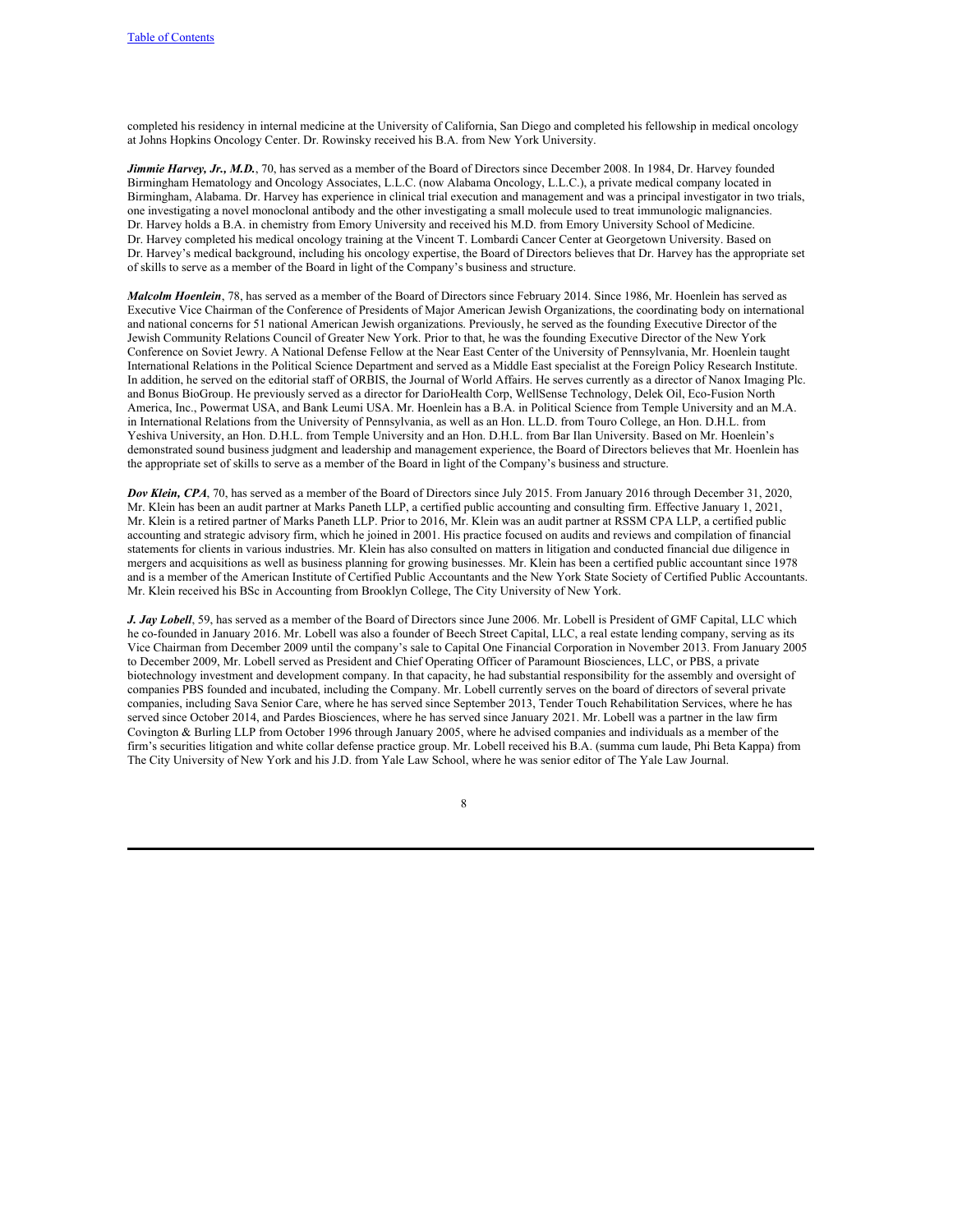completed his residency in internal medicine at the University of California, San Diego and completed his fellowship in medical oncology at Johns Hopkins Oncology Center. Dr. Rowinsky received his B.A. from New York University.

***Jimmie Harvey, Jr., M.D.***, 70, has served as a member of the Board of Directors since December 2008. In 1984, Dr. Harvey founded Birmingham Hematology and Oncology Associates, L.L.C. (now Alabama Oncology, L.L.C.), a private medical company located in Birmingham, Alabama. Dr. Harvey has experience in clinical trial execution and management and was a principal investigator in two trials, one investigating a novel monoclonal antibody and the other investigating a small molecule used to treat immunologic malignancies. Dr. Harvey holds a B.A. in chemistry from Emory University and received his M.D. from Emory University School of Medicine. Dr. Harvey completed his medical oncology training at the Vincent T. Lombardi Cancer Center at Georgetown University. Based on Dr. Harvey's medical background, including his oncology expertise, the Board of Directors believes that Dr. Harvey has the appropriate set of skills to serve as a member of the Board in light of the Company's business and structure.

***Malcolm Hoenlein***, 78, has served as a member of the Board of Directors since February 2014. Since 1986, Mr. Hoenlein has served as Executive Vice Chairman of the Conference of Presidents of Major American Jewish Organizations, the coordinating body on international and national concerns for 51 national American Jewish organizations. Previously, he served as the founding Executive Director of the Jewish Community Relations Council of Greater New York. Prior to that, he was the founding Executive Director of the New York Conference on Soviet Jewry. A National Defense Fellow at the Near East Center of the University of Pennsylvania, Mr. Hoenlein taught International Relations in the Political Science Department and served as a Middle East specialist at the Foreign Policy Research Institute. In addition, he served on the editorial staff of ORBIS, the Journal of World Affairs. He serves currently as a director of Nanox Imaging Plc. and Bonus BioGroup. He previously served as a director for DarioHealth Corp, WellSense Technology, Delek Oil, Eco-Fusion North America, Inc., Powermat USA, and Bank Leumi USA. Mr. Hoenlein has a B.A. in Political Science from Temple University and an M.A. in International Relations from the University of Pennsylvania, as well as an Hon. LL.D. from Touro College, an Hon. D.H.L. from Yeshiva University, an Hon. D.H.L. from Temple University and an Hon. D.H.L. from Bar Ilan University. Based on Mr. Hoenlein's demonstrated sound business judgment and leadership and management experience, the Board of Directors believes that Mr. Hoenlein has the appropriate set of skills to serve as a member of the Board in light of the Company's business and structure.

***Dov Klein, CPA***, 70, has served as a member of the Board of Directors since July 2015. From January 2016 through December 31, 2020, Mr. Klein has been an audit partner at Marks Paneth LLP, a certified public accounting and consulting firm. Effective January 1, 2021, Mr. Klein is a retired partner of Marks Paneth LLP. Prior to 2016, Mr. Klein was an audit partner at RSSM CPA LLP, a certified public accounting and strategic advisory firm, which he joined in 2001. His practice focused on audits and reviews and compilation of financial statements for clients in various industries. Mr. Klein has also consulted on matters in litigation and conducted financial due diligence in mergers and acquisitions as well as business planning for growing businesses. Mr. Klein has been a certified public accountant since 1978 and is a member of the American Institute of Certified Public Accountants and the New York State Society of Certified Public Accountants. Mr. Klein received his BSc in Accounting from Brooklyn College, The City University of New York.

***J. Jay Lobell***, 59, has served as a member of the Board of Directors since June 2006. Mr. Lobell is President of GMF Capital, LLC which he co-founded in January 2016. Mr. Lobell was also a founder of Beech Street Capital, LLC, a real estate lending company, serving as its Vice Chairman from December 2009 until the company's sale to Capital One Financial Corporation in November 2013. From January 2005 to December 2009, Mr. Lobell served as President and Chief Operating Officer of Paramount Biosciences, LLC, or PBS, a private biotechnology investment and development company. In that capacity, he had substantial responsibility for the assembly and oversight of companies PBS founded and incubated, including the Company. Mr. Lobell currently serves on the board of directors of several private companies, including Sava Senior Care, where he has served since September 2013, Tender Touch Rehabilitation Services, where he has served since October 2014, and Pardes Biosciences, where he has served since January 2021. Mr. Lobell was a partner in the law firm Covington & Burling LLP from October 1996 through January 2005, where he advised companies and individuals as a member of the firm's securities litigation and white collar defense practice group. Mr. Lobell received his B.A. (summa cum laude, Phi Beta Kappa) from The City University of New York and his J.D. from Yale Law School, where he was senior editor of The Yale Law Journal.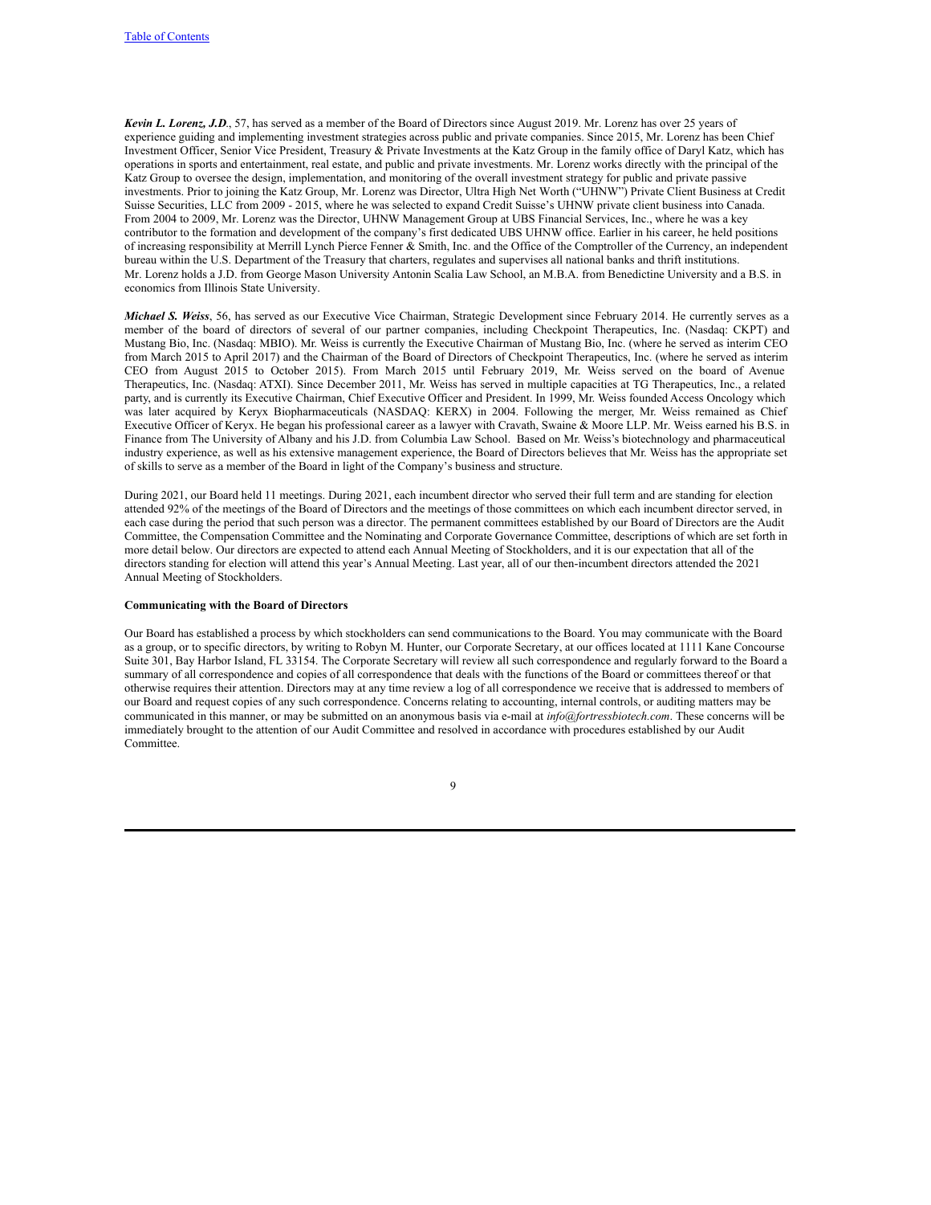***Kevin L. Lorenz, J.D***., 57, has served as a member of the Board of Directors since August 2019. Mr. Lorenz has over 25 years of experience guiding and implementing investment strategies across public and private companies. Since 2015, Mr. Lorenz has been Chief Investment Officer, Senior Vice President, Treasury & Private Investments at the Katz Group in the family office of Daryl Katz, which has operations in sports and entertainment, real estate, and public and private investments. Mr. Lorenz works directly with the principal of the Katz Group to oversee the design, implementation, and monitoring of the overall investment strategy for public and private passive investments. Prior to joining the Katz Group, Mr. Lorenz was Director, Ultra High Net Worth ("UHNW") Private Client Business at Credit Suisse Securities, LLC from 2009 - 2015, where he was selected to expand Credit Suisse's UHNW private client business into Canada. From 2004 to 2009, Mr. Lorenz was the Director, UHNW Management Group at UBS Financial Services, Inc., where he was a key contributor to the formation and development of the company's first dedicated UBS UHNW office. Earlier in his career, he held positions of increasing responsibility at Merrill Lynch Pierce Fenner & Smith, Inc. and the Office of the Comptroller of the Currency, an independent bureau within the U.S. Department of the Treasury that charters, regulates and supervises all national banks and thrift institutions. Mr. Lorenz holds a J.D. from George Mason University Antonin Scalia Law School, an M.B.A. from Benedictine University and a B.S. in economics from Illinois State University.

***Michael S. Weiss***, 56, has served as our Executive Vice Chairman, Strategic Development since February 2014. He currently serves as a member of the board of directors of several of our partner companies, including Checkpoint Therapeutics, Inc. (Nasdaq: CKPT) and Mustang Bio, Inc. (Nasdaq: MBIO). Mr. Weiss is currently the Executive Chairman of Mustang Bio, Inc. (where he served as interim CEO from March 2015 to April 2017) and the Chairman of the Board of Directors of Checkpoint Therapeutics, Inc. (where he served as interim CEO from August 2015 to October 2015). From March 2015 until February 2019, Mr. Weiss served on the board of Avenue Therapeutics, Inc. (Nasdaq: ATXI). Since December 2011, Mr. Weiss has served in multiple capacities at TG Therapeutics, Inc., a related party, and is currently its Executive Chairman, Chief Executive Officer and President. In 1999, Mr. Weiss founded Access Oncology which was later acquired by Keryx Biopharmaceuticals (NASDAQ: KERX) in 2004. Following the merger, Mr. Weiss remained as Chief Executive Officer of Keryx. He began his professional career as a lawyer with Cravath, Swaine & Moore LLP. Mr. Weiss earned his B.S. in Finance from The University of Albany and his J.D. from Columbia Law School. Based on Mr. Weiss's biotechnology and pharmaceutical industry experience, as well as his extensive management experience, the Board of Directors believes that Mr. Weiss has the appropriate set of skills to serve as a member of the Board in light of the Company's business and structure.

During 2021, our Board held 11 meetings. During 2021, each incumbent director who served their full term and are standing for election attended 92% of the meetings of the Board of Directors and the meetings of those committees on which each incumbent director served, in each case during the period that such person was a director. The permanent committees established by our Board of Directors are the Audit Committee, the Compensation Committee and the Nominating and Corporate Governance Committee, descriptions of which are set forth in more detail below. Our directors are expected to attend each Annual Meeting of Stockholders, and it is our expectation that all of the directors standing for election will attend this year's Annual Meeting. Last year, all of our then-incumbent directors attended the 2021 Annual Meeting of Stockholders.

**Communicating with the Board of Directors**

Our Board has established a process by which stockholders can send communications to the Board. You may communicate with the Board as a group, or to specific directors, by writing to Robyn M. Hunter, our Corporate Secretary, at our offices located at 1111 Kane Concourse Suite 301, Bay Harbor Island, FL 33154. The Corporate Secretary will review all such correspondence and regularly forward to the Board a summary of all correspondence and copies of all correspondence that deals with the functions of the Board or committees thereof or that otherwise requires their attention. Directors may at any time review a log of all correspondence we receive that is addressed to members of our Board and request copies of any such correspondence. Concerns relating to accounting, internal controls, or auditing matters may be communicated in this manner, or may be submitted on an anonymous basis via e-mail at *info@fortressbiotech.com*. These concerns will be immediately brought to the attention of our Audit Committee and resolved in accordance with procedures established by our Audit Committee.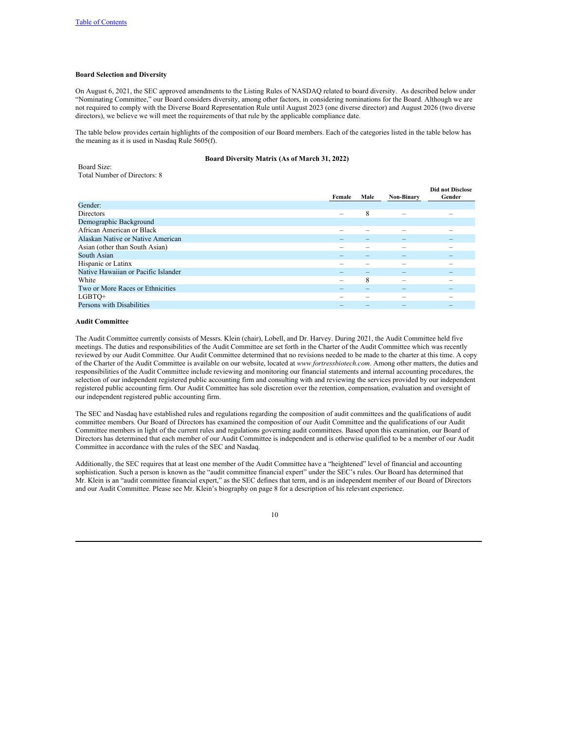### Board Selection and Diversity

On August 6, 2021, the SEC approved amendments to the Listing Rules of NASDAQ related to board diversity. As described below under "Nominating Committee," our Board considers diversity, among other factors, in considering nominations for the Board. Although we are not required to comply with the Diverse Board Representation Rule until August 2023 (one diverse director) and August 2026 (two diverse directors), we believe we will meet the requirements of that rule by the applicable compliance date.

The table below provides certain highlights of the composition of our Board members. Each of the categories listed in the table below has the meaning as it is used in Nasdaq Rule 5605(f).

**Board Diversity Matrix (As of March 31, 2022)**

Board Size:
Total Number of Directors: 8

| | Female | Male | Non-Binary | Did not Disclose Gender |
|---|---|---|---|---|
| Gender: | | | | |
| Directors | – | 8 | – | – |
| Demographic Background | | | | |
| African American or Black | – | – | – | – |
| Alaskan Native or Native American | – | – | – | – |
| Asian (other than South Asian) | – | – | – | – |
| South Asian | – | – | – | – |
| Hispanic or Latinx | – | – | – | – |
| Native Hawaiian or Pacific Islander | – | – | – | – |
| White | – | 8 | – | – |
| Two or More Races or Ethnicities | – | – | – | – |
| LGBTQ+ | – | – | – | – |
| Persons with Disabilities | – | – | – | – |

### Audit Committee

The Audit Committee currently consists of Messrs. Klein (chair), Lobell, and Dr. Harvey. During 2021, the Audit Committee held five meetings. The duties and responsibilities of the Audit Committee are set forth in the Charter of the Audit Committee which was recently reviewed by our Audit Committee. Our Audit Committee determined that no revisions needed to be made to the charter at this time. A copy of the Charter of the Audit Committee is available on our website, located at *www.fortressbiotech.com*. Among other matters, the duties and responsibilities of the Audit Committee include reviewing and monitoring our financial statements and internal accounting procedures, the selection of our independent registered public accounting firm and consulting with and reviewing the services provided by our independent registered public accounting firm. Our Audit Committee has sole discretion over the retention, compensation, evaluation and oversight of our independent registered public accounting firm.

The SEC and Nasdaq have established rules and regulations regarding the composition of audit committees and the qualifications of audit committee members. Our Board of Directors has examined the composition of our Audit Committee and the qualifications of our Audit Committee members in light of the current rules and regulations governing audit committees. Based upon this examination, our Board of Directors has determined that each member of our Audit Committee is independent and is otherwise qualified to be a member of our Audit Committee in accordance with the rules of the SEC and Nasdaq.

Additionally, the SEC requires that at least one member of the Audit Committee have a "heightened" level of financial and accounting sophistication. Such a person is known as the "audit committee financial expert" under the SEC's rules. Our Board has determined that Mr. Klein is an "audit committee financial expert," as the SEC defines that term, and is an independent member of our Board of Directors and our Audit Committee. Please see Mr. Klein's biography on page 8 for a description of his relevant experience.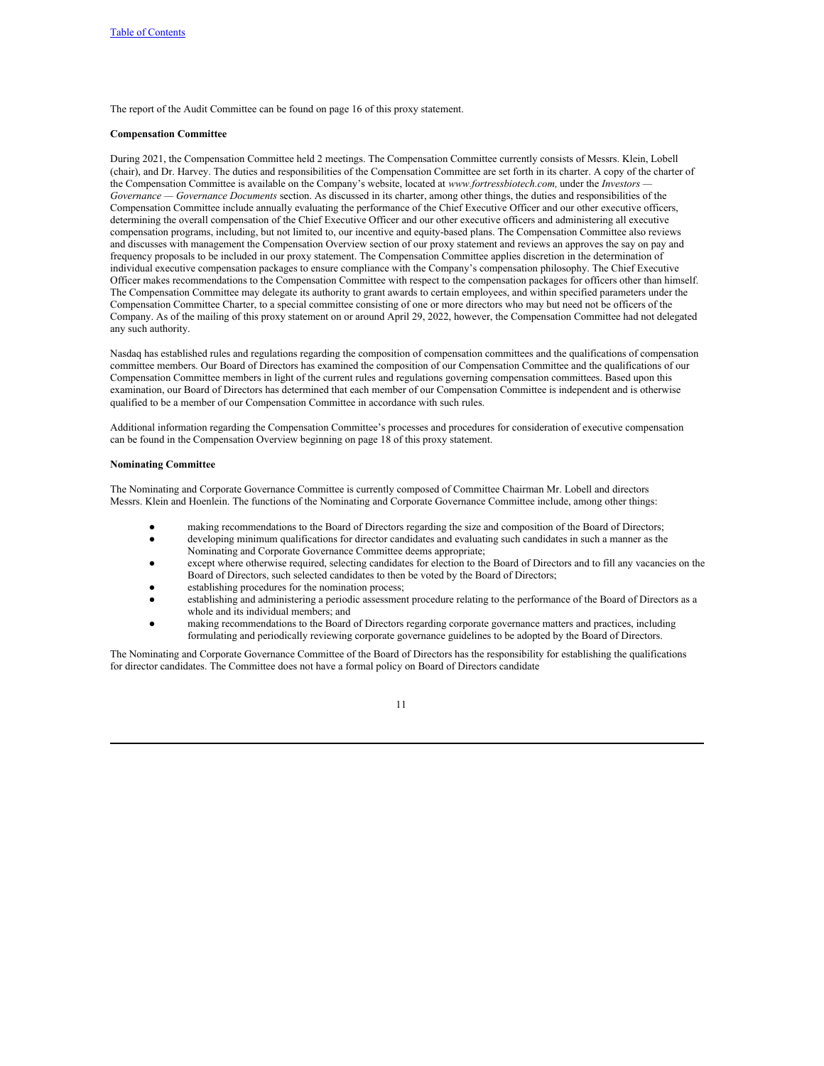The report of the Audit Committee can be found on page 16 of this proxy statement.

**Compensation Committee**

During 2021, the Compensation Committee held 2 meetings. The Compensation Committee currently consists of Messrs. Klein, Lobell (chair), and Dr. Harvey. The duties and responsibilities of the Compensation Committee are set forth in its charter. A copy of the charter of the Compensation Committee is available on the Company's website, located at *www.fortressbiotech.com,* under the *Investors — Governance — Governance Documents* section. As discussed in its charter, among other things, the duties and responsibilities of the Compensation Committee include annually evaluating the performance of the Chief Executive Officer and our other executive officers, determining the overall compensation of the Chief Executive Officer and our other executive officers and administering all executive compensation programs, including, but not limited to, our incentive and equity-based plans. The Compensation Committee also reviews and discusses with management the Compensation Overview section of our proxy statement and reviews an approves the say on pay and frequency proposals to be included in our proxy statement. The Compensation Committee applies discretion in the determination of individual executive compensation packages to ensure compliance with the Company's compensation philosophy. The Chief Executive Officer makes recommendations to the Compensation Committee with respect to the compensation packages for officers other than himself. The Compensation Committee may delegate its authority to grant awards to certain employees, and within specified parameters under the Compensation Committee Charter, to a special committee consisting of one or more directors who may but need not be officers of the Company. As of the mailing of this proxy statement on or around April 29, 2022, however, the Compensation Committee had not delegated any such authority.

Nasdaq has established rules and regulations regarding the composition of compensation committees and the qualifications of compensation committee members. Our Board of Directors has examined the composition of our Compensation Committee and the qualifications of our Compensation Committee members in light of the current rules and regulations governing compensation committees. Based upon this examination, our Board of Directors has determined that each member of our Compensation Committee is independent and is otherwise qualified to be a member of our Compensation Committee in accordance with such rules.

Additional information regarding the Compensation Committee's processes and procedures for consideration of executive compensation can be found in the Compensation Overview beginning on page 18 of this proxy statement.

**Nominating Committee**

The Nominating and Corporate Governance Committee is currently composed of Committee Chairman Mr. Lobell and directors Messrs. Klein and Hoenlein. The functions of the Nominating and Corporate Governance Committee include, among other things:

- making recommendations to the Board of Directors regarding the size and composition of the Board of Directors;
- developing minimum qualifications for director candidates and evaluating such candidates in such a manner as the Nominating and Corporate Governance Committee deems appropriate;
- except where otherwise required, selecting candidates for election to the Board of Directors and to fill any vacancies on the Board of Directors, such selected candidates to then be voted by the Board of Directors;
- establishing procedures for the nomination process;
- establishing and administering a periodic assessment procedure relating to the performance of the Board of Directors as a whole and its individual members; and
- making recommendations to the Board of Directors regarding corporate governance matters and practices, including formulating and periodically reviewing corporate governance guidelines to be adopted by the Board of Directors.

The Nominating and Corporate Governance Committee of the Board of Directors has the responsibility for establishing the qualifications for director candidates. The Committee does not have a formal policy on Board of Directors candidate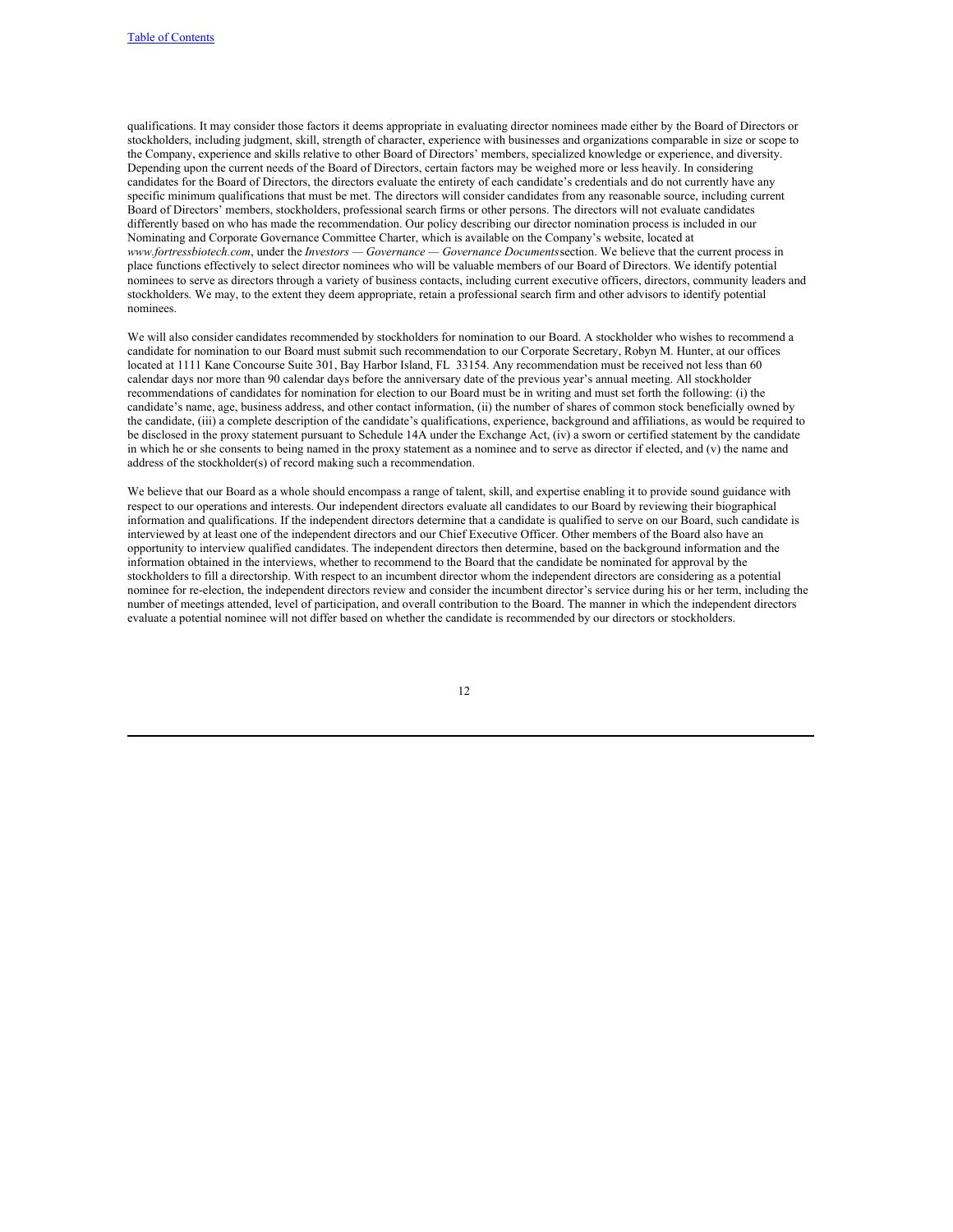qualifications. It may consider those factors it deems appropriate in evaluating director nominees made either by the Board of Directors or stockholders, including judgment, skill, strength of character, experience with businesses and organizations comparable in size or scope to the Company, experience and skills relative to other Board of Directors' members, specialized knowledge or experience, and diversity. Depending upon the current needs of the Board of Directors, certain factors may be weighed more or less heavily. In considering candidates for the Board of Directors, the directors evaluate the entirety of each candidate's credentials and do not currently have any specific minimum qualifications that must be met. The directors will consider candidates from any reasonable source, including current Board of Directors' members, stockholders, professional search firms or other persons. The directors will not evaluate candidates differently based on who has made the recommendation. Our policy describing our director nomination process is included in our Nominating and Corporate Governance Committee Charter, which is available on the Company's website, located at *www.fortressbiotech.com*, under the *Investors — Governance — Governance Documents* section. We believe that the current process in place functions effectively to select director nominees who will be valuable members of our Board of Directors. We identify potential nominees to serve as directors through a variety of business contacts, including current executive officers, directors, community leaders and stockholders. We may, to the extent they deem appropriate, retain a professional search firm and other advisors to identify potential nominees.

We will also consider candidates recommended by stockholders for nomination to our Board. A stockholder who wishes to recommend a candidate for nomination to our Board must submit such recommendation to our Corporate Secretary, Robyn M. Hunter, at our offices located at 1111 Kane Concourse Suite 301, Bay Harbor Island, FL 33154. Any recommendation must be received not less than 60 calendar days nor more than 90 calendar days before the anniversary date of the previous year's annual meeting. All stockholder recommendations of candidates for nomination for election to our Board must be in writing and must set forth the following: (i) the candidate's name, age, business address, and other contact information, (ii) the number of shares of common stock beneficially owned by the candidate, (iii) a complete description of the candidate's qualifications, experience, background and affiliations, as would be required to be disclosed in the proxy statement pursuant to Schedule 14A under the Exchange Act, (iv) a sworn or certified statement by the candidate in which he or she consents to being named in the proxy statement as a nominee and to serve as director if elected, and (v) the name and address of the stockholder(s) of record making such a recommendation.

We believe that our Board as a whole should encompass a range of talent, skill, and expertise enabling it to provide sound guidance with respect to our operations and interests. Our independent directors evaluate all candidates to our Board by reviewing their biographical information and qualifications. If the independent directors determine that a candidate is qualified to serve on our Board, such candidate is interviewed by at least one of the independent directors and our Chief Executive Officer. Other members of the Board also have an opportunity to interview qualified candidates. The independent directors then determine, based on the background information and the information obtained in the interviews, whether to recommend to the Board that the candidate be nominated for approval by the stockholders to fill a directorship. With respect to an incumbent director whom the independent directors are considering as a potential nominee for re-election, the independent directors review and consider the incumbent director's service during his or her term, including the number of meetings attended, level of participation, and overall contribution to the Board. The manner in which the independent directors evaluate a potential nominee will not differ based on whether the candidate is recommended by our directors or stockholders.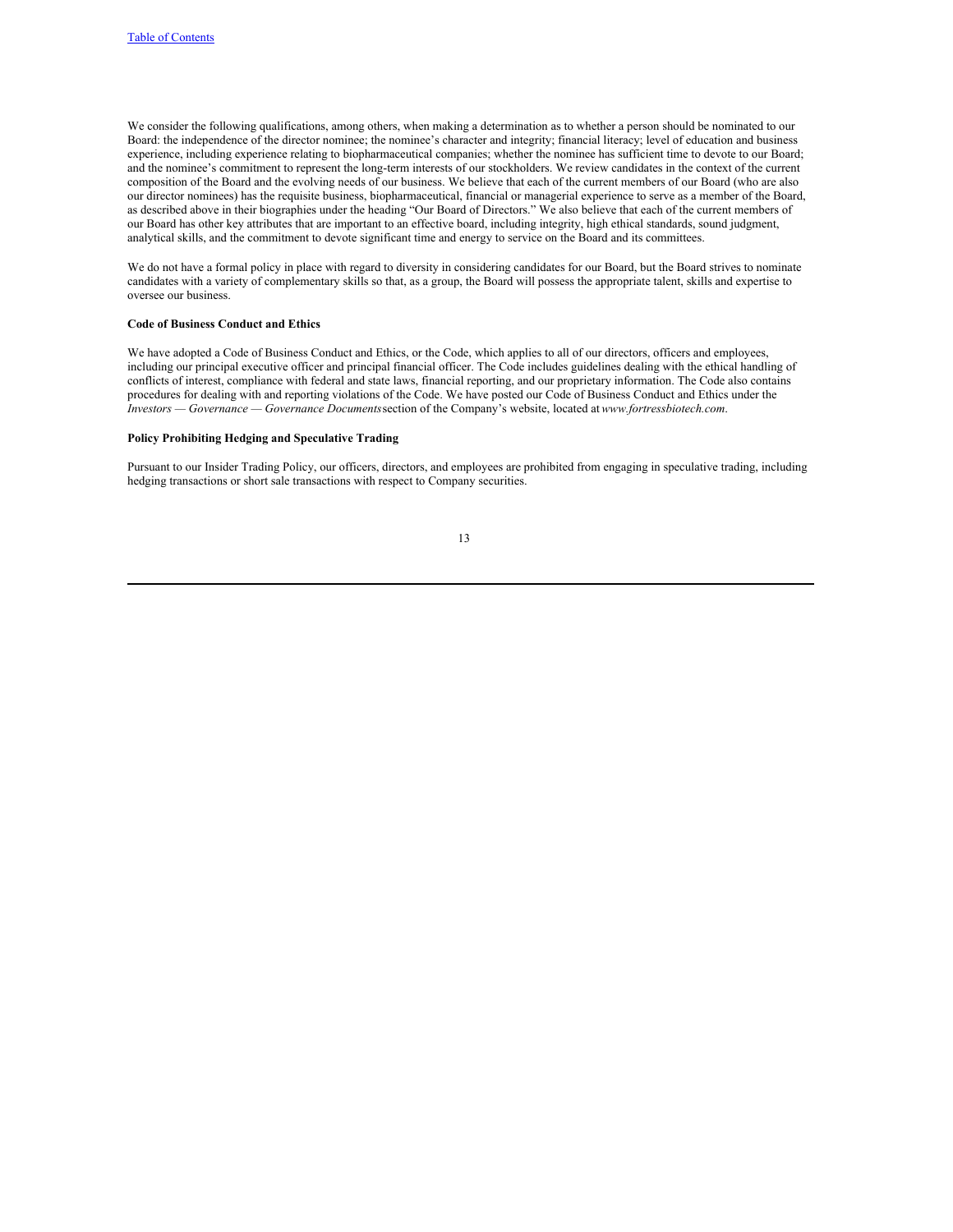We consider the following qualifications, among others, when making a determination as to whether a person should be nominated to our Board: the independence of the director nominee; the nominee's character and integrity; financial literacy; level of education and business experience, including experience relating to biopharmaceutical companies; whether the nominee has sufficient time to devote to our Board; and the nominee's commitment to represent the long-term interests of our stockholders. We review candidates in the context of the current composition of the Board and the evolving needs of our business. We believe that each of the current members of our Board (who are also our director nominees) has the requisite business, biopharmaceutical, financial or managerial experience to serve as a member of the Board, as described above in their biographies under the heading "Our Board of Directors." We also believe that each of the current members of our Board has other key attributes that are important to an effective board, including integrity, high ethical standards, sound judgment, analytical skills, and the commitment to devote significant time and energy to service on the Board and its committees.

We do not have a formal policy in place with regard to diversity in considering candidates for our Board, but the Board strives to nominate candidates with a variety of complementary skills so that, as a group, the Board will possess the appropriate talent, skills and expertise to oversee our business.

**Code of Business Conduct and Ethics**

We have adopted a Code of Business Conduct and Ethics, or the Code, which applies to all of our directors, officers and employees, including our principal executive officer and principal financial officer. The Code includes guidelines dealing with the ethical handling of conflicts of interest, compliance with federal and state laws, financial reporting, and our proprietary information. The Code also contains procedures for dealing with and reporting violations of the Code. We have posted our Code of Business Conduct and Ethics under the *Investors — Governance — Governance Documents* section of the Company's website, located at *www.fortressbiotech.com*.

**Policy Prohibiting Hedging and Speculative Trading**

Pursuant to our Insider Trading Policy, our officers, directors, and employees are prohibited from engaging in speculative trading, including hedging transactions or short sale transactions with respect to Company securities.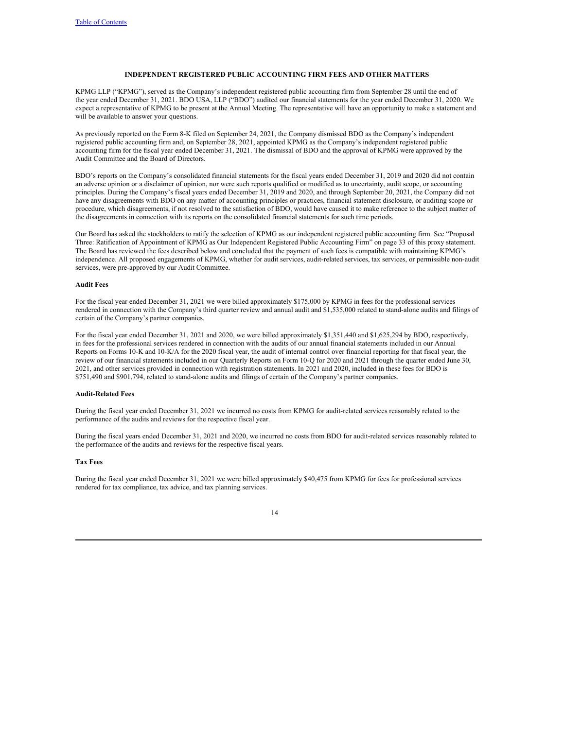## INDEPENDENT REGISTERED PUBLIC ACCOUNTING FIRM FEES AND OTHER MATTERS

KPMG LLP ("KPMG"), served as the Company's independent registered public accounting firm from September 28 until the end of the year ended December 31, 2021. BDO USA, LLP ("BDO") audited our financial statements for the year ended December 31, 2020. We expect a representative of KPMG to be present at the Annual Meeting. The representative will have an opportunity to make a statement and will be available to answer your questions.

As previously reported on the Form 8-K filed on September 24, 2021, the Company dismissed BDO as the Company's independent registered public accounting firm and, on September 28, 2021, appointed KPMG as the Company's independent registered public accounting firm for the fiscal year ended December 31, 2021. The dismissal of BDO and the approval of KPMG were approved by the Audit Committee and the Board of Directors.

BDO's reports on the Company's consolidated financial statements for the fiscal years ended December 31, 2019 and 2020 did not contain an adverse opinion or a disclaimer of opinion, nor were such reports qualified or modified as to uncertainty, audit scope, or accounting principles. During the Company's fiscal years ended December 31, 2019 and 2020, and through September 20, 2021, the Company did not have any disagreements with BDO on any matter of accounting principles or practices, financial statement disclosure, or auditing scope or procedure, which disagreements, if not resolved to the satisfaction of BDO, would have caused it to make reference to the subject matter of the disagreements in connection with its reports on the consolidated financial statements for such time periods.

Our Board has asked the stockholders to ratify the selection of KPMG as our independent registered public accounting firm. See "Proposal Three: Ratification of Appointment of KPMG as Our Independent Registered Public Accounting Firm" on page 33 of this proxy statement. The Board has reviewed the fees described below and concluded that the payment of such fees is compatible with maintaining KPMG's independence. All proposed engagements of KPMG, whether for audit services, audit-related services, tax services, or permissible non-audit services, were pre-approved by our Audit Committee.

### Audit Fees

For the fiscal year ended December 31, 2021 we were billed approximately $175,000 by KPMG in fees for the professional services rendered in connection with the Company's third quarter review and annual audit and $1,535,000 related to stand-alone audits and filings of certain of the Company's partner companies.

For the fiscal year ended December 31, 2021 and 2020, we were billed approximately $1,351,440 and $1,625,294 by BDO, respectively, in fees for the professional services rendered in connection with the audits of our annual financial statements included in our Annual Reports on Forms 10-K and 10-K/A for the 2020 fiscal year, the audit of internal control over financial reporting for that fiscal year, the review of our financial statements included in our Quarterly Reports on Form 10-Q for 2020 and 2021 through the quarter ended June 30, 2021, and other services provided in connection with registration statements. In 2021 and 2020, included in these fees for BDO is $751,490 and $901,794, related to stand-alone audits and filings of certain of the Company's partner companies.

### Audit-Related Fees

During the fiscal year ended December 31, 2021 we incurred no costs from KPMG for audit-related services reasonably related to the performance of the audits and reviews for the respective fiscal year.

During the fiscal years ended December 31, 2021 and 2020, we incurred no costs from BDO for audit-related services reasonably related to the performance of the audits and reviews for the respective fiscal years.

### Tax Fees

During the fiscal year ended December 31, 2021 we were billed approximately $40,475 from KPMG for fees for professional services rendered for tax compliance, tax advice, and tax planning services.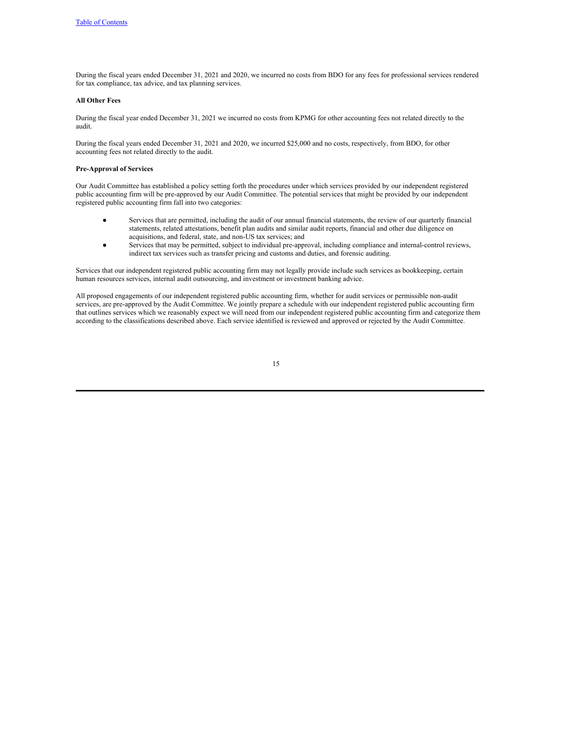During the fiscal years ended December 31, 2021 and 2020, we incurred no costs from BDO for any fees for professional services rendered for tax compliance, tax advice, and tax planning services.

**All Other Fees**

During the fiscal year ended December 31, 2021 we incurred no costs from KPMG for other accounting fees not related directly to the audit.

During the fiscal years ended December 31, 2021 and 2020, we incurred $25,000 and no costs, respectively, from BDO, for other accounting fees not related directly to the audit.

**Pre-Approval of Services**

Our Audit Committee has established a policy setting forth the procedures under which services provided by our independent registered public accounting firm will be pre-approved by our Audit Committee. The potential services that might be provided by our independent registered public accounting firm fall into two categories:

- Services that are permitted, including the audit of our annual financial statements, the review of our quarterly financial statements, related attestations, benefit plan audits and similar audit reports, financial and other due diligence on acquisitions, and federal, state, and non-US tax services; and
- Services that may be permitted, subject to individual pre-approval, including compliance and internal-control reviews, indirect tax services such as transfer pricing and customs and duties, and forensic auditing.

Services that our independent registered public accounting firm may not legally provide include such services as bookkeeping, certain human resources services, internal audit outsourcing, and investment or investment banking advice.

All proposed engagements of our independent registered public accounting firm, whether for audit services or permissible non-audit services, are pre-approved by the Audit Committee. We jointly prepare a schedule with our independent registered public accounting firm that outlines services which we reasonably expect we will need from our independent registered public accounting firm and categorize them according to the classifications described above. Each service identified is reviewed and approved or rejected by the Audit Committee.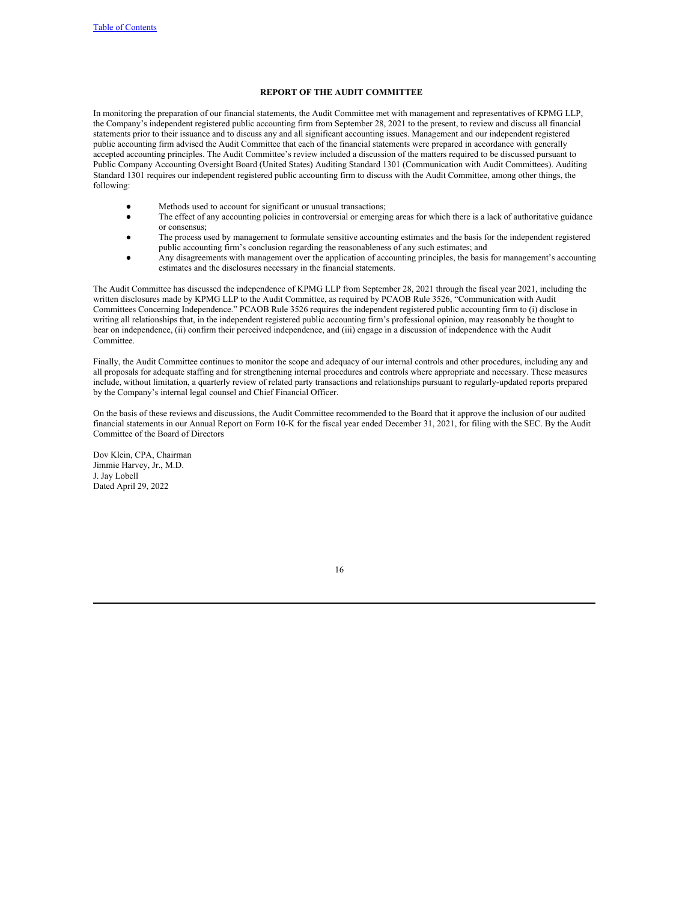## REPORT OF THE AUDIT COMMITTEE

In monitoring the preparation of our financial statements, the Audit Committee met with management and representatives of KPMG LLP, the Company's independent registered public accounting firm from September 28, 2021 to the present, to review and discuss all financial statements prior to their issuance and to discuss any and all significant accounting issues. Management and our independent registered public accounting firm advised the Audit Committee that each of the financial statements were prepared in accordance with generally accepted accounting principles. The Audit Committee's review included a discussion of the matters required to be discussed pursuant to Public Company Accounting Oversight Board (United States) Auditing Standard 1301 (Communication with Audit Committees). Auditing Standard 1301 requires our independent registered public accounting firm to discuss with the Audit Committee, among other things, the following:

- Methods used to account for significant or unusual transactions;
- The effect of any accounting policies in controversial or emerging areas for which there is a lack of authoritative guidance or consensus;
- The process used by management to formulate sensitive accounting estimates and the basis for the independent registered public accounting firm's conclusion regarding the reasonableness of any such estimates; and
- Any disagreements with management over the application of accounting principles, the basis for management's accounting estimates and the disclosures necessary in the financial statements.

The Audit Committee has discussed the independence of KPMG LLP from September 28, 2021 through the fiscal year 2021, including the written disclosures made by KPMG LLP to the Audit Committee, as required by PCAOB Rule 3526, "Communication with Audit Committees Concerning Independence." PCAOB Rule 3526 requires the independent registered public accounting firm to (i) disclose in writing all relationships that, in the independent registered public accounting firm's professional opinion, may reasonably be thought to bear on independence, (ii) confirm their perceived independence, and (iii) engage in a discussion of independence with the Audit Committee.

Finally, the Audit Committee continues to monitor the scope and adequacy of our internal controls and other procedures, including any and all proposals for adequate staffing and for strengthening internal procedures and controls where appropriate and necessary. These measures include, without limitation, a quarterly review of related party transactions and relationships pursuant to regularly-updated reports prepared by the Company's internal legal counsel and Chief Financial Officer.

On the basis of these reviews and discussions, the Audit Committee recommended to the Board that it approve the inclusion of our audited financial statements in our Annual Report on Form 10-K for the fiscal year ended December 31, 2021, for filing with the SEC. By the Audit Committee of the Board of Directors

Dov Klein, CPA, Chairman
Jimmie Harvey, Jr., M.D.
J. Jay Lobell
Dated April 29, 2022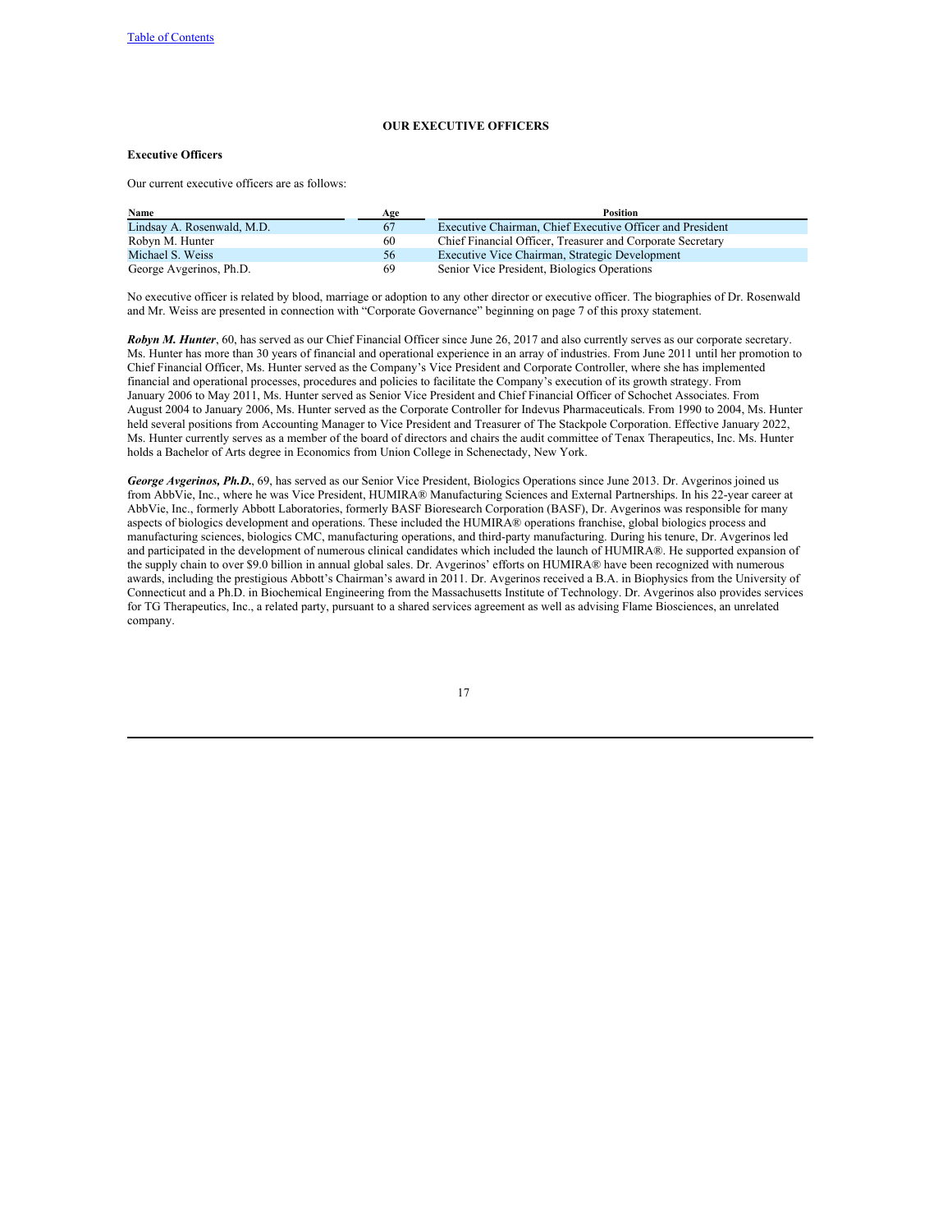## OUR EXECUTIVE OFFICERS

### Executive Officers

Our current executive officers are as follows:

| Name | Age | Position |
|---|---|---|
| Lindsay A. Rosenwald, M.D. | 67 | Executive Chairman, Chief Executive Officer and President |
| Robyn M. Hunter | 60 | Chief Financial Officer, Treasurer and Corporate Secretary |
| Michael S. Weiss | 56 | Executive Vice Chairman, Strategic Development |
| George Avgerinos, Ph.D. | 69 | Senior Vice President, Biologics Operations |

No executive officer is related by blood, marriage or adoption to any other director or executive officer. The biographies of Dr. Rosenwald and Mr. Weiss are presented in connection with "Corporate Governance" beginning on page 7 of this proxy statement.

***Robyn M. Hunter***, 60, has served as our Chief Financial Officer since June 26, 2017 and also currently serves as our corporate secretary. Ms. Hunter has more than 30 years of financial and operational experience in an array of industries. From June 2011 until her promotion to Chief Financial Officer, Ms. Hunter served as the Company's Vice President and Corporate Controller, where she has implemented financial and operational processes, procedures and policies to facilitate the Company's execution of its growth strategy. From January 2006 to May 2011, Ms. Hunter served as Senior Vice President and Chief Financial Officer of Schochet Associates. From August 2004 to January 2006, Ms. Hunter served as the Corporate Controller for Indevus Pharmaceuticals. From 1990 to 2004, Ms. Hunter held several positions from Accounting Manager to Vice President and Treasurer of The Stackpole Corporation. Effective January 2022, Ms. Hunter currently serves as a member of the board of directors and chairs the audit committee of Tenax Therapeutics, Inc. Ms. Hunter holds a Bachelor of Arts degree in Economics from Union College in Schenectady, New York.

***George Avgerinos, Ph.D.***, 69, has served as our Senior Vice President, Biologics Operations since June 2013. Dr. Avgerinos joined us from AbbVie, Inc., where he was Vice President, HUMIRA® Manufacturing Sciences and External Partnerships. In his 22-year career at AbbVie, Inc., formerly Abbott Laboratories, formerly BASF Bioresearch Corporation (BASF), Dr. Avgerinos was responsible for many aspects of biologics development and operations. These included the HUMIRA® operations franchise, global biologics process and manufacturing sciences, biologics CMC, manufacturing operations, and third-party manufacturing. During his tenure, Dr. Avgerinos led and participated in the development of numerous clinical candidates which included the launch of HUMIRA®. He supported expansion of the supply chain to over $9.0 billion in annual global sales. Dr. Avgerinos' efforts on HUMIRA® have been recognized with numerous awards, including the prestigious Abbott's Chairman's award in 2011. Dr. Avgerinos received a B.A. in Biophysics from the University of Connecticut and a Ph.D. in Biochemical Engineering from the Massachusetts Institute of Technology. Dr. Avgerinos also provides services for TG Therapeutics, Inc., a related party, pursuant to a shared services agreement as well as advising Flame Biosciences, an unrelated company.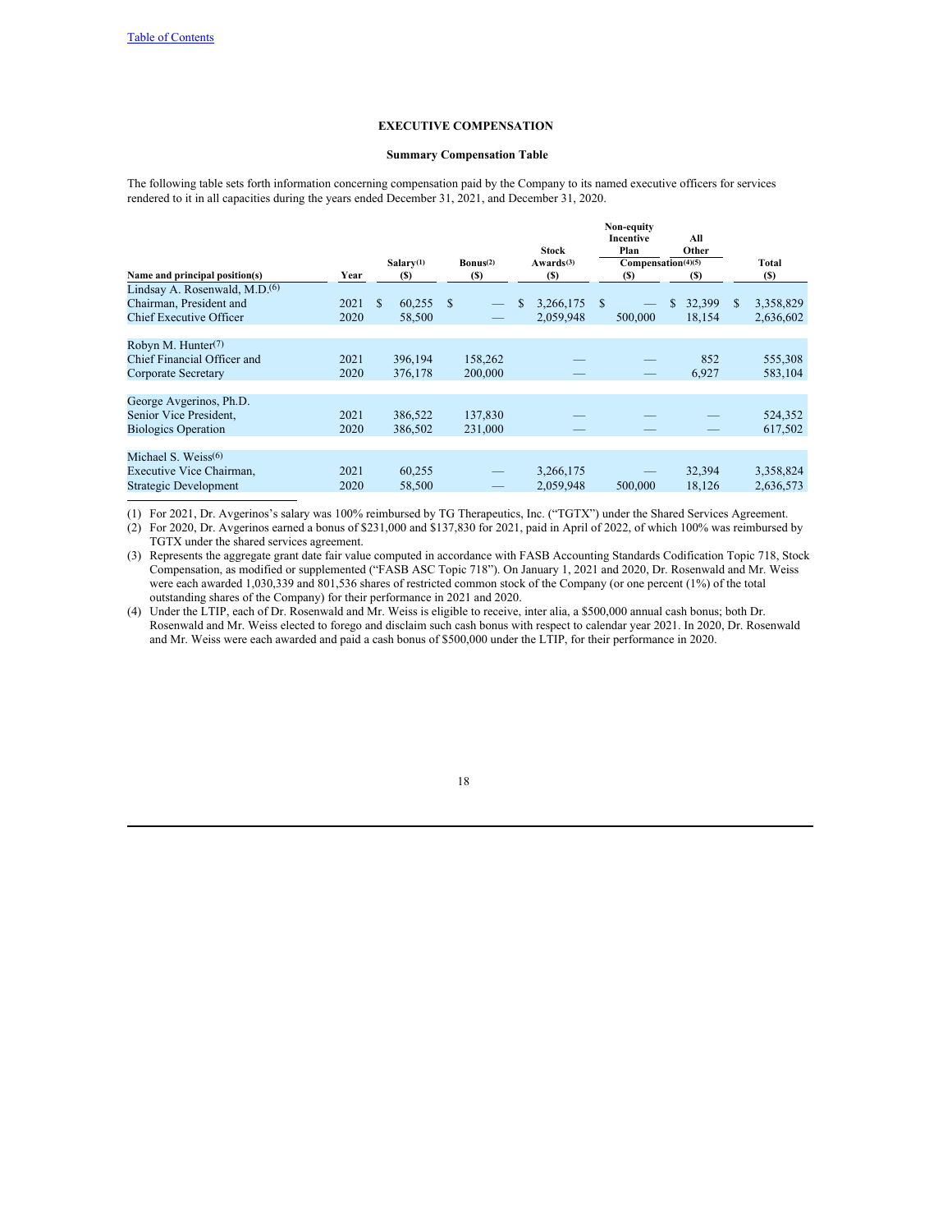## EXECUTIVE COMPENSATION

### Summary Compensation Table

The following table sets forth information concerning compensation paid by the Company to its named executive officers for services rendered to it in all capacities during the years ended December 31, 2021, and December 31, 2020.

| Name and principal position(s) | Year | Salary[(1)] ($) | Bonus[(2)] ($) | Stock Awards[(3)] ($) | Non-equity Incentive Plan Compensation[(4)(5)] ($) | All Other ($) | Total ($) |
|---|---|---|---|---|---|---|---|
| Lindsay A. Rosenwald, M.D.[(6)] | | | | | | | |
| Chairman, President and | 2021 | $ 60,255 | $ — | $ 3,266,175 | $ — | $ 32,399 | $ 3,358,829 |
| Chief Executive Officer | 2020 | 58,500 | — | 2,059,948 | 500,000 | 18,154 | 2,636,602 |
| Robyn M. Hunter[(7)] | | | | | | | |
| Chief Financial Officer and | 2021 | 396,194 | 158,262 | — | — | 852 | 555,308 |
| Corporate Secretary | 2020 | 376,178 | 200,000 | — | — | 6,927 | 583,104 |
| George Avgerinos, Ph.D. | | | | | | | |
| Senior Vice President, | 2021 | 386,522 | 137,830 | — | — | — | 524,352 |
| Biologics Operation | 2020 | 386,502 | 231,000 | — | — | — | 617,502 |
| Michael S. Weiss[(6)] | | | | | | | |
| Executive Vice Chairman, | 2021 | 60,255 | — | 3,266,175 | — | 32,394 | 3,358,824 |
| Strategic Development | 2020 | 58,500 | — | 2,059,948 | 500,000 | 18,126 | 2,636,573 |

(1) For 2021, Dr. Avgerinos's salary was 100% reimbursed by TG Therapeutics, Inc. ("TGTX") under the Shared Services Agreement.

(2) For 2020, Dr. Avgerinos earned a bonus of $231,000 and $137,830 for 2021, paid in April of 2022, of which 100% was reimbursed by TGTX under the shared services agreement.

(3) Represents the aggregate grant date fair value computed in accordance with FASB Accounting Standards Codification Topic 718, Stock Compensation, as modified or supplemented ("FASB ASC Topic 718"). On January 1, 2021 and 2020, Dr. Rosenwald and Mr. Weiss were each awarded 1,030,339 and 801,536 shares of restricted common stock of the Company (or one percent (1%) of the total outstanding shares of the Company) for their performance in 2021 and 2020.

(4) Under the LTIP, each of Dr. Rosenwald and Mr. Weiss is eligible to receive, inter alia, a $500,000 annual cash bonus; both Dr. Rosenwald and Mr. Weiss elected to forego and disclaim such cash bonus with respect to calendar year 2021. In 2020, Dr. Rosenwald and Mr. Weiss were each awarded and paid a cash bonus of $500,000 under the LTIP, for their performance in 2020.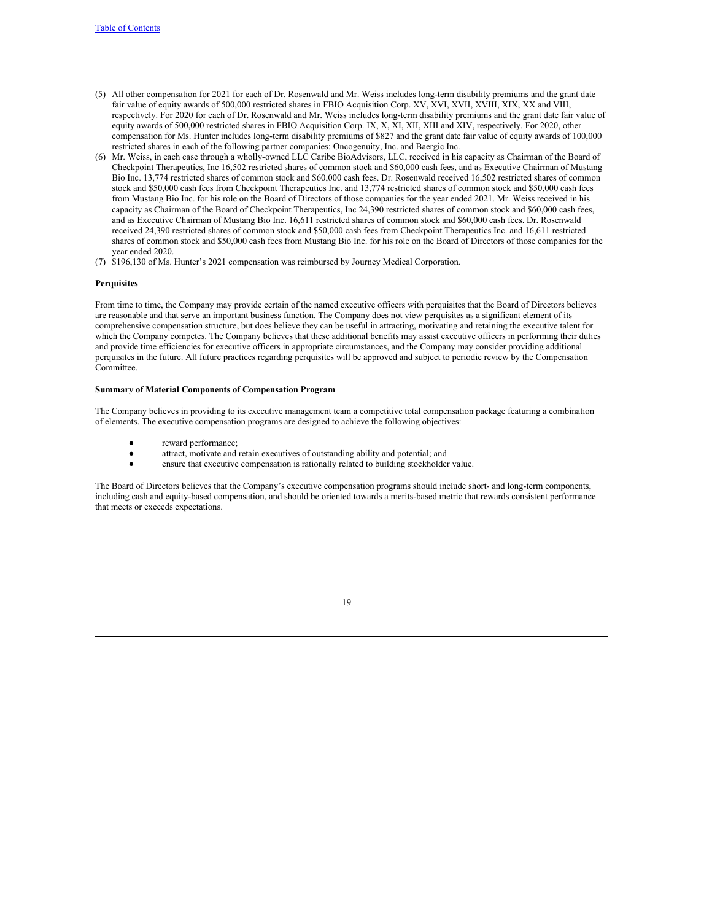(5) All other compensation for 2021 for each of Dr. Rosenwald and Mr. Weiss includes long-term disability premiums and the grant date fair value of equity awards of 500,000 restricted shares in FBIO Acquisition Corp. XV, XVI, XVII, XVIII, XIX, XX and VIII, respectively. For 2020 for each of Dr. Rosenwald and Mr. Weiss includes long-term disability premiums and the grant date fair value of equity awards of 500,000 restricted shares in FBIO Acquisition Corp. IX, X, XI, XII, XIII and XIV, respectively. For 2020, other compensation for Ms. Hunter includes long-term disability premiums of $827 and the grant date fair value of equity awards of 100,000 restricted shares in each of the following partner companies: Oncogenuity, Inc. and Baergic Inc.

(6) Mr. Weiss, in each case through a wholly-owned LLC Caribe BioAdvisors, LLC, received in his capacity as Chairman of the Board of Checkpoint Therapeutics, Inc 16,502 restricted shares of common stock and $60,000 cash fees, and as Executive Chairman of Mustang Bio Inc. 13,774 restricted shares of common stock and $60,000 cash fees. Dr. Rosenwald received 16,502 restricted shares of common stock and $50,000 cash fees from Checkpoint Therapeutics Inc. and 13,774 restricted shares of common stock and $50,000 cash fees from Mustang Bio Inc. for his role on the Board of Directors of those companies for the year ended 2021. Mr. Weiss received in his capacity as Chairman of the Board of Checkpoint Therapeutics, Inc 24,390 restricted shares of common stock and $60,000 cash fees, and as Executive Chairman of Mustang Bio Inc. 16,611 restricted shares of common stock and $60,000 cash fees. Dr. Rosenwald received 24,390 restricted shares of common stock and $50,000 cash fees from Checkpoint Therapeutics Inc. and 16,611 restricted shares of common stock and $50,000 cash fees from Mustang Bio Inc. for his role on the Board of Directors of those companies for the year ended 2020.

(7) $196,130 of Ms. Hunter's 2021 compensation was reimbursed by Journey Medical Corporation.

**Perquisites**

From time to time, the Company may provide certain of the named executive officers with perquisites that the Board of Directors believes are reasonable and that serve an important business function. The Company does not view perquisites as a significant element of its comprehensive compensation structure, but does believe they can be useful in attracting, motivating and retaining the executive talent for which the Company competes. The Company believes that these additional benefits may assist executive officers in performing their duties and provide time efficiencies for executive officers in appropriate circumstances, and the Company may consider providing additional perquisites in the future. All future practices regarding perquisites will be approved and subject to periodic review by the Compensation Committee.

**Summary of Material Components of Compensation Program**

The Company believes in providing to its executive management team a competitive total compensation package featuring a combination of elements. The executive compensation programs are designed to achieve the following objectives:

- reward performance;
- attract, motivate and retain executives of outstanding ability and potential; and
- ensure that executive compensation is rationally related to building stockholder value.

The Board of Directors believes that the Company's executive compensation programs should include short- and long-term components, including cash and equity-based compensation, and should be oriented towards a merits-based metric that rewards consistent performance that meets or exceeds expectations.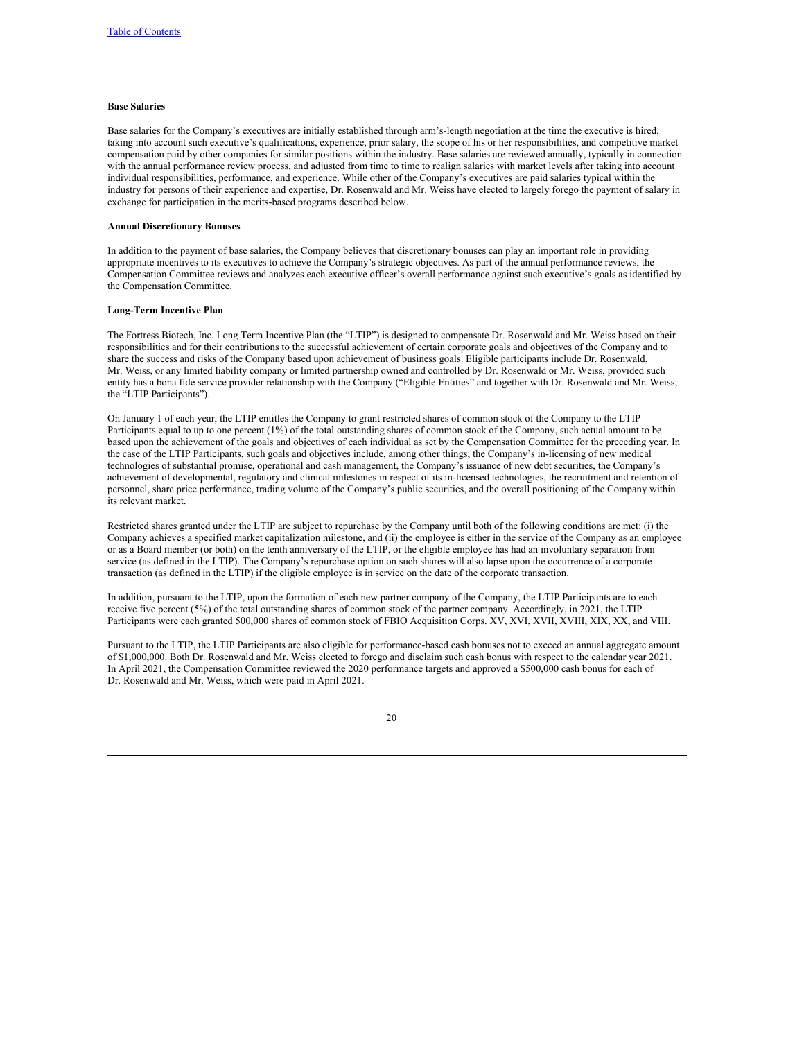**Base Salaries**

Base salaries for the Company's executives are initially established through arm's-length negotiation at the time the executive is hired, taking into account such executive's qualifications, experience, prior salary, the scope of his or her responsibilities, and competitive market compensation paid by other companies for similar positions within the industry. Base salaries are reviewed annually, typically in connection with the annual performance review process, and adjusted from time to time to realign salaries with market levels after taking into account individual responsibilities, performance, and experience. While other of the Company's executives are paid salaries typical within the industry for persons of their experience and expertise, Dr. Rosenwald and Mr. Weiss have elected to largely forego the payment of salary in exchange for participation in the merits-based programs described below.

**Annual Discretionary Bonuses**

In addition to the payment of base salaries, the Company believes that discretionary bonuses can play an important role in providing appropriate incentives to its executives to achieve the Company's strategic objectives. As part of the annual performance reviews, the Compensation Committee reviews and analyzes each executive officer's overall performance against such executive's goals as identified by the Compensation Committee.

**Long-Term Incentive Plan**

The Fortress Biotech, Inc. Long Term Incentive Plan (the "LTIP") is designed to compensate Dr. Rosenwald and Mr. Weiss based on their responsibilities and for their contributions to the successful achievement of certain corporate goals and objectives of the Company and to share the success and risks of the Company based upon achievement of business goals. Eligible participants include Dr. Rosenwald, Mr. Weiss, or any limited liability company or limited partnership owned and controlled by Dr. Rosenwald or Mr. Weiss, provided such entity has a bona fide service provider relationship with the Company ("Eligible Entities" and together with Dr. Rosenwald and Mr. Weiss, the "LTIP Participants").

On January 1 of each year, the LTIP entitles the Company to grant restricted shares of common stock of the Company to the LTIP Participants equal to up to one percent (1%) of the total outstanding shares of common stock of the Company, such actual amount to be based upon the achievement of the goals and objectives of each individual as set by the Compensation Committee for the preceding year. In the case of the LTIP Participants, such goals and objectives include, among other things, the Company's in-licensing of new medical technologies of substantial promise, operational and cash management, the Company's issuance of new debt securities, the Company's achievement of developmental, regulatory and clinical milestones in respect of its in-licensed technologies, the recruitment and retention of personnel, share price performance, trading volume of the Company's public securities, and the overall positioning of the Company within its relevant market.

Restricted shares granted under the LTIP are subject to repurchase by the Company until both of the following conditions are met: (i) the Company achieves a specified market capitalization milestone, and (ii) the employee is either in the service of the Company as an employee or as a Board member (or both) on the tenth anniversary of the LTIP, or the eligible employee has had an involuntary separation from service (as defined in the LTIP). The Company's repurchase option on such shares will also lapse upon the occurrence of a corporate transaction (as defined in the LTIP) if the eligible employee is in service on the date of the corporate transaction.

In addition, pursuant to the LTIP, upon the formation of each new partner company of the Company, the LTIP Participants are to each receive five percent (5%) of the total outstanding shares of common stock of the partner company. Accordingly, in 2021, the LTIP Participants were each granted 500,000 shares of common stock of FBIO Acquisition Corps. XV, XVI, XVII, XVIII, XIX, XX, and VIII.

Pursuant to the LTIP, the LTIP Participants are also eligible for performance-based cash bonuses not to exceed an annual aggregate amount of $1,000,000. Both Dr. Rosenwald and Mr. Weiss elected to forego and disclaim such cash bonus with respect to the calendar year 2021. In April 2021, the Compensation Committee reviewed the 2020 performance targets and approved a $500,000 cash bonus for each of Dr. Rosenwald and Mr. Weiss, which were paid in April 2021.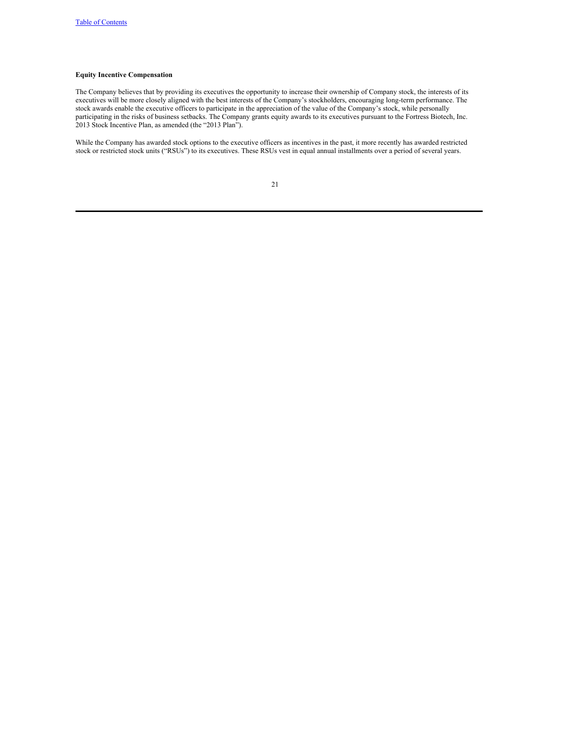**Equity Incentive Compensation**

The Company believes that by providing its executives the opportunity to increase their ownership of Company stock, the interests of its executives will be more closely aligned with the best interests of the Company's stockholders, encouraging long-term performance. The stock awards enable the executive officers to participate in the appreciation of the value of the Company's stock, while personally participating in the risks of business setbacks. The Company grants equity awards to its executives pursuant to the Fortress Biotech, Inc. 2013 Stock Incentive Plan, as amended (the "2013 Plan").

While the Company has awarded stock options to the executive officers as incentives in the past, it more recently has awarded restricted stock or restricted stock units ("RSUs") to its executives. These RSUs vest in equal annual installments over a period of several years.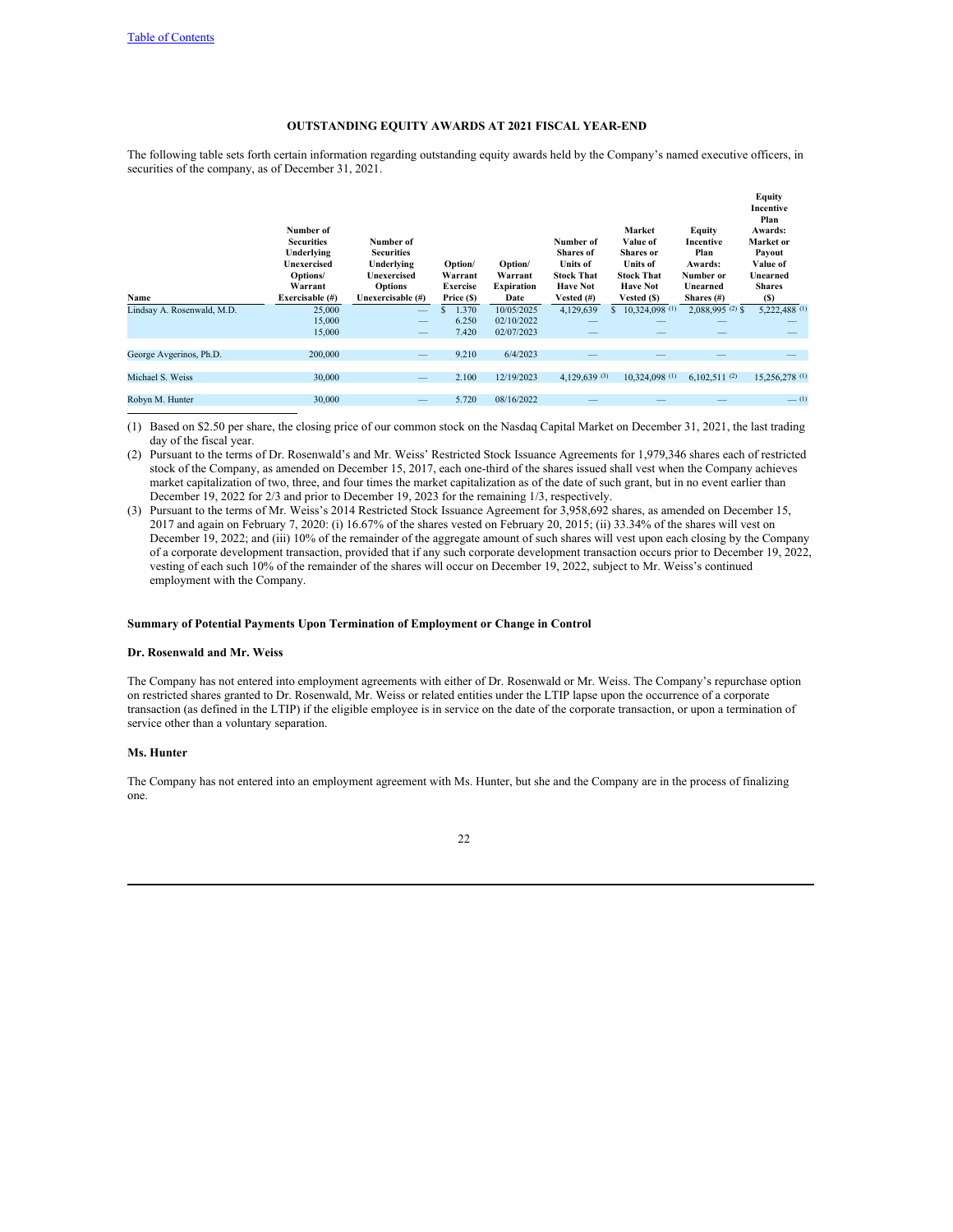### OUTSTANDING EQUITY AWARDS AT 2021 FISCAL YEAR-END

The following table sets forth certain information regarding outstanding equity awards held by the Company's named executive officers, in securities of the company, as of December 31, 2021.

| Name | Number of Securities Underlying Unexercised Options/ Warrant Exercisable (#) | Number of Securities Underlying Unexercised Options Unexercisable (#) | Option/ Warrant Exercise Price ($) | Option/ Warrant Expiration Date | Number of Shares of Units of Stock That Have Not Vested (#) | Market Value of Shares or Units of Stock That Have Not Vested ($) | Equity Incentive Plan Awards: Number or Unearned Shares (#) | Equity Incentive Plan Awards: Market or Payout Value of Unearned Shares ($) |
|---|---|---|---|---|---|---|---|---|
| Lindsay A. Rosenwald, M.D. | 25,000 | — | $ 1.370 | 10/05/2025 | 4,129,639 | $ 10,324,098 (1) | 2,088,995 (2) | $ 5,222,488 (1) |
| | 15,000 | — | 6.250 | 02/10/2022 | — | — | — | — |
| | 15,000 | — | 7.420 | 02/07/2023 | — | — | — | — |
| George Avgerinos, Ph.D. | 200,000 | — | 9.210 | 6/4/2023 | — | — | — | — |
| Michael S. Weiss | 30,000 | — | 2.100 | 12/19/2023 | 4,129,639 (3) | 10,324,098 (1) | 6,102,511 (2) | 15,256,278 (1) |
| Robyn M. Hunter | 30,000 | — | 5.720 | 08/16/2022 | — | — | — | — (1) |

(1) Based on $2.50 per share, the closing price of our common stock on the Nasdaq Capital Market on December 31, 2021, the last trading day of the fiscal year.

(2) Pursuant to the terms of Dr. Rosenwald's and Mr. Weiss' Restricted Stock Issuance Agreements for 1,979,346 shares each of restricted stock of the Company, as amended on December 15, 2017, each one-third of the shares issued shall vest when the Company achieves market capitalization of two, three, and four times the market capitalization as of the date of such grant, but in no event earlier than December 19, 2022 for 2/3 and prior to December 19, 2023 for the remaining 1/3, respectively.

(3) Pursuant to the terms of Mr. Weiss's 2014 Restricted Stock Issuance Agreement for 3,958,692 shares, as amended on December 15, 2017 and again on February 7, 2020: (i) 16.67% of the shares vested on February 20, 2015; (ii) 33.34% of the shares will vest on December 19, 2022; and (iii) 10% of the remainder of the aggregate amount of such shares will vest upon each closing by the Company of a corporate development transaction, provided that if any such corporate development transaction occurs prior to December 19, 2022, vesting of each such 10% of the remainder of the shares will occur on December 19, 2022, subject to Mr. Weiss's continued employment with the Company.

### Summary of Potential Payments Upon Termination of Employment or Change in Control

#### Dr. Rosenwald and Mr. Weiss

The Company has not entered into employment agreements with either of Dr. Rosenwald or Mr. Weiss. The Company's repurchase option on restricted shares granted to Dr. Rosenwald, Mr. Weiss or related entities under the LTIP lapse upon the occurrence of a corporate transaction (as defined in the LTIP) if the eligible employee is in service on the date of the corporate transaction, or upon a termination of service other than a voluntary separation.

#### Ms. Hunter

The Company has not entered into an employment agreement with Ms. Hunter, but she and the Company are in the process of finalizing one.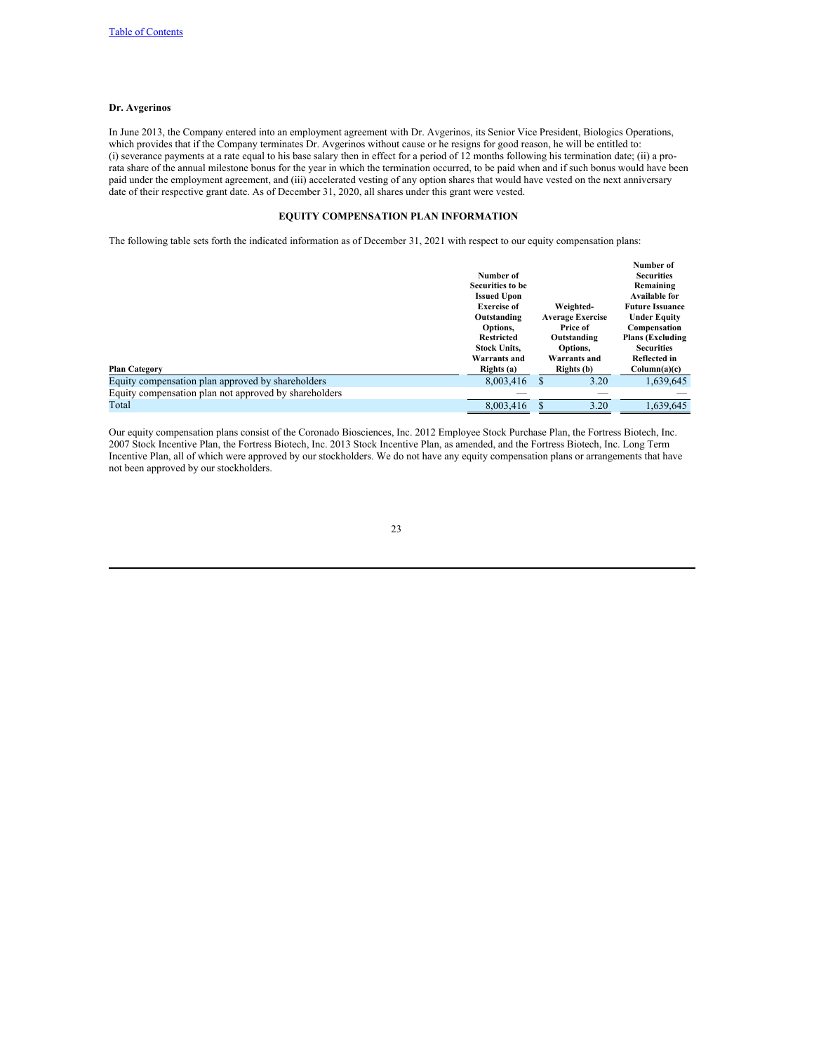**Dr. Avgerinos**

In June 2013, the Company entered into an employment agreement with Dr. Avgerinos, its Senior Vice President, Biologics Operations, which provides that if the Company terminates Dr. Avgerinos without cause or he resigns for good reason, he will be entitled to: (i) severance payments at a rate equal to his base salary then in effect for a period of 12 months following his termination date; (ii) a pro-rata share of the annual milestone bonus for the year in which the termination occurred, to be paid when and if such bonus would have been paid under the employment agreement, and (iii) accelerated vesting of any option shares that would have vested on the next anniversary date of their respective grant date. As of December 31, 2020, all shares under this grant were vested.

## EQUITY COMPENSATION PLAN INFORMATION

The following table sets forth the indicated information as of December 31, 2021 with respect to our equity compensation plans:

| Plan Category | Number of Securities to be Issued Upon Exercise of Outstanding Options, Restricted Stock Units, Warrants and Rights (a) | Weighted-Average Exercise Price of Outstanding Options, Warrants and Rights (b) | Number of Securities Remaining Available for Future Issuance Under Equity Compensation Plans (Excluding Securities Reflected in Column(a)(c) |
|---|---|---|---|
| Equity compensation plan approved by shareholders | 8,003,416 | $ 3.20 | 1,639,645 |
| Equity compensation plan not approved by shareholders | — | — | — |
| Total | 8,003,416 | $ 3.20 | 1,639,645 |

Our equity compensation plans consist of the Coronado Biosciences, Inc. 2012 Employee Stock Purchase Plan, the Fortress Biotech, Inc. 2007 Stock Incentive Plan, the Fortress Biotech, Inc. 2013 Stock Incentive Plan, as amended, and the Fortress Biotech, Inc. Long Term Incentive Plan, all of which were approved by our stockholders. We do not have any equity compensation plans or arrangements that have not been approved by our stockholders.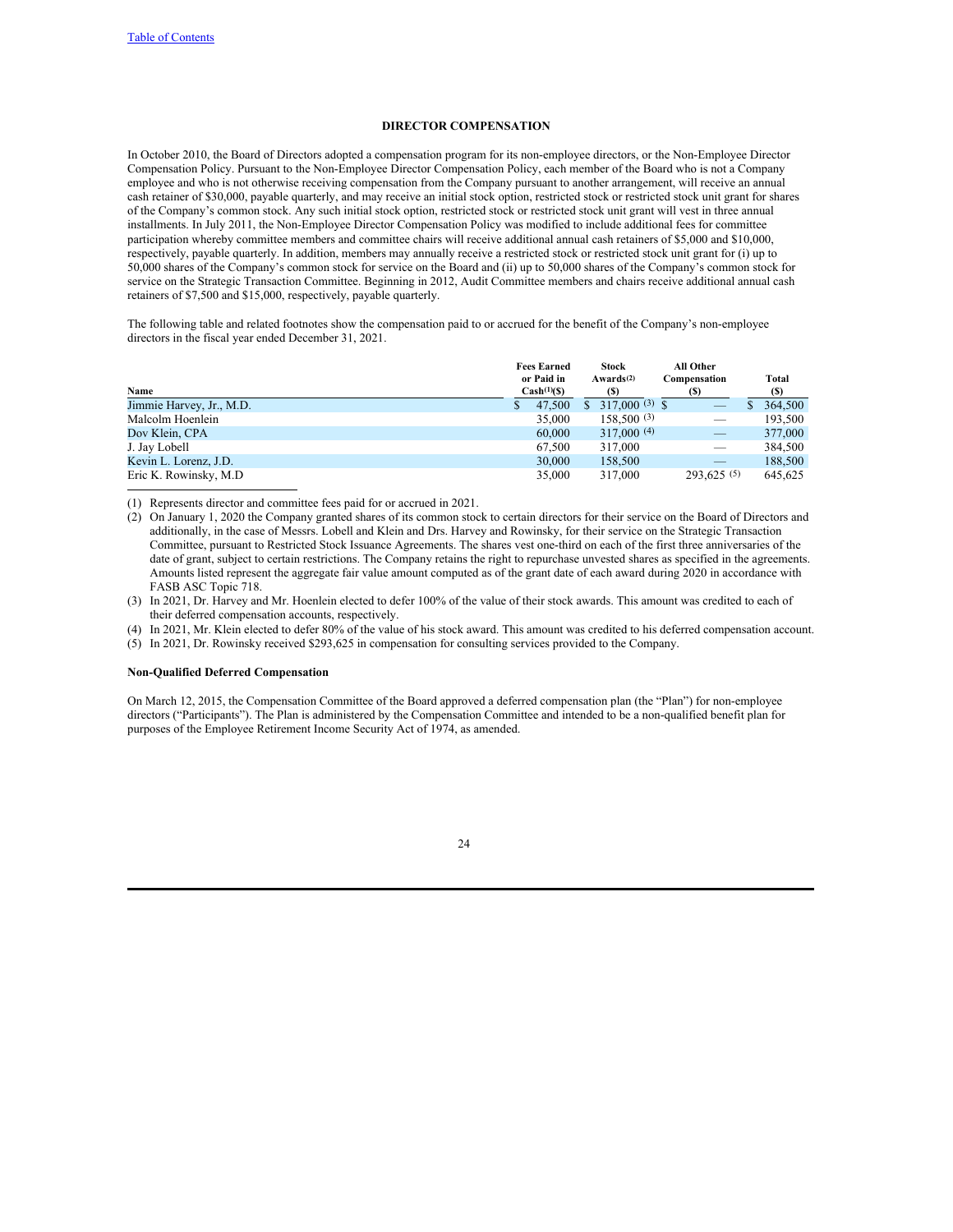## DIRECTOR COMPENSATION

In October 2010, the Board of Directors adopted a compensation program for its non-employee directors, or the Non-Employee Director Compensation Policy. Pursuant to the Non-Employee Director Compensation Policy, each member of the Board who is not a Company employee and who is not otherwise receiving compensation from the Company pursuant to another arrangement, will receive an annual cash retainer of $30,000, payable quarterly, and may receive an initial stock option, restricted stock or restricted stock unit grant for shares of the Company's common stock. Any such initial stock option, restricted stock or restricted stock unit grant will vest in three annual installments. In July 2011, the Non-Employee Director Compensation Policy was modified to include additional fees for committee participation whereby committee members and committee chairs will receive additional annual cash retainers of $5,000 and $10,000, respectively, payable quarterly. In addition, members may annually receive a restricted stock or restricted stock unit grant for (i) up to 50,000 shares of the Company's common stock for service on the Board and (ii) up to 50,000 shares of the Company's common stock for service on the Strategic Transaction Committee. Beginning in 2012, Audit Committee members and chairs receive additional annual cash retainers of $7,500 and $15,000, respectively, payable quarterly.

The following table and related footnotes show the compensation paid to or accrued for the benefit of the Company's non-employee directors in the fiscal year ended December 31, 2021.

| Name | Fees Earned or Paid in Cash[1]($) | Stock Awards[2] ($) | All Other Compensation ($) | Total ($) |
|---|---|---|---|---|
| Jimmie Harvey, Jr., M.D. | $ 47,500 | $ 317,000 [3] | $ — | $ 364,500 |
| Malcolm Hoenlein | 35,000 | 158,500 [3] | — | 193,500 |
| Dov Klein, CPA | 60,000 | 317,000 [4] | — | 377,000 |
| J. Jay Lobell | 67,500 | 317,000 | — | 384,500 |
| Kevin L. Lorenz, J.D. | 30,000 | 158,500 | — | 188,500 |
| Eric K. Rowinsky, M.D | 35,000 | 317,000 | 293,625 [5] | 645,625 |

(1) Represents director and committee fees paid for or accrued in 2021.

(2) On January 1, 2020 the Company granted shares of its common stock to certain directors for their service on the Board of Directors and additionally, in the case of Messrs. Lobell and Klein and Drs. Harvey and Rowinsky, for their service on the Strategic Transaction Committee, pursuant to Restricted Stock Issuance Agreements. The shares vest one-third on each of the first three anniversaries of the date of grant, subject to certain restrictions. The Company retains the right to repurchase unvested shares as specified in the agreements. Amounts listed represent the aggregate fair value amount computed as of the grant date of each award during 2020 in accordance with FASB ASC Topic 718.

(3) In 2021, Dr. Harvey and Mr. Hoenlein elected to defer 100% of the value of their stock awards. This amount was credited to each of their deferred compensation accounts, respectively.

(4) In 2021, Mr. Klein elected to defer 80% of the value of his stock award. This amount was credited to his deferred compensation account.

(5) In 2021, Dr. Rowinsky received $293,625 in compensation for consulting services provided to the Company.

### Non-Qualified Deferred Compensation

On March 12, 2015, the Compensation Committee of the Board approved a deferred compensation plan (the "Plan") for non-employee directors ("Participants"). The Plan is administered by the Compensation Committee and intended to be a non-qualified benefit plan for purposes of the Employee Retirement Income Security Act of 1974, as amended.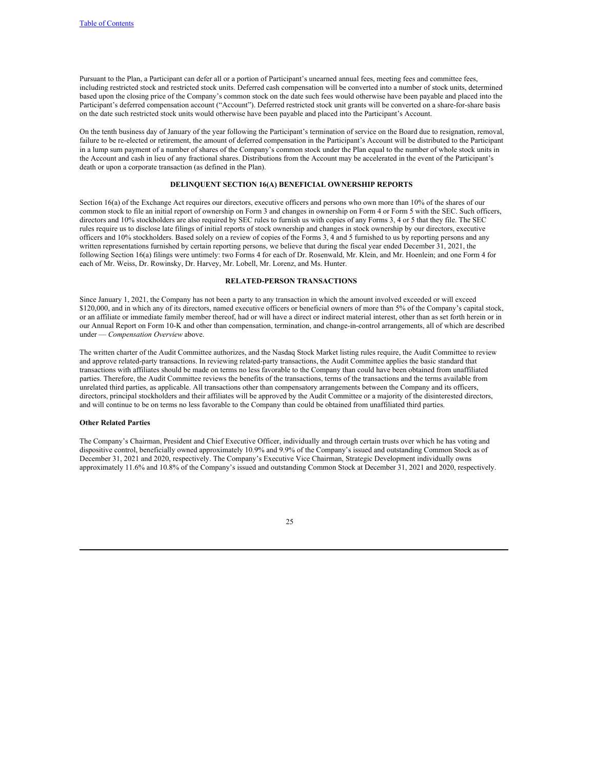Pursuant to the Plan, a Participant can defer all or a portion of Participant's unearned annual fees, meeting fees and committee fees, including restricted stock and restricted stock units. Deferred cash compensation will be converted into a number of stock units, determined based upon the closing price of the Company's common stock on the date such fees would otherwise have been payable and placed into the Participant's deferred compensation account ("Account"). Deferred restricted stock unit grants will be converted on a share-for-share basis on the date such restricted stock units would otherwise have been payable and placed into the Participant's Account.

On the tenth business day of January of the year following the Participant's termination of service on the Board due to resignation, removal, failure to be re-elected or retirement, the amount of deferred compensation in the Participant's Account will be distributed to the Participant in a lump sum payment of a number of shares of the Company's common stock under the Plan equal to the number of whole stock units in the Account and cash in lieu of any fractional shares. Distributions from the Account may be accelerated in the event of the Participant's death or upon a corporate transaction (as defined in the Plan).

## DELINQUENT SECTION 16(A) BENEFICIAL OWNERSHIP REPORTS

Section 16(a) of the Exchange Act requires our directors, executive officers and persons who own more than 10% of the shares of our common stock to file an initial report of ownership on Form 3 and changes in ownership on Form 4 or Form 5 with the SEC. Such officers, directors and 10% stockholders are also required by SEC rules to furnish us with copies of any Forms 3, 4 or 5 that they file. The SEC rules require us to disclose late filings of initial reports of stock ownership and changes in stock ownership by our directors, executive officers and 10% stockholders. Based solely on a review of copies of the Forms 3, 4 and 5 furnished to us by reporting persons and any written representations furnished by certain reporting persons, we believe that during the fiscal year ended December 31, 2021, the following Section 16(a) filings were untimely: two Forms 4 for each of Dr. Rosenwald, Mr. Klein, and Mr. Hoenlein; and one Form 4 for each of Mr. Weiss, Dr. Rowinsky, Dr. Harvey, Mr. Lobell, Mr. Lorenz, and Ms. Hunter.

## RELATED-PERSON TRANSACTIONS

Since January 1, 2021, the Company has not been a party to any transaction in which the amount involved exceeded or will exceed $120,000, and in which any of its directors, named executive officers or beneficial owners of more than 5% of the Company's capital stock, or an affiliate or immediate family member thereof, had or will have a direct or indirect material interest, other than as set forth herein or in our Annual Report on Form 10-K and other than compensation, termination, and change-in-control arrangements, all of which are described under — *Compensation Overview* above.

The written charter of the Audit Committee authorizes, and the Nasdaq Stock Market listing rules require, the Audit Committee to review and approve related-party transactions. In reviewing related-party transactions, the Audit Committee applies the basic standard that transactions with affiliates should be made on terms no less favorable to the Company than could have been obtained from unaffiliated parties. Therefore, the Audit Committee reviews the benefits of the transactions, terms of the transactions and the terms available from unrelated third parties, as applicable. All transactions other than compensatory arrangements between the Company and its officers, directors, principal stockholders and their affiliates will be approved by the Audit Committee or a majority of the disinterested directors, and will continue to be on terms no less favorable to the Company than could be obtained from unaffiliated third parties.

### Other Related Parties

The Company's Chairman, President and Chief Executive Officer, individually and through certain trusts over which he has voting and dispositive control, beneficially owned approximately 10.9% and 9.9% of the Company's issued and outstanding Common Stock as of December 31, 2021 and 2020, respectively. The Company's Executive Vice Chairman, Strategic Development individually owns approximately 11.6% and 10.8% of the Company's issued and outstanding Common Stock at December 31, 2021 and 2020, respectively.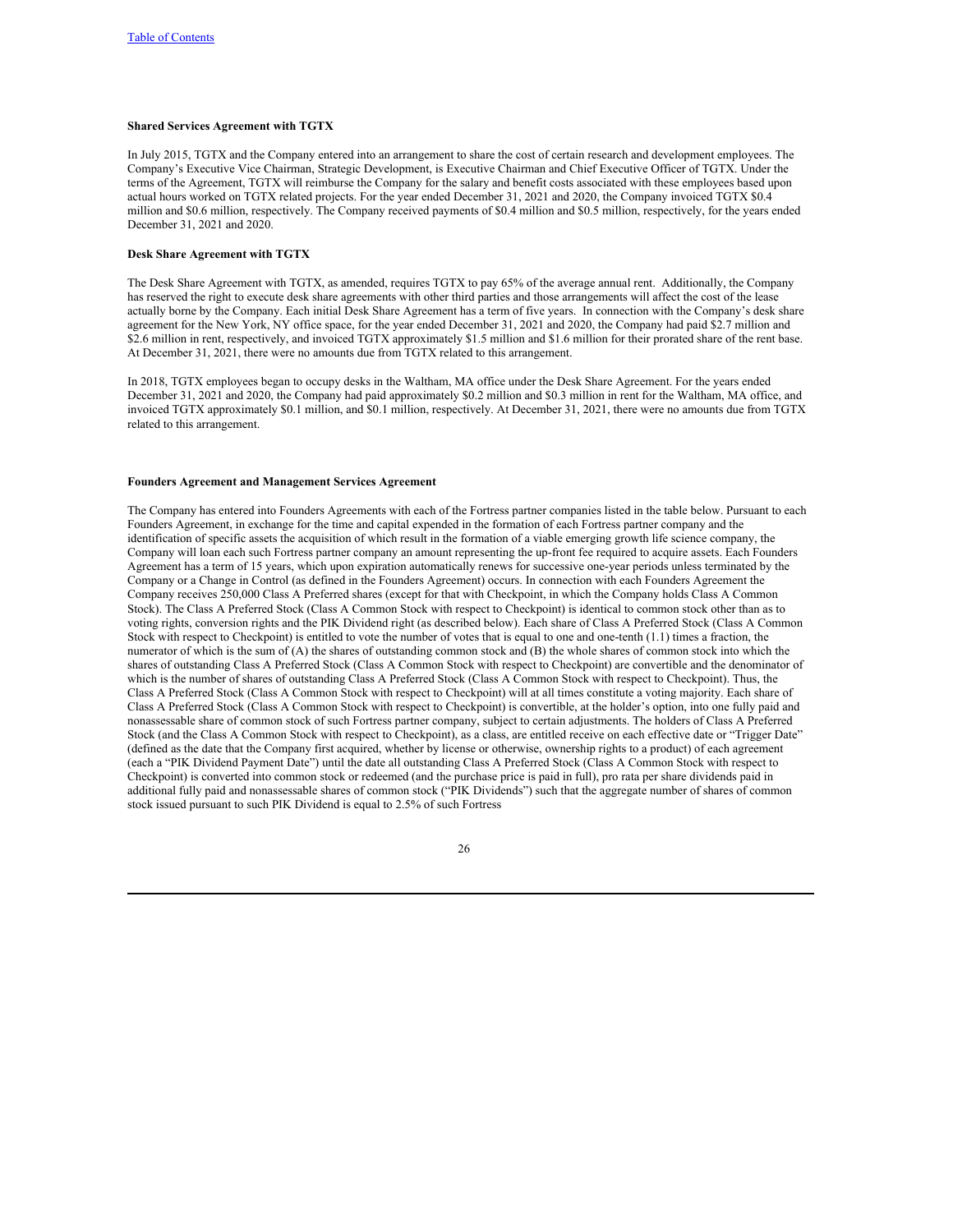### Shared Services Agreement with TGTX

In July 2015, TGTX and the Company entered into an arrangement to share the cost of certain research and development employees. The Company's Executive Vice Chairman, Strategic Development, is Executive Chairman and Chief Executive Officer of TGTX. Under the terms of the Agreement, TGTX will reimburse the Company for the salary and benefit costs associated with these employees based upon actual hours worked on TGTX related projects. For the year ended December 31, 2021 and 2020, the Company invoiced TGTX $0.4 million and $0.6 million, respectively. The Company received payments of $0.4 million and $0.5 million, respectively, for the years ended December 31, 2021 and 2020.

### Desk Share Agreement with TGTX

The Desk Share Agreement with TGTX, as amended, requires TGTX to pay 65% of the average annual rent. Additionally, the Company has reserved the right to execute desk share agreements with other third parties and those arrangements will affect the cost of the lease actually borne by the Company. Each initial Desk Share Agreement has a term of five years. In connection with the Company's desk share agreement for the New York, NY office space, for the year ended December 31, 2021 and 2020, the Company had paid $2.7 million and $2.6 million in rent, respectively, and invoiced TGTX approximately $1.5 million and $1.6 million for their prorated share of the rent base. At December 31, 2021, there were no amounts due from TGTX related to this arrangement.

In 2018, TGTX employees began to occupy desks in the Waltham, MA office under the Desk Share Agreement. For the years ended December 31, 2021 and 2020, the Company had paid approximately $0.2 million and $0.3 million in rent for the Waltham, MA office, and invoiced TGTX approximately $0.1 million, and $0.1 million, respectively. At December 31, 2021, there were no amounts due from TGTX related to this arrangement.

### Founders Agreement and Management Services Agreement

The Company has entered into Founders Agreements with each of the Fortress partner companies listed in the table below. Pursuant to each Founders Agreement, in exchange for the time and capital expended in the formation of each Fortress partner company and the identification of specific assets the acquisition of which result in the formation of a viable emerging growth life science company, the Company will loan each such Fortress partner company an amount representing the up-front fee required to acquire assets. Each Founders Agreement has a term of 15 years, which upon expiration automatically renews for successive one-year periods unless terminated by the Company or a Change in Control (as defined in the Founders Agreement) occurs. In connection with each Founders Agreement the Company receives 250,000 Class A Preferred shares (except for that with Checkpoint, in which the Company holds Class A Common Stock). The Class A Preferred Stock (Class A Common Stock with respect to Checkpoint) is identical to common stock other than as to voting rights, conversion rights and the PIK Dividend right (as described below). Each share of Class A Preferred Stock (Class A Common Stock with respect to Checkpoint) is entitled to vote the number of votes that is equal to one and one-tenth (1.1) times a fraction, the numerator of which is the sum of (A) the shares of outstanding common stock and (B) the whole shares of common stock into which the shares of outstanding Class A Preferred Stock (Class A Common Stock with respect to Checkpoint) are convertible and the denominator of which is the number of shares of outstanding Class A Preferred Stock (Class A Common Stock with respect to Checkpoint). Thus, the Class A Preferred Stock (Class A Common Stock with respect to Checkpoint) will at all times constitute a voting majority. Each share of Class A Preferred Stock (Class A Common Stock with respect to Checkpoint) is convertible, at the holder's option, into one fully paid and nonassessable share of common stock of such Fortress partner company, subject to certain adjustments. The holders of Class A Preferred Stock (and the Class A Common Stock with respect to Checkpoint), as a class, are entitled receive on each effective date or "Trigger Date" (defined as the date that the Company first acquired, whether by license or otherwise, ownership rights to a product) of each agreement (each a "PIK Dividend Payment Date") until the date all outstanding Class A Preferred Stock (Class A Common Stock with respect to Checkpoint) is converted into common stock or redeemed (and the purchase price is paid in full), pro rata per share dividends paid in additional fully paid and nonassessable shares of common stock ("PIK Dividends") such that the aggregate number of shares of common stock issued pursuant to such PIK Dividend is equal to 2.5% of such Fortress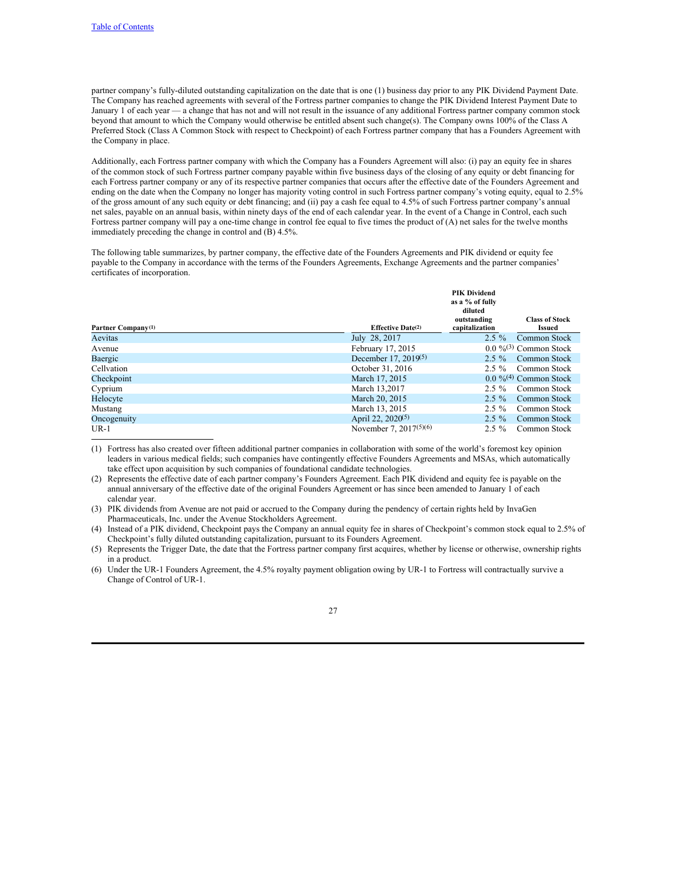partner company's fully-diluted outstanding capitalization on the date that is one (1) business day prior to any PIK Dividend Payment Date. The Company has reached agreements with several of the Fortress partner companies to change the PIK Dividend Interest Payment Date to January 1 of each year — a change that has not and will not result in the issuance of any additional Fortress partner company common stock beyond that amount to which the Company would otherwise be entitled absent such change(s). The Company owns 100% of the Class A Preferred Stock (Class A Common Stock with respect to Checkpoint) of each Fortress partner company that has a Founders Agreement with the Company in place.

Additionally, each Fortress partner company with which the Company has a Founders Agreement will also: (i) pay an equity fee in shares of the common stock of such Fortress partner company payable within five business days of the closing of any equity or debt financing for each Fortress partner company or any of its respective partner companies that occurs after the effective date of the Founders Agreement and ending on the date when the Company no longer has majority voting control in such Fortress partner company's voting equity, equal to 2.5% of the gross amount of any such equity or debt financing; and (ii) pay a cash fee equal to 4.5% of such Fortress partner company's annual net sales, payable on an annual basis, within ninety days of the end of each calendar year. In the event of a Change in Control, each such Fortress partner company will pay a one-time change in control fee equal to five times the product of (A) net sales for the twelve months immediately preceding the change in control and (B) 4.5%.

The following table summarizes, by partner company, the effective date of the Founders Agreements and PIK dividend or equity fee payable to the Company in accordance with the terms of the Founders Agreements, Exchange Agreements and the partner companies' certificates of incorporation.

| Partner Company(1) | Effective Date(2) | PIK Dividend as a % of fully diluted outstanding capitalization | Class of Stock Issued |
|---|---|---|---|
| Aevitas | July 28, 2017 | 2.5 % | Common Stock |
| Avenue | February 17, 2015 | 0.0 %(3) | Common Stock |
| Baergic | December 17, 2019(5) | 2.5 % | Common Stock |
| Cellvation | October 31, 2016 | 2.5 % | Common Stock |
| Checkpoint | March 17, 2015 | 0.0 %(4) | Common Stock |
| Cyprium | March 13,2017 | 2.5 % | Common Stock |
| Helocyte | March 20, 2015 | 2.5 % | Common Stock |
| Mustang | March 13, 2015 | 2.5 % | Common Stock |
| Oncogenuity | April 22, 2020(5) | 2.5 % | Common Stock |
| UR-1 | November 7, 2017(5)(6) | 2.5 % | Common Stock |

(1) Fortress has also created over fifteen additional partner companies in collaboration with some of the world's foremost key opinion leaders in various medical fields; such companies have contingently effective Founders Agreements and MSAs, which automatically take effect upon acquisition by such companies of foundational candidate technologies.

(2) Represents the effective date of each partner company's Founders Agreement. Each PIK dividend and equity fee is payable on the annual anniversary of the effective date of the original Founders Agreement or has since been amended to January 1 of each calendar year.

(3) PIK dividends from Avenue are not paid or accrued to the Company during the pendency of certain rights held by InvaGen Pharmaceuticals, Inc. under the Avenue Stockholders Agreement.

(4) Instead of a PIK dividend, Checkpoint pays the Company an annual equity fee in shares of Checkpoint's common stock equal to 2.5% of Checkpoint's fully diluted outstanding capitalization, pursuant to its Founders Agreement.

(5) Represents the Trigger Date, the date that the Fortress partner company first acquires, whether by license or otherwise, ownership rights in a product.

(6) Under the UR-1 Founders Agreement, the 4.5% royalty payment obligation owing by UR-1 to Fortress will contractually survive a Change of Control of UR-1.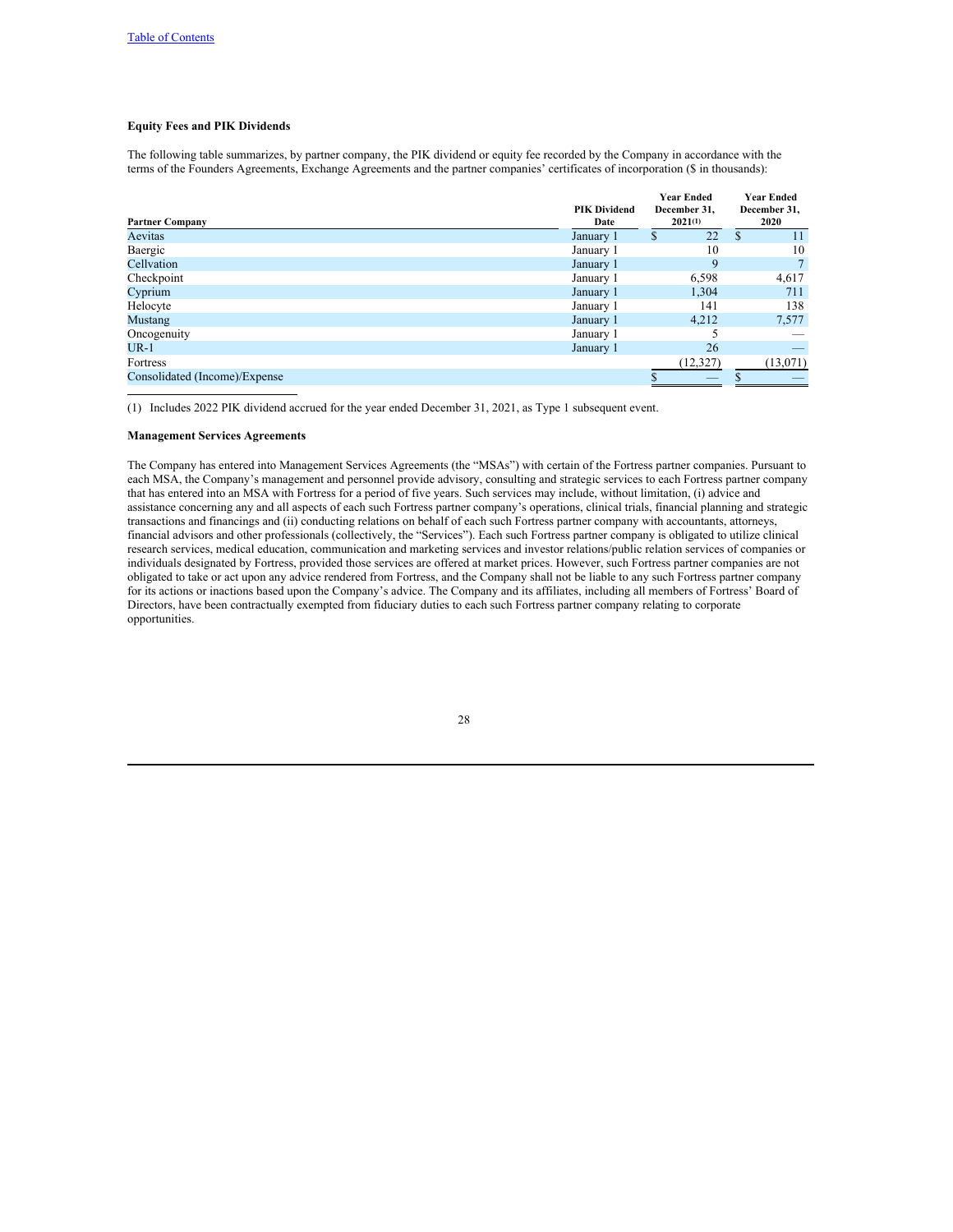### Equity Fees and PIK Dividends

The following table summarizes, by partner company, the PIK dividend or equity fee recorded by the Company in accordance with the terms of the Founders Agreements, Exchange Agreements and the partner companies' certificates of incorporation ($ in thousands):

| Partner Company | PIK Dividend Date | Year Ended December 31, 2021(1) | Year Ended December 31, 2020 |
|---|---|---|---|
| Aevitas | January 1 | $ 22 | $ 11 |
| Baergic | January 1 | 10 | 10 |
| Cellvation | January 1 | 9 | 7 |
| Checkpoint | January 1 | 6,598 | 4,617 |
| Cyprium | January 1 | 1,304 | 711 |
| Helocyte | January 1 | 141 | 138 |
| Mustang | January 1 | 4,212 | 7,577 |
| Oncogenuity | January 1 | 5 | — |
| UR-1 | January 1 | 26 | — |
| Fortress | | (12,327) | (13,071) |
| Consolidated (Income)/Expense | | $ — | $ — |

(1) Includes 2022 PIK dividend accrued for the year ended December 31, 2021, as Type 1 subsequent event.

### Management Services Agreements

The Company has entered into Management Services Agreements (the "MSAs") with certain of the Fortress partner companies. Pursuant to each MSA, the Company's management and personnel provide advisory, consulting and strategic services to each Fortress partner company that has entered into an MSA with Fortress for a period of five years. Such services may include, without limitation, (i) advice and assistance concerning any and all aspects of each such Fortress partner company's operations, clinical trials, financial planning and strategic transactions and financings and (ii) conducting relations on behalf of each such Fortress partner company with accountants, attorneys, financial advisors and other professionals (collectively, the "Services"). Each such Fortress partner company is obligated to utilize clinical research services, medical education, communication and marketing services and investor relations/public relation services of companies or individuals designated by Fortress, provided those services are offered at market prices. However, such Fortress partner companies are not obligated to take or act upon any advice rendered from Fortress, and the Company shall not be liable to any such Fortress partner company for its actions or inactions based upon the Company's advice. The Company and its affiliates, including all members of Fortress' Board of Directors, have been contractually exempted from fiduciary duties to each such Fortress partner company relating to corporate opportunities.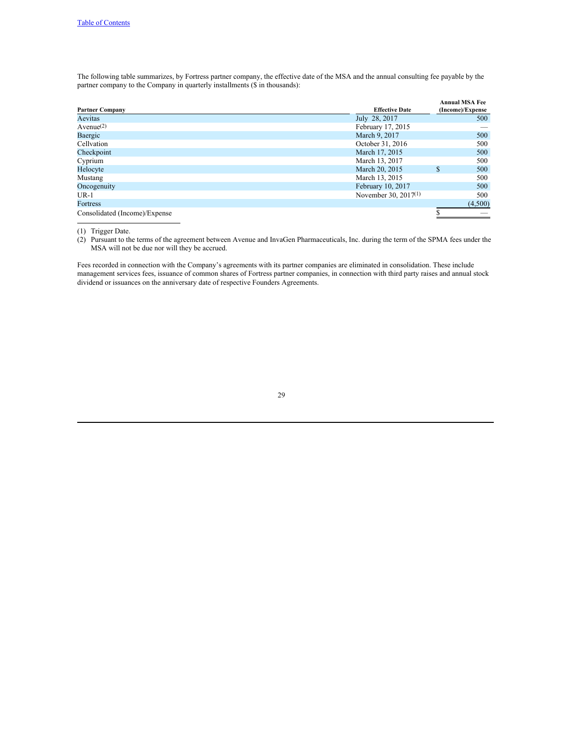The following table summarizes, by Fortress partner company, the effective date of the MSA and the annual consulting fee payable by the partner company to the Company in quarterly installments ($ in thousands):

| Partner Company | Effective Date | Annual MSA Fee (Income)/Expense |
|---|---|---|
| Aevitas | July 28, 2017 | 500 |
| Avenue[(2)] | February 17, 2015 | — |
| Baergic | March 9, 2017 | 500 |
| Cellvation | October 31, 2016 | 500 |
| Checkpoint | March 17, 2015 | 500 |
| Cyprium | March 13, 2017 | 500 |
| Helocyte | March 20, 2015 | $ 500 |
| Mustang | March 13, 2015 | 500 |
| Oncogenuity | February 10, 2017 | 500 |
| UR-1 | November 30, 2017[(1)] | 500 |
| Fortress | | (4,500) |
| Consolidated (Income)/Expense | | $ — |

(1) Trigger Date.

(2) Pursuant to the terms of the agreement between Avenue and InvaGen Pharmaceuticals, Inc. during the term of the SPMA fees under the MSA will not be due nor will they be accrued.

Fees recorded in connection with the Company's agreements with its partner companies are eliminated in consolidation. These include management services fees, issuance of common shares of Fortress partner companies, in connection with third party raises and annual stock dividend or issuances on the anniversary date of respective Founders Agreements.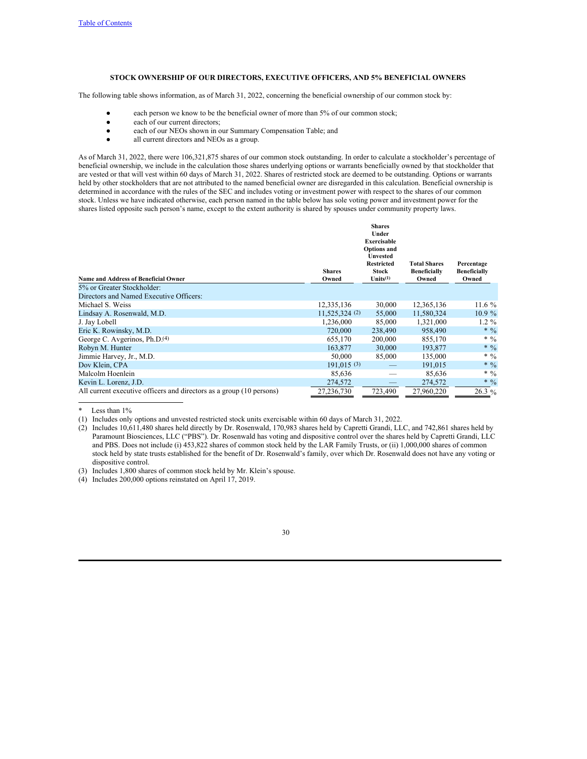## STOCK OWNERSHIP OF OUR DIRECTORS, EXECUTIVE OFFICERS, AND 5% BENEFICIAL OWNERS

The following table shows information, as of March 31, 2022, concerning the beneficial ownership of our common stock by:

- each person we know to be the beneficial owner of more than 5% of our common stock;
- each of our current directors;
- each of our NEOs shown in our Summary Compensation Table; and
- all current directors and NEOs as a group.

As of March 31, 2022, there were 106,321,875 shares of our common stock outstanding. In order to calculate a stockholder's percentage of beneficial ownership, we include in the calculation those shares underlying options or warrants beneficially owned by that stockholder that are vested or that will vest within 60 days of March 31, 2022. Shares of restricted stock are deemed to be outstanding. Options or warrants held by other stockholders that are not attributed to the named beneficial owner are disregarded in this calculation. Beneficial ownership is determined in accordance with the rules of the SEC and includes voting or investment power with respect to the shares of our common stock. Unless we have indicated otherwise, each person named in the table below has sole voting power and investment power for the shares listed opposite such person's name, except to the extent authority is shared by spouses under community property laws.

| Name and Address of Beneficial Owner | Shares Owned | Shares Under Exercisable Options and Unvested Restricted Stock Units(1) | Total Shares Beneficially Owned | Percentage Beneficially Owned |
|---|---|---|---|---|
| 5% or Greater Stockholder: | | | | |
| Directors and Named Executive Officers: | | | | |
| Michael S. Weiss | 12,335,136 | 30,000 | 12,365,136 | 11.6 % |
| Lindsay A. Rosenwald, M.D. | 11,525,324 (2) | 55,000 | 11,580,324 | 10.9 % |
| J. Jay Lobell | 1,236,000 | 85,000 | 1,321,000 | 1.2 % |
| Eric K. Rowinsky, M.D. | 720,000 | 238,490 | 958,490 | * % |
| George C. Avgerinos, Ph.D.(4) | 655,170 | 200,000 | 855,170 | * % |
| Robyn M. Hunter | 163,877 | 30,000 | 193,877 | * % |
| Jimmie Harvey, Jr., M.D. | 50,000 | 85,000 | 135,000 | * % |
| Dov Klein, CPA | 191,015 (3) | — | 191,015 | * % |
| Malcolm Hoenlein | 85,636 | — | 85,636 | * % |
| Kevin L. Lorenz, J.D. | 274,572 | — | 274,572 | * % |
| All current executive officers and directors as a group (10 persons) | 27,236,730 | 723,490 | 27,960,220 | 26.3 % |

\* Less than 1%

(1) Includes only options and unvested restricted stock units exercisable within 60 days of March 31, 2022.

(2) Includes 10,611,480 shares held directly by Dr. Rosenwald, 170,983 shares held by Capretti Grandi, LLC, and 742,861 shares held by Paramount Biosciences, LLC ("PBS"). Dr. Rosenwald has voting and dispositive control over the shares held by Capretti Grandi, LLC and PBS. Does not include (i) 453,822 shares of common stock held by the LAR Family Trusts, or (ii) 1,000,000 shares of common stock held by state trusts established for the benefit of Dr. Rosenwald's family, over which Dr. Rosenwald does not have any voting or dispositive control.

(3) Includes 1,800 shares of common stock held by Mr. Klein's spouse.

(4) Includes 200,000 options reinstated on April 17, 2019.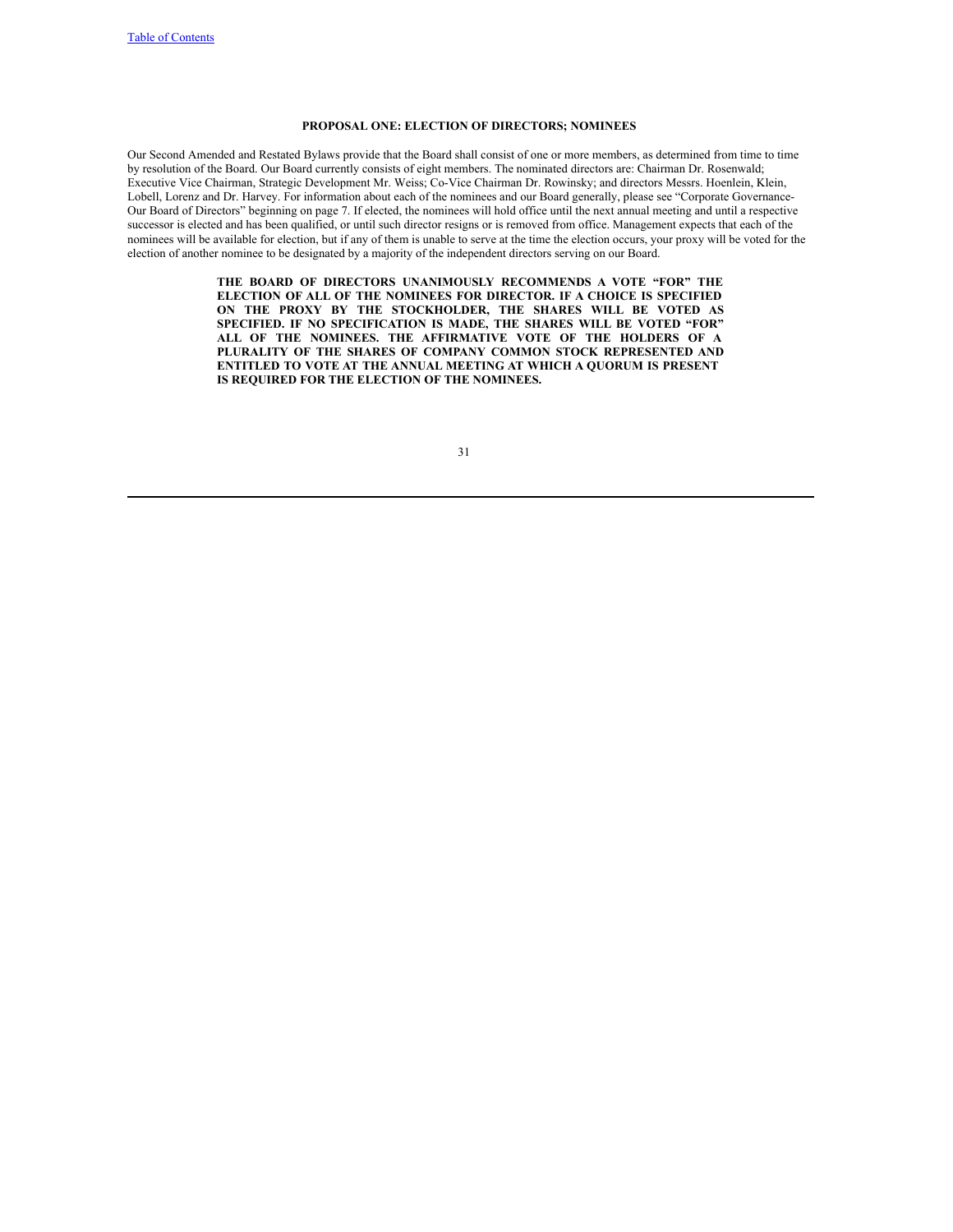## PROPOSAL ONE: ELECTION OF DIRECTORS; NOMINEES

Our Second Amended and Restated Bylaws provide that the Board shall consist of one or more members, as determined from time to time by resolution of the Board. Our Board currently consists of eight members. The nominated directors are: Chairman Dr. Rosenwald; Executive Vice Chairman, Strategic Development Mr. Weiss; Co-Vice Chairman Dr. Rowinsky; and directors Messrs. Hoenlein, Klein, Lobell, Lorenz and Dr. Harvey. For information about each of the nominees and our Board generally, please see "Corporate Governance-Our Board of Directors" beginning on page 7. If elected, the nominees will hold office until the next annual meeting and until a respective successor is elected and has been qualified, or until such director resigns or is removed from office. Management expects that each of the nominees will be available for election, but if any of them is unable to serve at the time the election occurs, your proxy will be voted for the election of another nominee to be designated by a majority of the independent directors serving on our Board.

**THE BOARD OF DIRECTORS UNANIMOUSLY RECOMMENDS A VOTE "FOR" THE ELECTION OF ALL OF THE NOMINEES FOR DIRECTOR. IF A CHOICE IS SPECIFIED ON THE PROXY BY THE STOCKHOLDER, THE SHARES WILL BE VOTED AS SPECIFIED. IF NO SPECIFICATION IS MADE, THE SHARES WILL BE VOTED "FOR" ALL OF THE NOMINEES. THE AFFIRMATIVE VOTE OF THE HOLDERS OF A PLURALITY OF THE SHARES OF COMPANY COMMON STOCK REPRESENTED AND ENTITLED TO VOTE AT THE ANNUAL MEETING AT WHICH A QUORUM IS PRESENT IS REQUIRED FOR THE ELECTION OF THE NOMINEES.**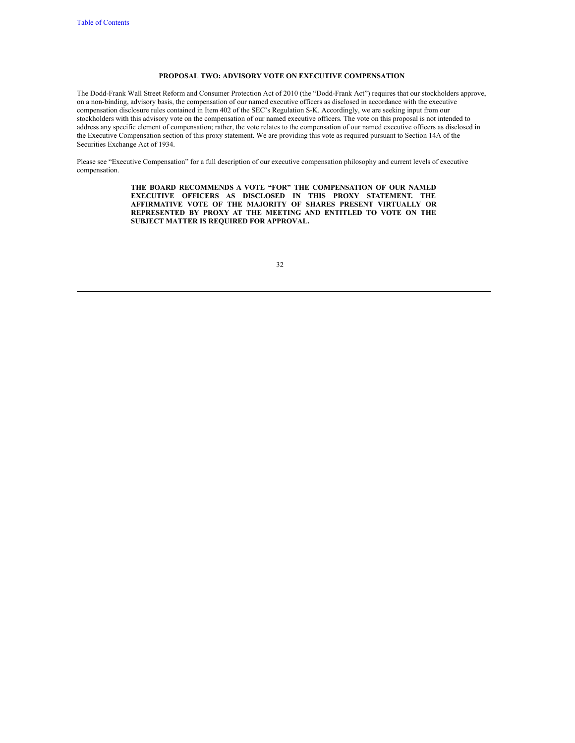## PROPOSAL TWO: ADVISORY VOTE ON EXECUTIVE COMPENSATION

The Dodd-Frank Wall Street Reform and Consumer Protection Act of 2010 (the "Dodd-Frank Act") requires that our stockholders approve, on a non-binding, advisory basis, the compensation of our named executive officers as disclosed in accordance with the executive compensation disclosure rules contained in Item 402 of the SEC's Regulation S-K. Accordingly, we are seeking input from our stockholders with this advisory vote on the compensation of our named executive officers. The vote on this proposal is not intended to address any specific element of compensation; rather, the vote relates to the compensation of our named executive officers as disclosed in the Executive Compensation section of this proxy statement. We are providing this vote as required pursuant to Section 14A of the Securities Exchange Act of 1934.

Please see "Executive Compensation" for a full description of our executive compensation philosophy and current levels of executive compensation.

**THE BOARD RECOMMENDS A VOTE "FOR" THE COMPENSATION OF OUR NAMED EXECUTIVE OFFICERS AS DISCLOSED IN THIS PROXY STATEMENT. THE AFFIRMATIVE VOTE OF THE MAJORITY OF SHARES PRESENT VIRTUALLY OR REPRESENTED BY PROXY AT THE MEETING AND ENTITLED TO VOTE ON THE SUBJECT MATTER IS REQUIRED FOR APPROVAL.**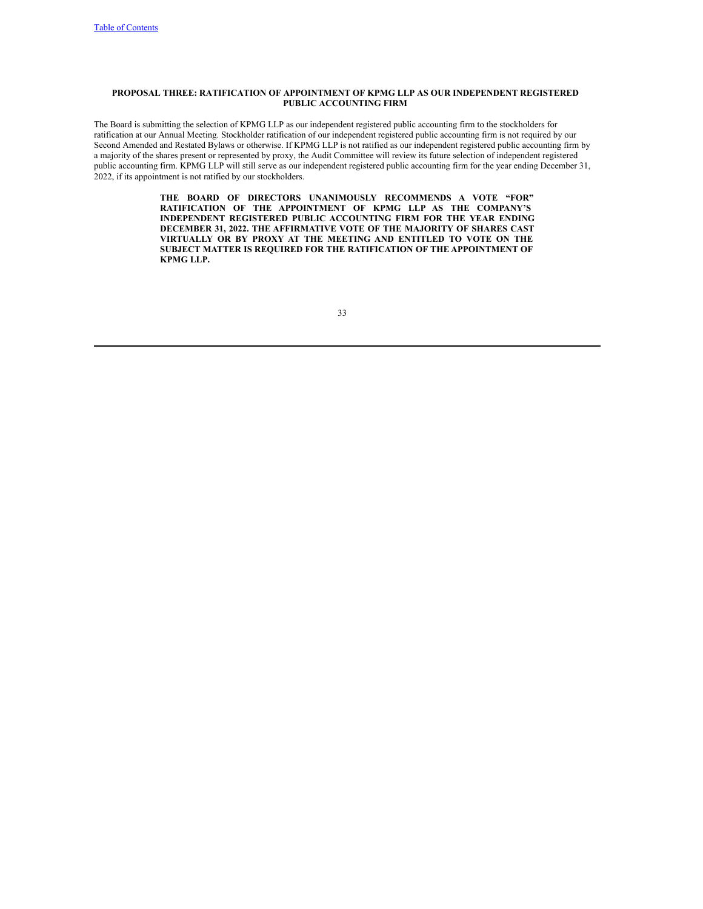## PROPOSAL THREE: RATIFICATION OF APPOINTMENT OF KPMG LLP AS OUR INDEPENDENT REGISTERED PUBLIC ACCOUNTING FIRM

The Board is submitting the selection of KPMG LLP as our independent registered public accounting firm to the stockholders for ratification at our Annual Meeting. Stockholder ratification of our independent registered public accounting firm is not required by our Second Amended and Restated Bylaws or otherwise. If KPMG LLP is not ratified as our independent registered public accounting firm by a majority of the shares present or represented by proxy, the Audit Committee will review its future selection of independent registered public accounting firm. KPMG LLP will still serve as our independent registered public accounting firm for the year ending December 31, 2022, if its appointment is not ratified by our stockholders.

**THE BOARD OF DIRECTORS UNANIMOUSLY RECOMMENDS A VOTE "FOR" RATIFICATION OF THE APPOINTMENT OF KPMG LLP AS THE COMPANY'S INDEPENDENT REGISTERED PUBLIC ACCOUNTING FIRM FOR THE YEAR ENDING DECEMBER 31, 2022. THE AFFIRMATIVE VOTE OF THE MAJORITY OF SHARES CAST VIRTUALLY OR BY PROXY AT THE MEETING AND ENTITLED TO VOTE ON THE SUBJECT MATTER IS REQUIRED FOR THE RATIFICATION OF THE APPOINTMENT OF KPMG LLP.**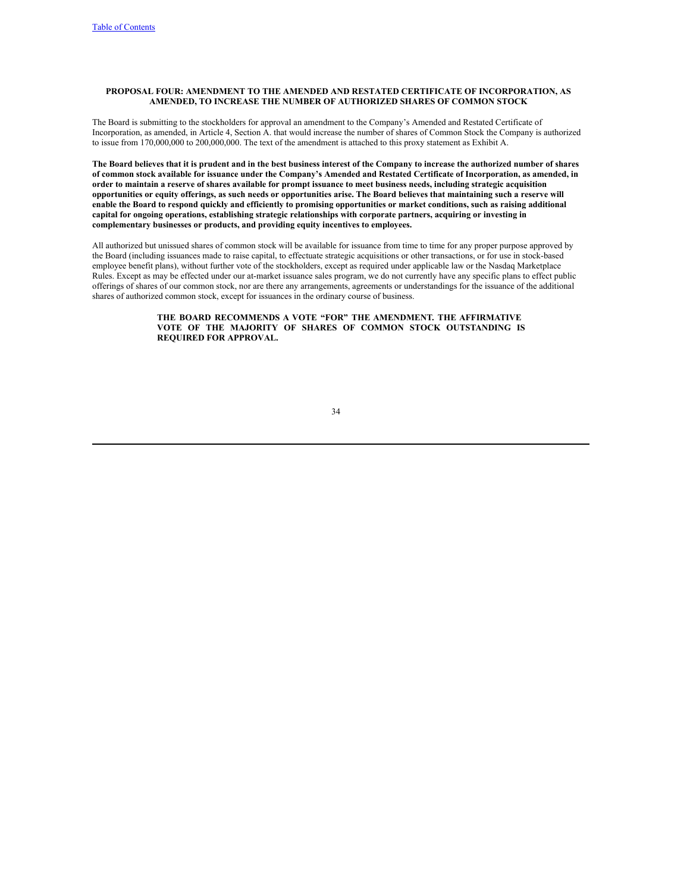## PROPOSAL FOUR: AMENDMENT TO THE AMENDED AND RESTATED CERTIFICATE OF INCORPORATION, AS AMENDED, TO INCREASE THE NUMBER OF AUTHORIZED SHARES OF COMMON STOCK

The Board is submitting to the stockholders for approval an amendment to the Company's Amended and Restated Certificate of Incorporation, as amended, in Article 4, Section A. that would increase the number of shares of Common Stock the Company is authorized to issue from 170,000,000 to 200,000,000. The text of the amendment is attached to this proxy statement as Exhibit A.

**The Board believes that it is prudent and in the best business interest of the Company to increase the authorized number of shares of common stock available for issuance under the Company's Amended and Restated Certificate of Incorporation, as amended, in order to maintain a reserve of shares available for prompt issuance to meet business needs, including strategic acquisition opportunities or equity offerings, as such needs or opportunities arise. The Board believes that maintaining such a reserve will enable the Board to respond quickly and efficiently to promising opportunities or market conditions, such as raising additional capital for ongoing operations, establishing strategic relationships with corporate partners, acquiring or investing in complementary businesses or products, and providing equity incentives to employees.**

All authorized but unissued shares of common stock will be available for issuance from time to time for any proper purpose approved by the Board (including issuances made to raise capital, to effectuate strategic acquisitions or other transactions, or for use in stock-based employee benefit plans), without further vote of the stockholders, except as required under applicable law or the Nasdaq Marketplace Rules. Except as may be effected under our at-market issuance sales program, we do not currently have any specific plans to effect public offerings of shares of our common stock, nor are there any arrangements, agreements or understandings for the issuance of the additional shares of authorized common stock, except for issuances in the ordinary course of business.

**THE BOARD RECOMMENDS A VOTE "FOR" THE AMENDMENT. THE AFFIRMATIVE VOTE OF THE MAJORITY OF SHARES OF COMMON STOCK OUTSTANDING IS REQUIRED FOR APPROVAL.**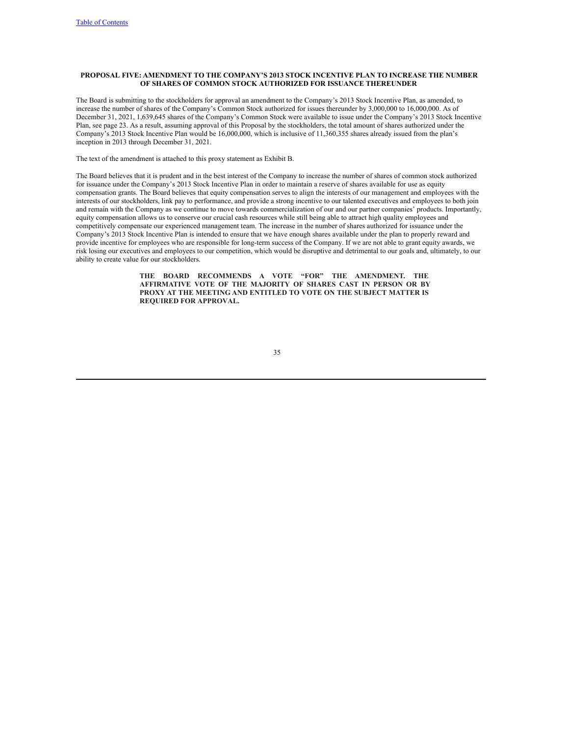## PROPOSAL FIVE: AMENDMENT TO THE COMPANY'S 2013 STOCK INCENTIVE PLAN TO INCREASE THE NUMBER OF SHARES OF COMMON STOCK AUTHORIZED FOR ISSUANCE THEREUNDER

The Board is submitting to the stockholders for approval an amendment to the Company's 2013 Stock Incentive Plan, as amended, to increase the number of shares of the Company's Common Stock authorized for issues thereunder by 3,000,000 to 16,000,000. As of December 31, 2021, 1,639,645 shares of the Company's Common Stock were available to issue under the Company's 2013 Stock Incentive Plan, see page 23. As a result, assuming approval of this Proposal by the stockholders, the total amount of shares authorized under the Company's 2013 Stock Incentive Plan would be 16,000,000, which is inclusive of 11,360,355 shares already issued from the plan's inception in 2013 through December 31, 2021.

The text of the amendment is attached to this proxy statement as Exhibit B.

The Board believes that it is prudent and in the best interest of the Company to increase the number of shares of common stock authorized for issuance under the Company's 2013 Stock Incentive Plan in order to maintain a reserve of shares available for use as equity compensation grants. The Board believes that equity compensation serves to align the interests of our management and employees with the interests of our stockholders, link pay to performance, and provide a strong incentive to our talented executives and employees to both join and remain with the Company as we continue to move towards commercialization of our and our partner companies' products. Importantly, equity compensation allows us to conserve our crucial cash resources while still being able to attract high quality employees and competitively compensate our experienced management team. The increase in the number of shares authorized for issuance under the Company's 2013 Stock Incentive Plan is intended to ensure that we have enough shares available under the plan to properly reward and provide incentive for employees who are responsible for long-term success of the Company. If we are not able to grant equity awards, we risk losing our executives and employees to our competition, which would be disruptive and detrimental to our goals and, ultimately, to our ability to create value for our stockholders.

**THE BOARD RECOMMENDS A VOTE "FOR" THE AMENDMENT. THE AFFIRMATIVE VOTE OF THE MAJORITY OF SHARES CAST IN PERSON OR BY PROXY AT THE MEETING AND ENTITLED TO VOTE ON THE SUBJECT MATTER IS REQUIRED FOR APPROVAL.**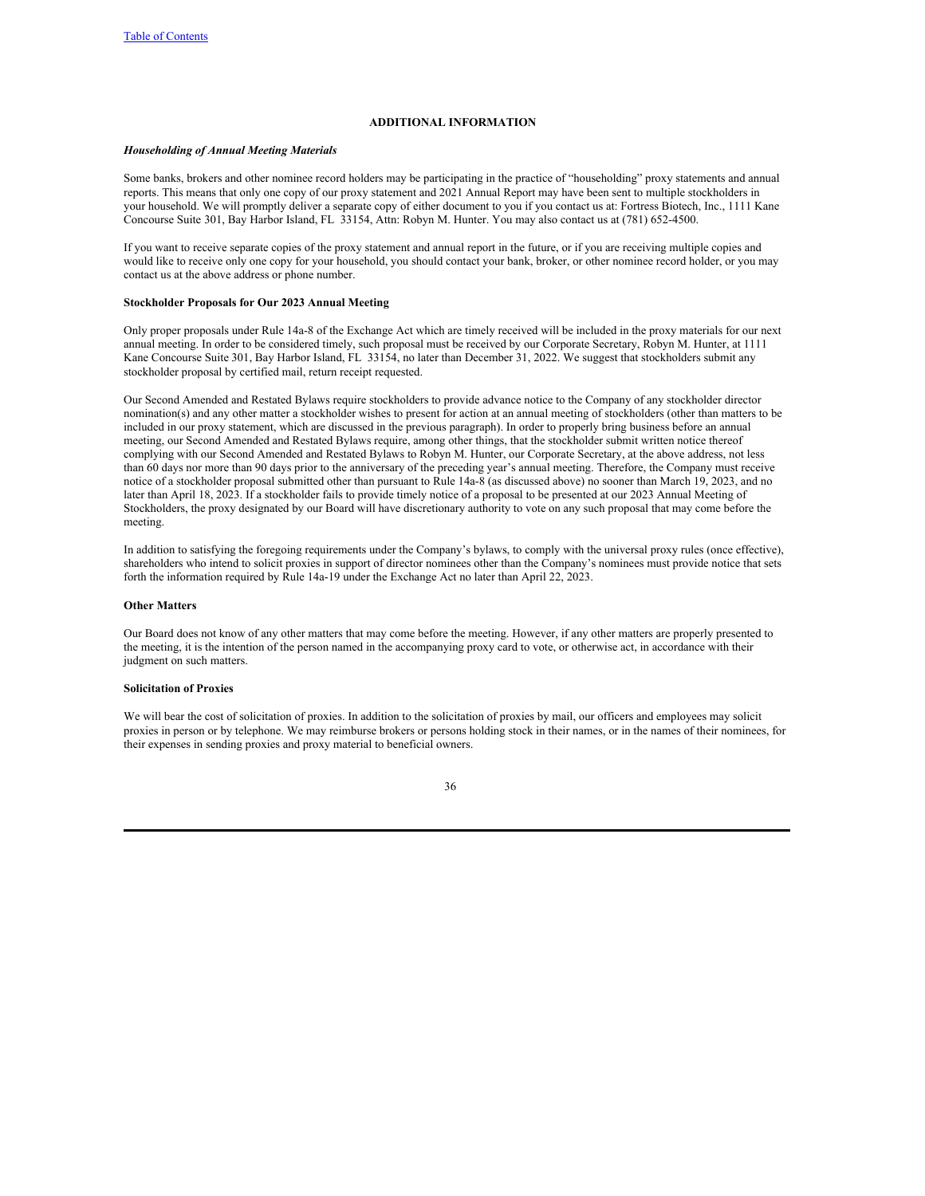## ADDITIONAL INFORMATION

***Householding of Annual Meeting Materials***

Some banks, brokers and other nominee record holders may be participating in the practice of "householding" proxy statements and annual reports. This means that only one copy of our proxy statement and 2021 Annual Report may have been sent to multiple stockholders in your household. We will promptly deliver a separate copy of either document to you if you contact us at: Fortress Biotech, Inc., 1111 Kane Concourse Suite 301, Bay Harbor Island, FL 33154, Attn: Robyn M. Hunter. You may also contact us at (781) 652-4500.

If you want to receive separate copies of the proxy statement and annual report in the future, or if you are receiving multiple copies and would like to receive only one copy for your household, you should contact your bank, broker, or other nominee record holder, or you may contact us at the above address or phone number.

**Stockholder Proposals for Our 2023 Annual Meeting**

Only proper proposals under Rule 14a-8 of the Exchange Act which are timely received will be included in the proxy materials for our next annual meeting. In order to be considered timely, such proposal must be received by our Corporate Secretary, Robyn M. Hunter, at 1111 Kane Concourse Suite 301, Bay Harbor Island, FL 33154, no later than December 31, 2022. We suggest that stockholders submit any stockholder proposal by certified mail, return receipt requested.

Our Second Amended and Restated Bylaws require stockholders to provide advance notice to the Company of any stockholder director nomination(s) and any other matter a stockholder wishes to present for action at an annual meeting of stockholders (other than matters to be included in our proxy statement, which are discussed in the previous paragraph). In order to properly bring business before an annual meeting, our Second Amended and Restated Bylaws require, among other things, that the stockholder submit written notice thereof complying with our Second Amended and Restated Bylaws to Robyn M. Hunter, our Corporate Secretary, at the above address, not less than 60 days nor more than 90 days prior to the anniversary of the preceding year's annual meeting. Therefore, the Company must receive notice of a stockholder proposal submitted other than pursuant to Rule 14a-8 (as discussed above) no sooner than March 19, 2023, and no later than April 18, 2023. If a stockholder fails to provide timely notice of a proposal to be presented at our 2023 Annual Meeting of Stockholders, the proxy designated by our Board will have discretionary authority to vote on any such proposal that may come before the meeting.

In addition to satisfying the foregoing requirements under the Company's bylaws, to comply with the universal proxy rules (once effective), shareholders who intend to solicit proxies in support of director nominees other than the Company's nominees must provide notice that sets forth the information required by Rule 14a-19 under the Exchange Act no later than April 22, 2023.

**Other Matters**

Our Board does not know of any other matters that may come before the meeting. However, if any other matters are properly presented to the meeting, it is the intention of the person named in the accompanying proxy card to vote, or otherwise act, in accordance with their judgment on such matters.

**Solicitation of Proxies**

We will bear the cost of solicitation of proxies. In addition to the solicitation of proxies by mail, our officers and employees may solicit proxies in person or by telephone. We may reimburse brokers or persons holding stock in their names, or in the names of their nominees, for their expenses in sending proxies and proxy material to beneficial owners.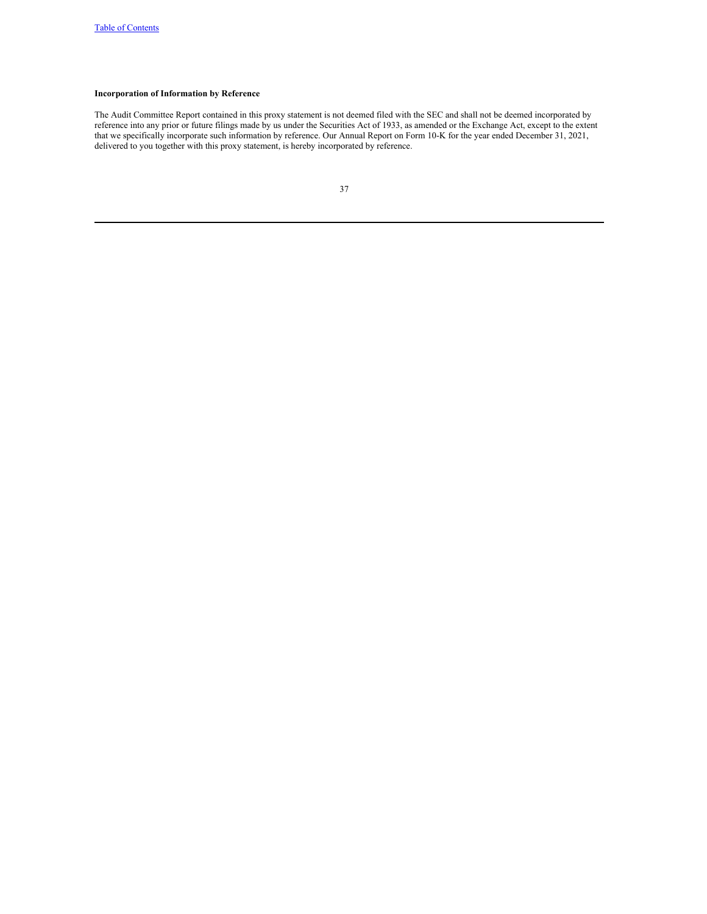**Incorporation of Information by Reference**

The Audit Committee Report contained in this proxy statement is not deemed filed with the SEC and shall not be deemed incorporated by reference into any prior or future filings made by us under the Securities Act of 1933, as amended or the Exchange Act, except to the extent that we specifically incorporate such information by reference. Our Annual Report on Form 10-K for the year ended December 31, 2021, delivered to you together with this proxy statement, is hereby incorporated by reference.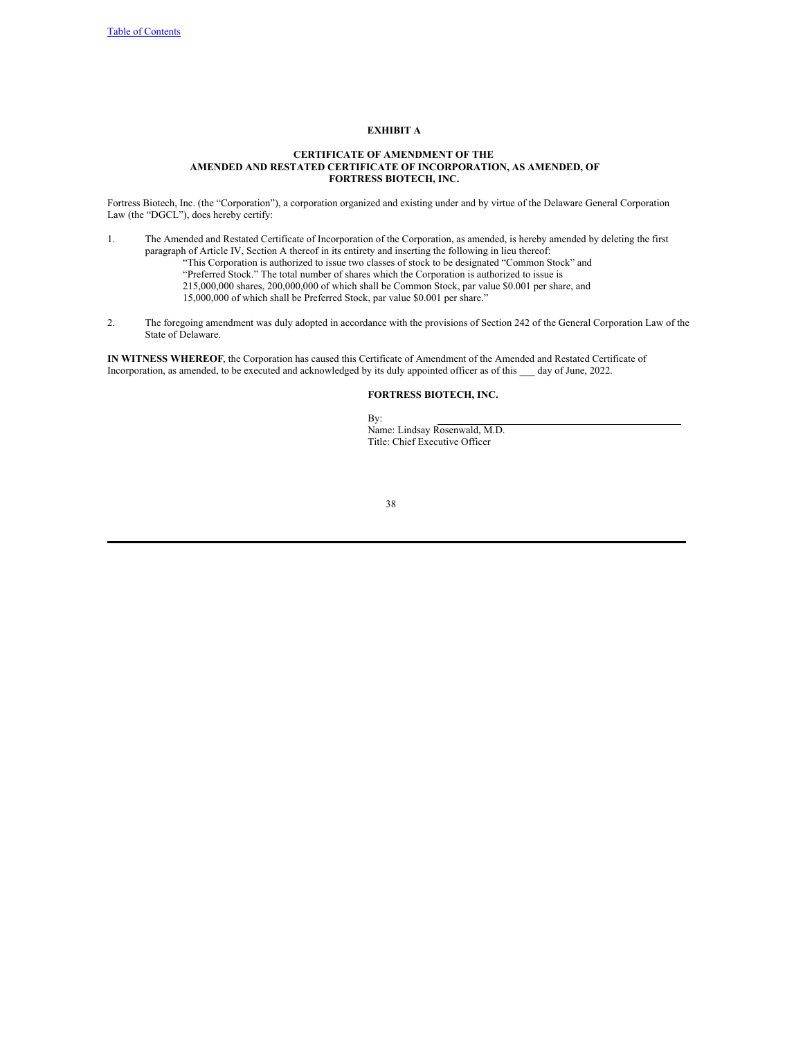**EXHIBIT A**

**CERTIFICATE OF AMENDMENT OF THE AMENDED AND RESTATED CERTIFICATE OF INCORPORATION, AS AMENDED, OF FORTRESS BIOTECH, INC.**

Fortress Biotech, Inc. (the "Corporation"), a corporation organized and existing under and by virtue of the Delaware General Corporation Law (the "DGCL"), does hereby certify:

1. The Amended and Restated Certificate of Incorporation of the Corporation, as amended, is hereby amended by deleting the first paragraph of Article IV, Section A thereof in its entirety and inserting the following in lieu thereof:

   "This Corporation is authorized to issue two classes of stock to be designated "Common Stock" and "Preferred Stock." The total number of shares which the Corporation is authorized to issue is 215,000,000 shares, 200,000,000 of which shall be Common Stock, par value $0.001 per share, and 15,000,000 of which shall be Preferred Stock, par value $0.001 per share."

2. The foregoing amendment was duly adopted in accordance with the provisions of Section 242 of the General Corporation Law of the State of Delaware.

**IN WITNESS WHEREOF**, the Corporation has caused this Certificate of Amendment of the Amended and Restated Certificate of Incorporation, as amended, to be executed and acknowledged by its duly appointed officer as of this ___ day of June, 2022.

**FORTRESS BIOTECH, INC.**

By: ______________________________

Name: Lindsay Rosenwald, M.D.

Title: Chief Executive Officer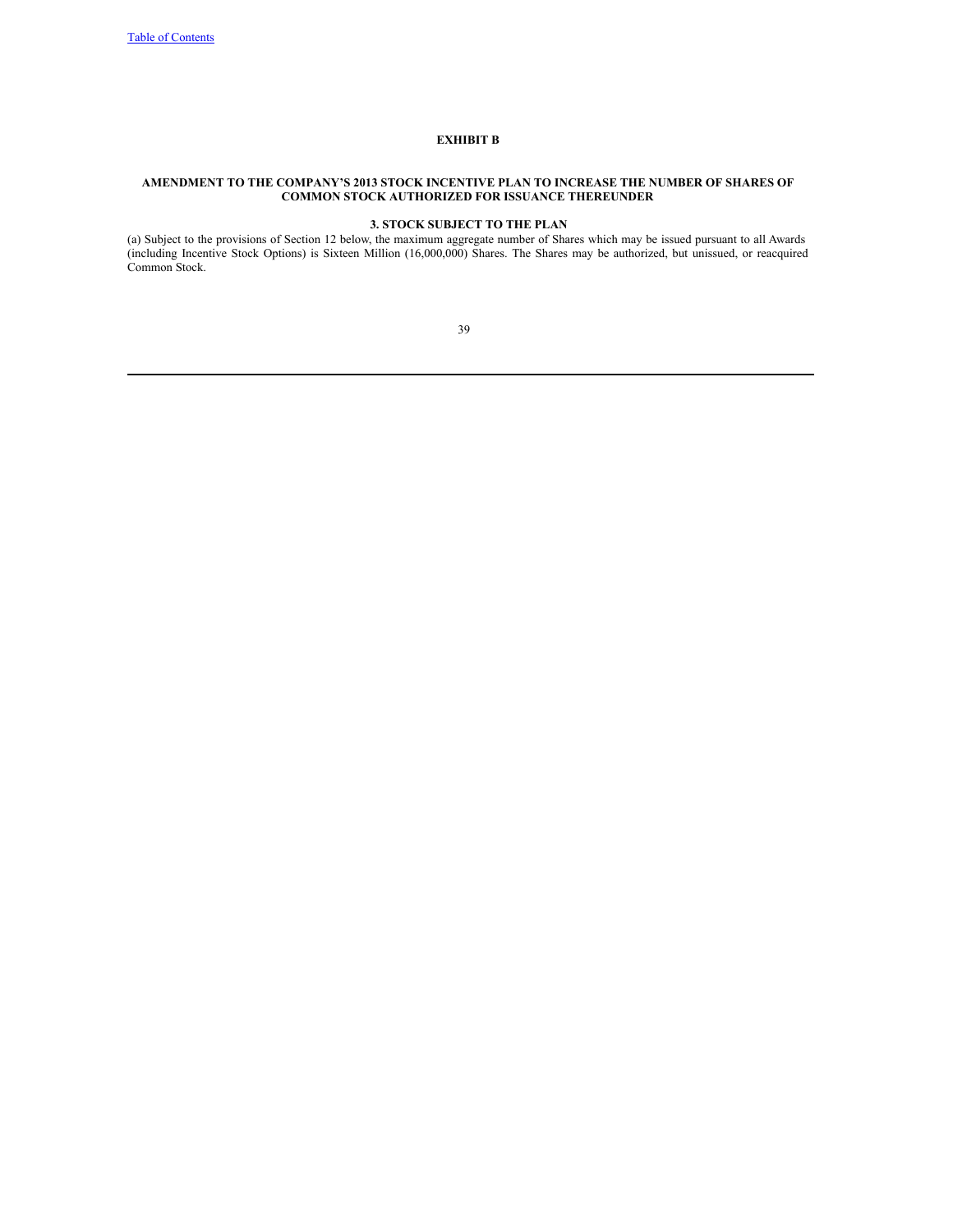# EXHIBIT B

## AMENDMENT TO THE COMPANY'S 2013 STOCK INCENTIVE PLAN TO INCREASE THE NUMBER OF SHARES OF COMMON STOCK AUTHORIZED FOR ISSUANCE THEREUNDER

### 3. STOCK SUBJECT TO THE PLAN

(a) Subject to the provisions of Section 12 below, the maximum aggregate number of Shares which may be issued pursuant to all Awards (including Incentive Stock Options) is Sixteen Million (16,000,000) Shares. The Shares may be authorized, but unissued, or reacquired Common Stock.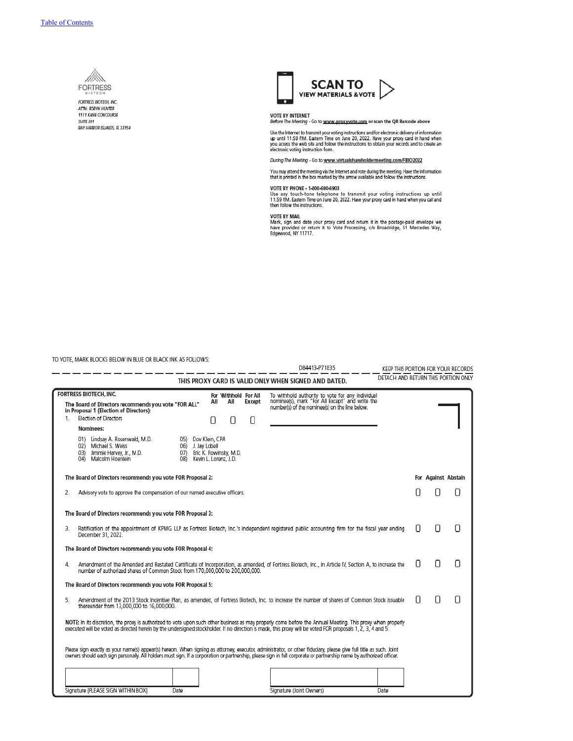[Table of Contents](#)

FORTRESS BIOTECH

*FORTRESS BIOTECH, INC.*
*ATTN: ROBYN HUNTER*
*1111 KANE CONCOURSE*
*SUITE 301*
*BAY HARBOR ISLANDS, FL 33154*

**SCAN TO VIEW MATERIALS & VOTE**

**VOTE BY INTERNET**
*Before The Meeting* - Go to **www.proxyvote.com** or scan the QR Barcode above

Use the Internet to transmit your voting instructions and for electronic delivery of information up until 11:59 P.M. Eastern Time on June 20, 2022. Have your proxy card in hand when you access the web site and follow the instructions to obtain your records and to create an electronic voting instruction form.

*During The Meeting* - Go to **www.virtualshareholdermeeting.com/FBIO2022**

You may attend the meeting via the Internet and vote during the meeting. Have the information that is printed in the box marked by the arrow available and follow the instructions.

**VOTE BY PHONE - 1-800-690-6903**
Use any touch-tone telephone to transmit your voting instructions up until 11:59 P.M. Eastern Time on June 20, 2022. Have your proxy card in hand when you call and then follow the instructions.

**VOTE BY MAIL**
Mark, sign and date your proxy card and return it in the postage-paid envelope we have provided or return it to Vote Processing, c/o Broadridge, 51 Mercedes Way, Edgewood, NY 11717.

TO VOTE, MARK BLOCKS BELOW IN BLUE OR BLACK INK AS FOLLOWS:

D84413-P71835 KEEP THIS PORTION FOR YOUR RECORDS

**THIS PROXY CARD IS VALID ONLY WHEN SIGNED AND DATED.** DETACH AND RETURN THIS PORTION ONLY

**FORTRESS BIOTECH, INC.**

**The Board of Directors recommends you vote "FOR ALL" in Proposal 1 (Election of Directors):**

| | For All | Withhold All | For All Except |
|---|---|---|---|
| 1. Election of Directors | ☐ | ☐ | ☐ |

To withhold authority to vote for any individual nominee(s), mark "For All Except" and write the number(s) of the nominee(s) on the line below.

**Nominees:**

01) Lindsay A. Rosenwald, M.D.
02) Michael S. Weiss
03) Jimmie Harvey, Jr., M.D.
04) Malcolm Hoenlein
05) Dov Klein, CPA
06) J. Jay Lobell
07) Eric K. Rowinsky, M.D.
08) Kevin L. Lorenz, J.D.

| | For | Against | Abstain |
|---|---|---|---|
| **The Board of Directors recommends you vote FOR Proposal 2:** | | | |
| 2. Advisory vote to approve the compensation of our named executive officers. | ☐ | ☐ | ☐ |
| **The Board of Directors recommends you vote FOR Proposal 3:** | | | |
| 3. Ratification of the appointment of KPMG LLP as Fortress Biotech, Inc.'s independent registered public accounting firm for the fiscal year ending December 31, 2022. | ☐ | ☐ | ☐ |
| **The Board of Directors recommends you vote FOR Proposal 4:** | | | |
| 4. Amendment of the Amended and Restated Certificate of Incorporation, as amended, of Fortress Biotech, Inc., in Article IV, Section A, to increase the number of authorized shares of Common Stock from 170,000,000 to 200,000,000. | ☐ | ☐ | ☐ |
| **The Board of Directors recommends you vote FOR Proposal 5:** | | | |
| 5. Amendment of the 2013 Stock Incentive Plan, as amended, of Fortress Biotech, Inc. to increase the number of shares of Common Stock issuable thereunder from 13,000,000 to 16,000,000. | ☐ | ☐ | ☐ |

**NOTE:** In its discretion, the proxy is authorized to vote upon such other business as may properly come before the Annual Meeting. This proxy when properly executed will be voted as directed herein by the undersigned stockholder. If no direction is made, this proxy will be voted FOR proposals 1, 2, 3, 4 and 5.

Please sign exactly as your name(s) appear(s) hereon. When signing as attorney, executor, administrator, or other fiduciary, please give full title as such. Joint owners should each sign personally. All holders must sign. If a corporation or partnership, please sign in full corporate or partnership name by authorized officer.

| Signature [PLEASE SIGN WITHIN BOX] | Date | Signature (Joint Owners) | Date |
|---|---|---|---|
| | | | |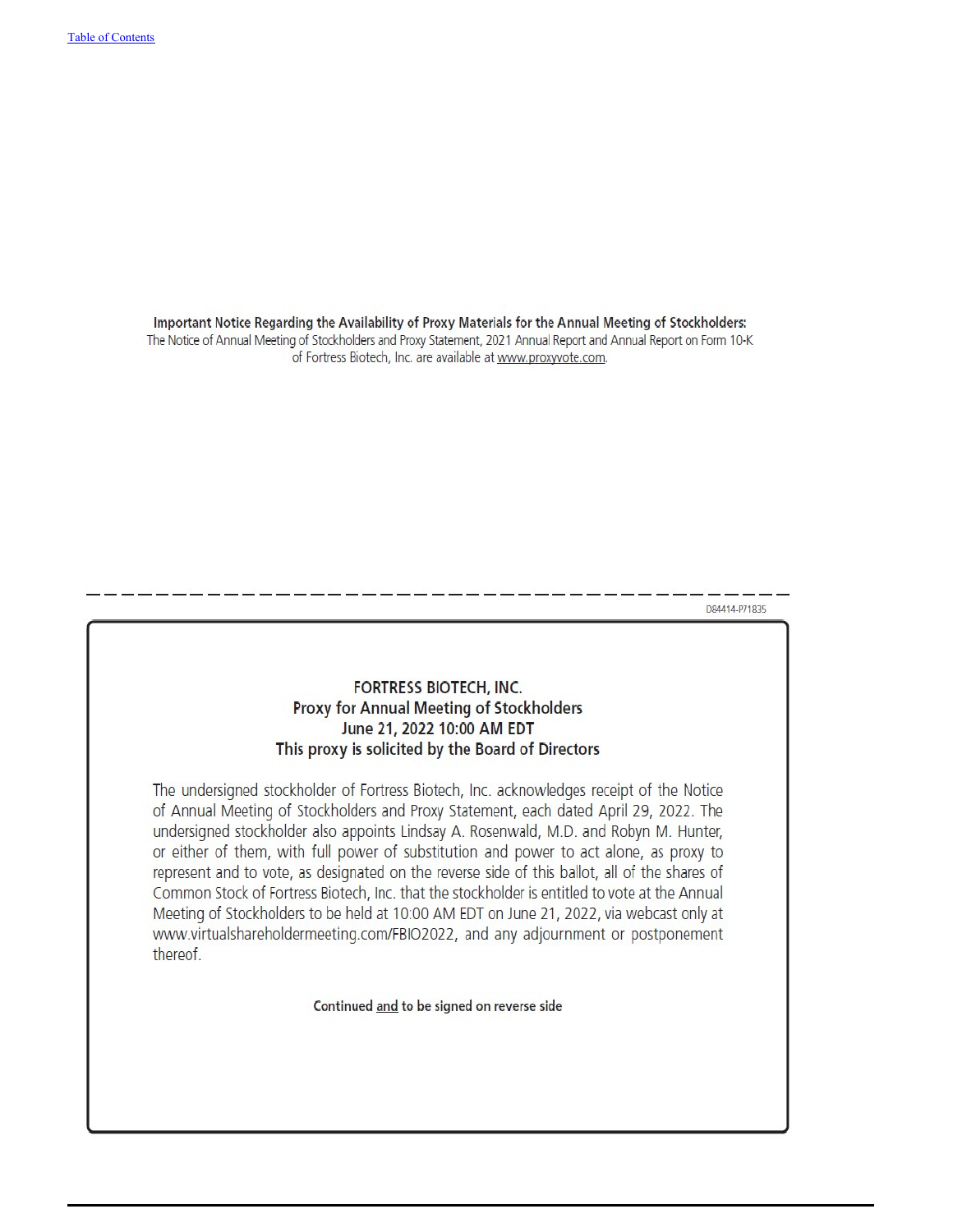**Important Notice Regarding the Availability of Proxy Materials for the Annual Meeting of Stockholders:**
The Notice of Annual Meeting of Stockholders and Proxy Statement, 2021 Annual Report and Annual Report on Form 10-K of Fortress Biotech, Inc. are available at www.proxyvote.com.

D84414-P71835

**FORTRESS BIOTECH, INC.**
**Proxy for Annual Meeting of Stockholders**
**June 21, 2022 10:00 AM EDT**
**This proxy is solicited by the Board of Directors**

The undersigned stockholder of Fortress Biotech, Inc. acknowledges receipt of the Notice of Annual Meeting of Stockholders and Proxy Statement, each dated April 29, 2022. The undersigned stockholder also appoints Lindsay A. Rosenwald, M.D. and Robyn M. Hunter, or either of them, with full power of substitution and power to act alone, as proxy to represent and to vote, as designated on the reverse side of this ballot, all of the shares of Common Stock of Fortress Biotech, Inc. that the stockholder is entitled to vote at the Annual Meeting of Stockholders to be held at 10:00 AM EDT on June 21, 2022, via webcast only at www.virtualshareholdermeeting.com/FBIO2022, and any adjournment or postponement thereof.

**Continued and to be signed on reverse side**